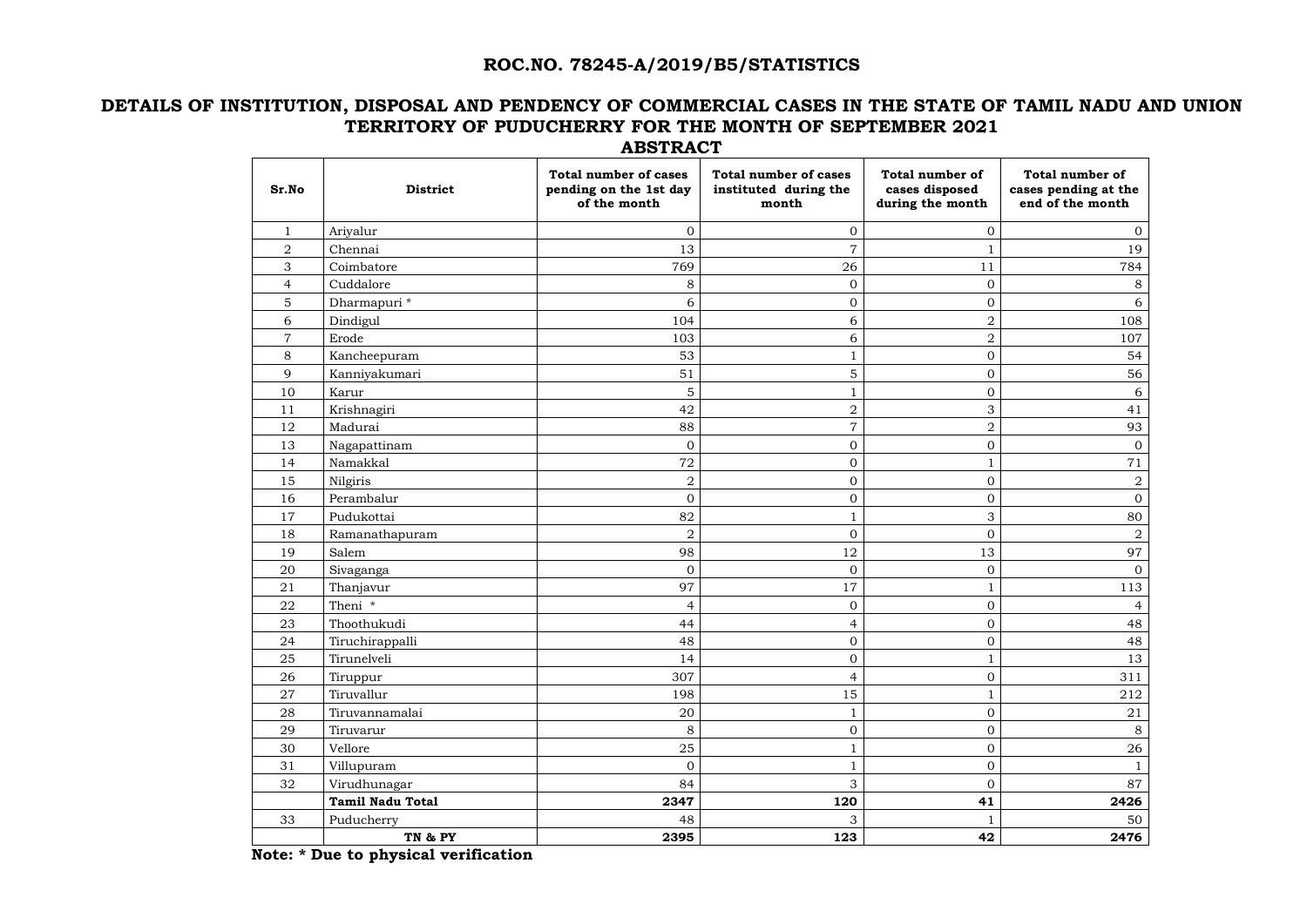# ROC.NO. 78245-A/2019/B5/STATISTICS

## DETAILS OF INSTITUTION, DISPOSAL AND PENDENCY OF COMMERCIAL CASES IN THE STATE OF TAMIL NADU AND UNION TERRITORY OF PUDUCHERRY FOR THE MONTH OF SEPTEMBER 2021

### ABSTRACT

| Sr.No | District | Total number of cases pending on the 1st day of the month | Total number of cases instituted during the month | Total number of cases disposed during the month | Total number of cases pending at the end of the month |
|---|---|---|---|---|---|
| 1 | Ariyalur | 0 | 0 | 0 | 0 |
| 2 | Chennai | 13 | 7 | 1 | 19 |
| 3 | Coimbatore | 769 | 26 | 11 | 784 |
| 4 | Cuddalore | 8 | 0 | 0 | 8 |
| 5 | Dharmapuri * | 6 | 0 | 0 | 6 |
| 6 | Dindigul | 104 | 6 | 2 | 108 |
| 7 | Erode | 103 | 6 | 2 | 107 |
| 8 | Kancheepuram | 53 | 1 | 0 | 54 |
| 9 | Kanniyakumari | 51 | 5 | 0 | 56 |
| 10 | Karur | 5 | 1 | 0 | 6 |
| 11 | Krishnagiri | 42 | 2 | 3 | 41 |
| 12 | Madurai | 88 | 7 | 2 | 93 |
| 13 | Nagapattinam | 0 | 0 | 0 | 0 |
| 14 | Namakkal | 72 | 0 | 1 | 71 |
| 15 | Nilgiris | 2 | 0 | 0 | 2 |
| 16 | Perambalur | 0 | 0 | 0 | 0 |
| 17 | Pudukottai | 82 | 1 | 3 | 80 |
| 18 | Ramanathapuram | 2 | 0 | 0 | 2 |
| 19 | Salem | 98 | 12 | 13 | 97 |
| 20 | Sivaganga | 0 | 0 | 0 | 0 |
| 21 | Thanjavur | 97 | 17 | 1 | 113 |
| 22 | Theni * | 4 | 0 | 0 | 4 |
| 23 | Thoothukudi | 44 | 4 | 0 | 48 |
| 24 | Tiruchirappalli | 48 | 0 | 0 | 48 |
| 25 | Tirunelveli | 14 | 0 | 1 | 13 |
| 26 | Tiruppur | 307 | 4 | 0 | 311 |
| 27 | Tiruvallur | 198 | 15 | 1 | 212 |
| 28 | Tiruvannamalai | 20 | 1 | 0 | 21 |
| 29 | Tiruvarur | 8 | 0 | 0 | 8 |
| 30 | Vellore | 25 | 1 | 0 | 26 |
| 31 | Villupuram | 0 | 1 | 0 | 1 |
| 32 | Virudhunagar | 84 | 3 | 0 | 87 |
| | **Tamil Nadu Total** | **2347** | **120** | **41** | **2426** |
| 33 | Puducherry | 48 | 3 | 1 | 50 |
| | **TN & PY** | **2395** | **123** | **42** | **2476** |

**Note: * Due to physical verification**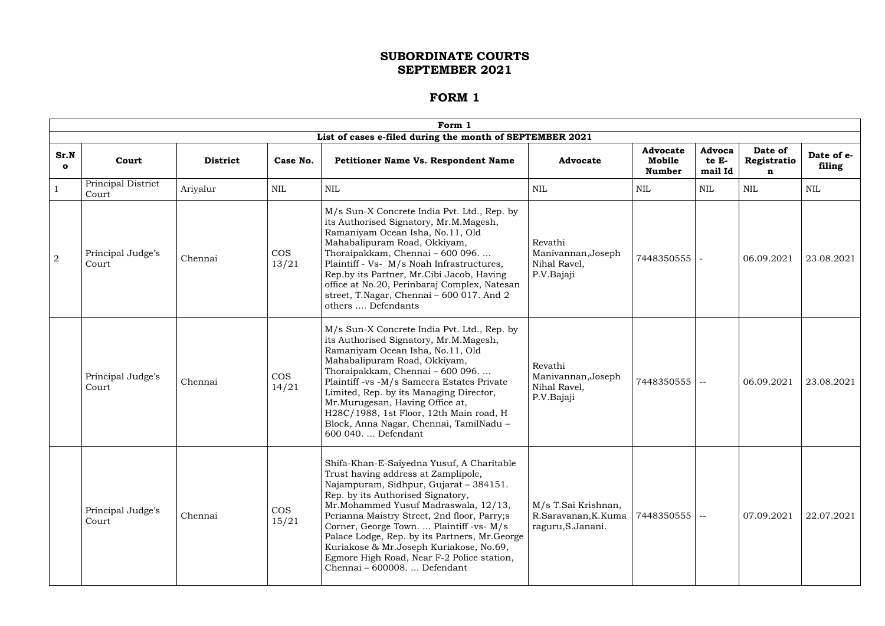# SUBORDINATE COURTS
# SEPTEMBER 2021

## FORM 1

| Form 1 | | | | | | | | | |
|---|---|---|---|---|---|---|---|---|---|
| **List of cases e-filed during the month of SEPTEMBER 2021** | | | | | | | | | |
| **Sr.No** | **Court** | **District** | **Case No.** | **Petitioner Name Vs. Respondent Name** | **Advocate** | **Advocate Mobile Number** | **Advocate E-mail Id** | **Date of Registration** | **Date of e-filing** |
| 1 | Principal District Court | Ariyalur | NIL | NIL | NIL | NIL | NIL | NIL | NIL |
| 2 | Principal Judge's Court | Chennai | COS 13/21 | M/s Sun-X Concrete India Pvt. Ltd., Rep. by its Authorised Signatory, Mr.M.Magesh, Ramaniyam Ocean Isha, No.11, Old Mahabalipuram Road, Okkiyam, Thoraipakkam, Chennai – 600 096. ... Plaintiff - Vs- M/s Noah Infrastructures, Rep.by its Partner, Mr.Cibi Jacob, Having office at No.20, Perinbaraj Complex, Natesan street, T.Nagar, Chennai – 600 017. And 2 others .... Defendants | Revathi Manivannan,Joseph Nihal Ravel, P.V.Bajaji | 7448350555 | - | 06.09.2021 | 23.08.2021 |
| | Principal Judge's Court | Chennai | COS 14/21 | M/s Sun-X Concrete India Pvt. Ltd., Rep. by its Authorised Signatory, Mr.M.Magesh, Ramaniyam Ocean Isha, No.11, Old Mahabalipuram Road, Okkiyam, Thoraipakkam, Chennai – 600 096. ... Plaintiff -vs -M/s Sameera Estates Private Limited, Rep. by its Managing Director, Mr.Murugesan, Having Office at, H28C/1988, 1st Floor, 12th Main road, H Block, Anna Nagar, Chennai, TamilNadu – 600 040. ... Defendant | Revathi Manivannan,Joseph Nihal Ravel, P.V.Bajaji | 7448350555 | -- | 06.09.2021 | 23.08.2021 |
| | Principal Judge's Court | Chennai | COS 15/21 | Shifa-Khan-E-Saiyedna Yusuf, A Charitable Trust having address at Zamplipole, Najampuram, Sidhpur, Gujarat – 384151. Rep. by its Authorised Signatory, Mr.Mohammed Yusuf Madraswala, 12/13, Perianna Maistry Street, 2nd floor, Parry;s Corner, George Town. ... Plaintiff -vs- M/s Palace Lodge, Rep. by its Partners, Mr.George Kuriakose & Mr.Joseph Kuriakose, No.69, Egmore High Road, Near F-2 Police station, Chennai – 600008. ... Defendant | M/s T.Sai Krishnan, R.Saravanan,K.Kumaraguru,S.Janani. | 7448350555 | -- | 07.09.2021 | 22.07.2021 |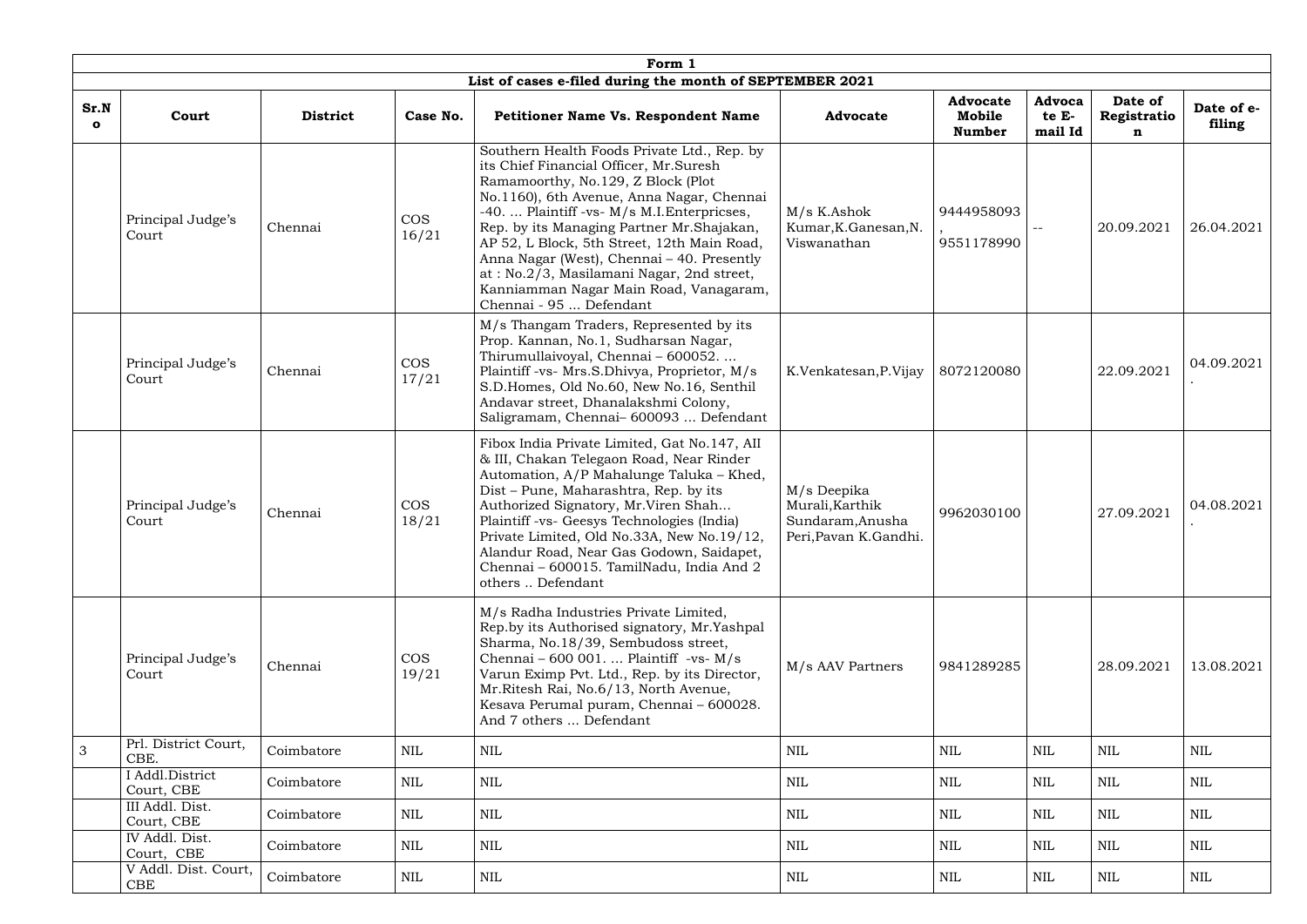| Form 1 | | | | | | | | | |
|---|---|---|---|---|---|---|---|---|---|
| List of cases e-filed during the month of SEPTEMBER 2021 | | | | | | | | | |
| Sr.No | Court | District | Case No. | Petitioner Name Vs. Respondent Name | Advocate | Advocate Mobile Number | Advocate E-mail Id | Date of Registration | Date of e-filing |
| | Principal Judge's Court | Chennai | COS 16/21 | Southern Health Foods Private Ltd., Rep. by its Chief Financial Officer, Mr.Suresh Ramamoorthy, No.129, Z Block (Plot No.1160), 6th Avenue, Anna Nagar, Chennai -40. ... Plaintiff -vs- M/s M.I.Enterpricses, Rep. by its Managing Partner Mr.Shajakan, AP 52, L Block, 5th Street, 12th Main Road, Anna Nagar (West), Chennai – 40. Presently at : No.2/3, Masilamani Nagar, 2nd street, Kanniamman Nagar Main Road, Vanagaram, Chennai - 95 ... Defendant | M/s K.Ashok Kumar,K.Ganesan,N. Viswanathan | 9444958093, 9551178990 | -- | 20.09.2021 | 26.04.2021 |
| | Principal Judge's Court | Chennai | COS 17/21 | M/s Thangam Traders, Represented by its Prop. Kannan, No.1, Sudharsan Nagar, Thirumullaivoyal, Chennai – 600052. ... Plaintiff -vs- Mrs.S.Dhivya, Proprietor, M/s S.D.Homes, Old No.60, New No.16, Senthil Andavar street, Dhanalakshmi Colony, Saligramam, Chennai– 600093 ... Defendant | K.Venkatesan,P.Vijay | 8072120080 | | 22.09.2021 | 04.09.2021. |
| | Principal Judge's Court | Chennai | COS 18/21 | Fibox India Private Limited, Gat No.147, AII & III, Chakan Telegaon Road, Near Rinder Automation, A/P Mahalunge Taluka – Khed, Dist – Pune, Maharashtra, Rep. by its Authorized Signatory, Mr.Viren Shah... Plaintiff -vs- Geesys Technologies (India) Private Limited, Old No.33A, New No.19/12, Alandur Road, Near Gas Godown, Saidapet, Chennai – 600015. TamilNadu, India And 2 others .. Defendant | M/s Deepika Murali,Karthik Sundaram,Anusha Peri,Pavan K.Gandhi. | 9962030100 | | 27.09.2021 | 04.08.2021. |
| | Principal Judge's Court | Chennai | COS 19/21 | M/s Radha Industries Private Limited, Rep.by its Authorised signatory, Mr.Yashpal Sharma, No.18/39, Sembudoss street, Chennai – 600 001. ... Plaintiff -vs- M/s Varun Eximp Pvt. Ltd., Rep. by its Director, Mr.Ritesh Rai, No.6/13, North Avenue, Kesava Perumal puram, Chennai – 600028. And 7 others ... Defendant | M/s AAV Partners | 9841289285 | | 28.09.2021 | 13.08.2021 |
| 3 | Prl. District Court, CBE. | Coimbatore | NIL | NIL | NIL | NIL | NIL | NIL | NIL |
| | I Addl.District Court, CBE | Coimbatore | NIL | NIL | NIL | NIL | NIL | NIL | NIL |
| | III Addl. Dist. Court, CBE | Coimbatore | NIL | NIL | NIL | NIL | NIL | NIL | NIL |
| | IV Addl. Dist. Court, CBE | Coimbatore | NIL | NIL | NIL | NIL | NIL | NIL | NIL |
| | V Addl. Dist. Court, CBE | Coimbatore | NIL | NIL | NIL | NIL | NIL | NIL | NIL |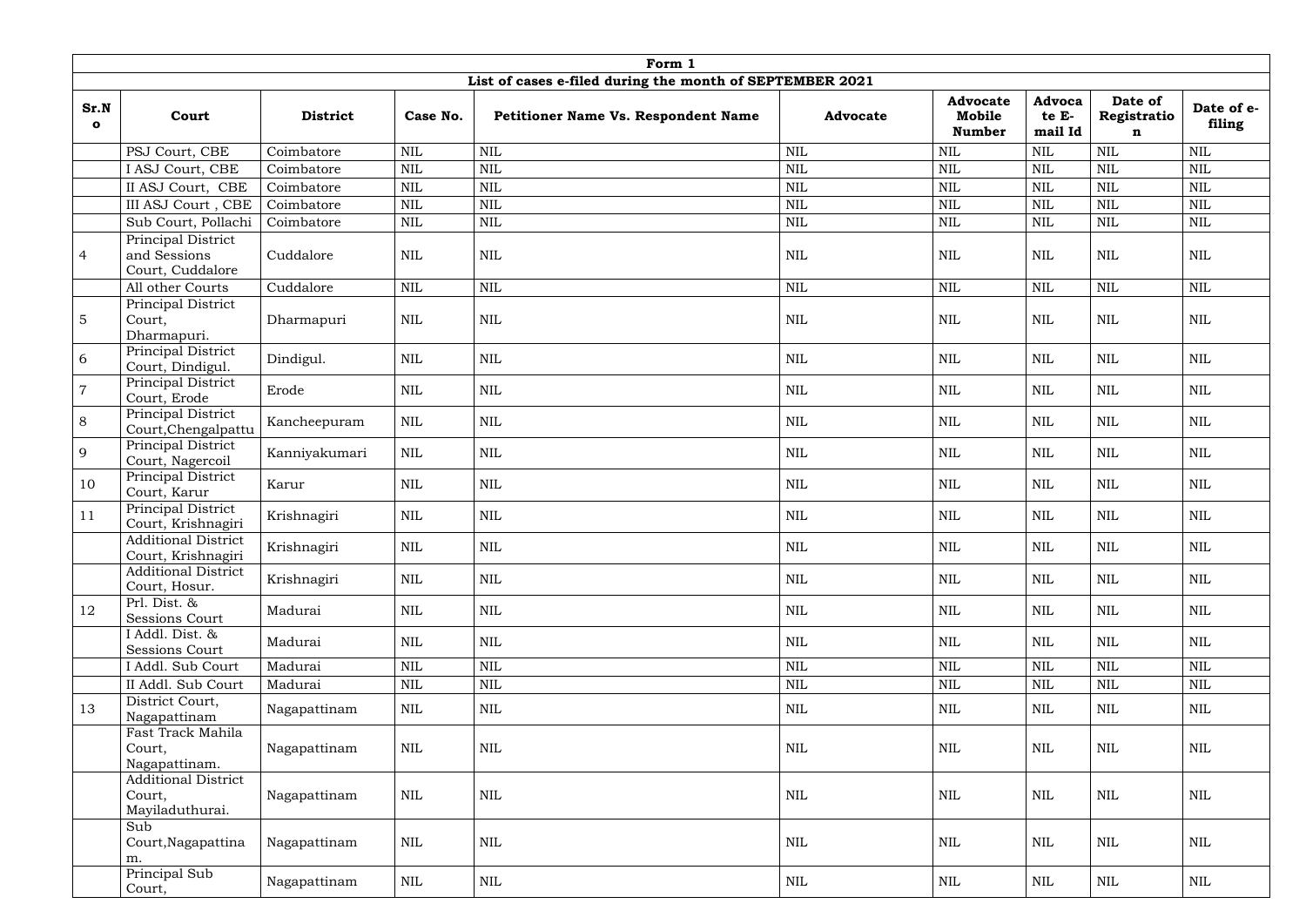| Form 1 | | | | | | | | | |
|---|---|---|---|---|---|---|---|---|---|
| List of cases e-filed during the month of SEPTEMBER 2021 | | | | | | | | | |
| **Sr.No** | **Court** | **District** | **Case No.** | **Petitioner Name Vs. Respondent Name** | **Advocate** | **Advocate Mobile Number** | **Advocate E-mail Id** | **Date of Registration** | **Date of e-filing** |
| | PSJ Court, CBE | Coimbatore | NIL | NIL | NIL | NIL | NIL | NIL | NIL |
| | I ASJ Court, CBE | Coimbatore | NIL | NIL | NIL | NIL | NIL | NIL | NIL |
| | II ASJ Court, CBE | Coimbatore | NIL | NIL | NIL | NIL | NIL | NIL | NIL |
| | III ASJ Court , CBE | Coimbatore | NIL | NIL | NIL | NIL | NIL | NIL | NIL |
| | Sub Court, Pollachi | Coimbatore | NIL | NIL | NIL | NIL | NIL | NIL | NIL |
| 4 | Principal District and Sessions Court, Cuddalore | Cuddalore | NIL | NIL | NIL | NIL | NIL | NIL | NIL |
| | All other Courts | Cuddalore | NIL | NIL | NIL | NIL | NIL | NIL | NIL |
| 5 | Principal District Court, Dharmapuri. | Dharmapuri | NIL | NIL | NIL | NIL | NIL | NIL | NIL |
| 6 | Principal District Court, Dindigul. | Dindigul. | NIL | NIL | NIL | NIL | NIL | NIL | NIL |
| 7 | Principal District Court, Erode | Erode | NIL | NIL | NIL | NIL | NIL | NIL | NIL |
| 8 | Principal District Court,Chengalpattu | Kancheepuram | NIL | NIL | NIL | NIL | NIL | NIL | NIL |
| 9 | Principal District Court, Nagercoil | Kanniyakumari | NIL | NIL | NIL | NIL | NIL | NIL | NIL |
| 10 | Principal District Court, Karur | Karur | NIL | NIL | NIL | NIL | NIL | NIL | NIL |
| 11 | Principal District Court, Krishnagiri | Krishnagiri | NIL | NIL | NIL | NIL | NIL | NIL | NIL |
| | Additional District Court, Krishnagiri | Krishnagiri | NIL | NIL | NIL | NIL | NIL | NIL | NIL |
| | Additional District Court, Hosur. | Krishnagiri | NIL | NIL | NIL | NIL | NIL | NIL | NIL |
| 12 | Prl. Dist. & Sessions Court | Madurai | NIL | NIL | NIL | NIL | NIL | NIL | NIL |
| | I Addl. Dist. & Sessions Court | Madurai | NIL | NIL | NIL | NIL | NIL | NIL | NIL |
| | I Addl. Sub Court | Madurai | NIL | NIL | NIL | NIL | NIL | NIL | NIL |
| | II Addl. Sub Court | Madurai | NIL | NIL | NIL | NIL | NIL | NIL | NIL |
| 13 | District Court, Nagapattinam | Nagapattinam | NIL | NIL | NIL | NIL | NIL | NIL | NIL |
| | Fast Track Mahila Court, Nagapattinam. | Nagapattinam | NIL | NIL | NIL | NIL | NIL | NIL | NIL |
| | Additional District Court, Mayiladuthurai. | Nagapattinam | NIL | NIL | NIL | NIL | NIL | NIL | NIL |
| | Sub Court,Nagapattinam. | Nagapattinam | NIL | NIL | NIL | NIL | NIL | NIL | NIL |
| | Principal Sub Court, | Nagapattinam | NIL | NIL | NIL | NIL | NIL | NIL | NIL |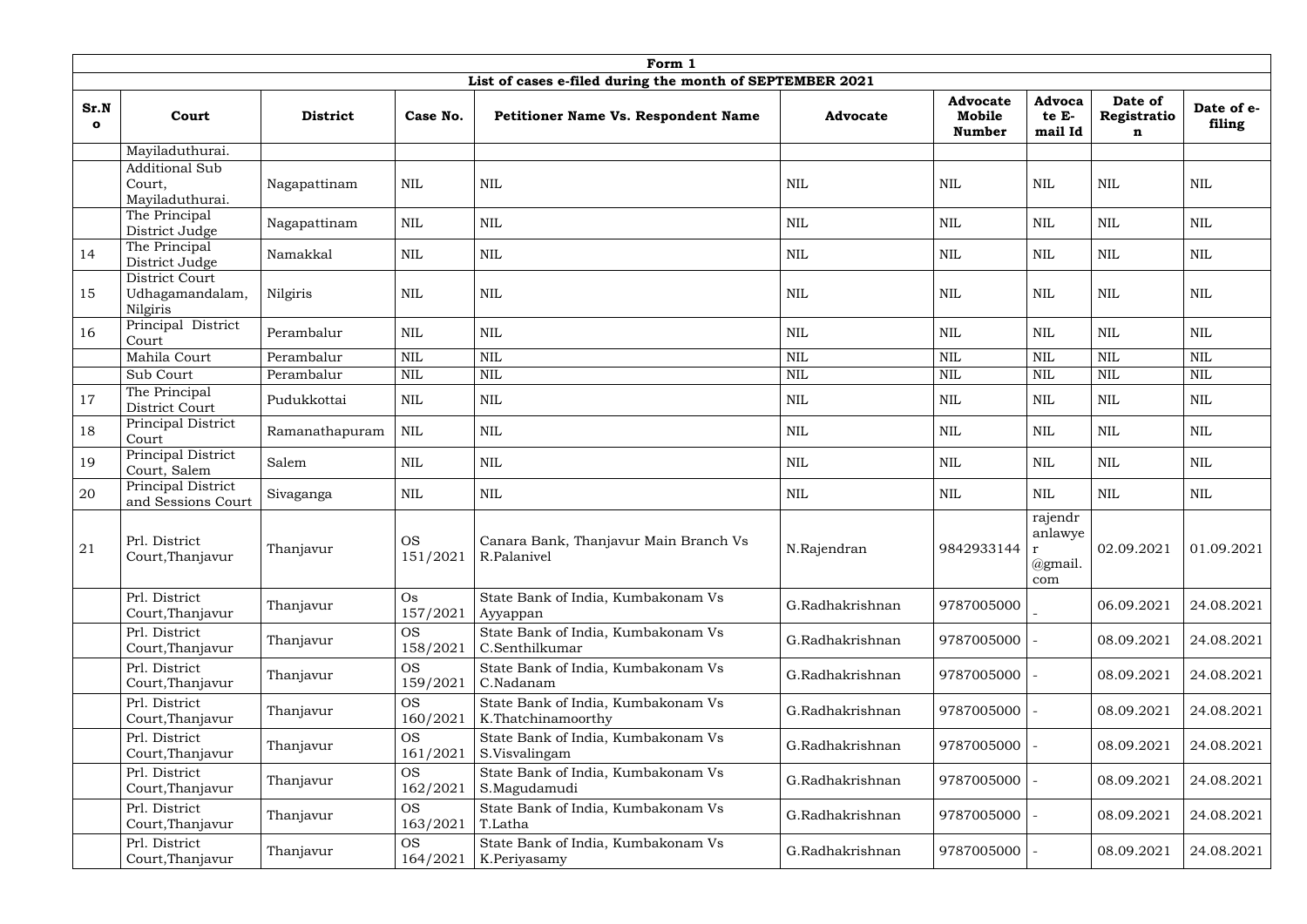| Form 1 | | | | | | | | | |
|---|---|---|---|---|---|---|---|---|---|
| List of cases e-filed during the month of SEPTEMBER 2021 | | | | | | | | | |
| **Sr.No** | **Court** | **District** | **Case No.** | **Petitioner Name Vs. Respondent Name** | **Advocate** | **Advocate Mobile Number** | **Advocate E-mail Id** | **Date of Registration** | **Date of e-filing** |
| | Mayiladuthurai. | | | | | | | | |
| | Additional Sub Court, Mayiladuthurai. | Nagapattinam | NIL | NIL | NIL | NIL | NIL | NIL | NIL |
| | The Principal District Judge | Nagapattinam | NIL | NIL | NIL | NIL | NIL | NIL | NIL |
| 14 | The Principal District Judge | Namakkal | NIL | NIL | NIL | NIL | NIL | NIL | NIL |
| 15 | District Court Udhagamandalam, Nilgiris | Nilgiris | NIL | NIL | NIL | NIL | NIL | NIL | NIL |
| 16 | Principal District Court | Perambalur | NIL | NIL | NIL | NIL | NIL | NIL | NIL |
| | Mahila Court | Perambalur | NIL | NIL | NIL | NIL | NIL | NIL | NIL |
| | Sub Court | Perambalur | NIL | NIL | NIL | NIL | NIL | NIL | NIL |
| 17 | The Principal District Court | Pudukkottai | NIL | NIL | NIL | NIL | NIL | NIL | NIL |
| 18 | Principal District Court | Ramanathapuram | NIL | NIL | NIL | NIL | NIL | NIL | NIL |
| 19 | Principal District Court, Salem | Salem | NIL | NIL | NIL | NIL | NIL | NIL | NIL |
| 20 | Principal District and Sessions Court | Sivaganga | NIL | NIL | NIL | NIL | NIL | NIL | NIL |
| 21 | Prl. District Court,Thanjavur | Thanjavur | OS 151/2021 | Canara Bank, Thanjavur Main Branch Vs R.Palanivel | N.Rajendran | 9842933144 | rajendranlawyer@gmail.com | 02.09.2021 | 01.09.2021 |
| | Prl. District Court,Thanjavur | Thanjavur | Os 157/2021 | State Bank of India, Kumbakonam Vs Ayyappan | G.Radhakrishnan | 9787005000 | - | 06.09.2021 | 24.08.2021 |
| | Prl. District Court,Thanjavur | Thanjavur | OS 158/2021 | State Bank of India, Kumbakonam Vs C.Senthilkumar | G.Radhakrishnan | 9787005000 | - | 08.09.2021 | 24.08.2021 |
| | Prl. District Court,Thanjavur | Thanjavur | OS 159/2021 | State Bank of India, Kumbakonam Vs C.Nadanam | G.Radhakrishnan | 9787005000 | - | 08.09.2021 | 24.08.2021 |
| | Prl. District Court,Thanjavur | Thanjavur | OS 160/2021 | State Bank of India, Kumbakonam Vs K.Thatchinamoorthy | G.Radhakrishnan | 9787005000 | - | 08.09.2021 | 24.08.2021 |
| | Prl. District Court,Thanjavur | Thanjavur | OS 161/2021 | State Bank of India, Kumbakonam Vs S.Visvalingam | G.Radhakrishnan | 9787005000 | - | 08.09.2021 | 24.08.2021 |
| | Prl. District Court,Thanjavur | Thanjavur | OS 162/2021 | State Bank of India, Kumbakonam Vs S.Magudamudi | G.Radhakrishnan | 9787005000 | - | 08.09.2021 | 24.08.2021 |
| | Prl. District Court,Thanjavur | Thanjavur | OS 163/2021 | State Bank of India, Kumbakonam Vs T.Latha | G.Radhakrishnan | 9787005000 | - | 08.09.2021 | 24.08.2021 |
| | Prl. District Court,Thanjavur | Thanjavur | OS 164/2021 | State Bank of India, Kumbakonam Vs K.Periyasamy | G.Radhakrishnan | 9787005000 | - | 08.09.2021 | 24.08.2021 |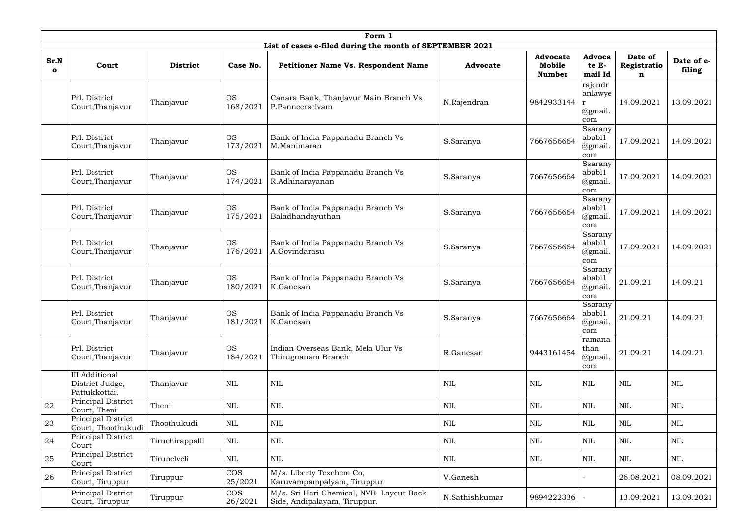| Form 1 | | | | | | | | | |
|---|---|---|---|---|---|---|---|---|---|
| **List of cases e-filed during the month of SEPTEMBER 2021** | | | | | | | | | |
| **Sr.No** | **Court** | **District** | **Case No.** | **Petitioner Name Vs. Respondent Name** | **Advocate** | **Advocate Mobile Number** | **Advocate E-mail Id** | **Date of Registration** | **Date of e-filing** |
| | Prl. District Court,Thanjavur | Thanjavur | OS 168/2021 | Canara Bank, Thanjavur Main Branch Vs P.Panneerselvam | N.Rajendran | 9842933144 | rajendranlawyer @gmail.com | 14.09.2021 | 13.09.2021 |
| | Prl. District Court,Thanjavur | Thanjavur | OS 173/2021 | Bank of India Pappanadu Branch Vs M.Manimaran | S.Saranya | 7667656664 | Ssaranyababl1 @gmail.com | 17.09.2021 | 14.09.2021 |
| | Prl. District Court,Thanjavur | Thanjavur | OS 174/2021 | Bank of India Pappanadu Branch Vs R.Adhinarayanan | S.Saranya | 7667656664 | Ssaranyababl1 @gmail.com | 17.09.2021 | 14.09.2021 |
| | Prl. District Court,Thanjavur | Thanjavur | OS 175/2021 | Bank of India Pappanadu Branch Vs Baladhandayuthan | S.Saranya | 7667656664 | Ssaranyababl1 @gmail.com | 17.09.2021 | 14.09.2021 |
| | Prl. District Court,Thanjavur | Thanjavur | OS 176/2021 | Bank of India Pappanadu Branch Vs A.Govindarasu | S.Saranya | 7667656664 | Ssaranyababl1 @gmail.com | 17.09.2021 | 14.09.2021 |
| | Prl. District Court,Thanjavur | Thanjavur | OS 180/2021 | Bank of India Pappanadu Branch Vs K.Ganesan | S.Saranya | 7667656664 | Ssaranyababl1 @gmail.com | 21.09.21 | 14.09.21 |
| | Prl. District Court,Thanjavur | Thanjavur | OS 181/2021 | Bank of India Pappanadu Branch Vs K.Ganesan | S.Saranya | 7667656664 | Ssaranyababl1 @gmail.com | 21.09.21 | 14.09.21 |
| | Prl. District Court,Thanjavur | Thanjavur | OS 184/2021 | Indian Overseas Bank, Mela Ulur Vs Thirugnanam Branch | R.Ganesan | 9443161454 | ramanathan @gmail.com | 21.09.21 | 14.09.21 |
| | III Additional District Judge, Pattukkottai. | Thanjavur | NIL | NIL | NIL | NIL | NIL | NIL | NIL |
| 22 | Principal District Court, Theni | Theni | NIL | NIL | NIL | NIL | NIL | NIL | NIL |
| 23 | Principal District Court, Thoothukudi | Thoothukudi | NIL | NIL | NIL | NIL | NIL | NIL | NIL |
| 24 | Principal District Court | Tiruchirappalli | NIL | NIL | NIL | NIL | NIL | NIL | NIL |
| 25 | Principal District Court | Tirunelveli | NIL | NIL | NIL | NIL | NIL | NIL | NIL |
| 26 | Principal District Court, Tiruppur | Tiruppur | COS 25/2021 | M/s. Liberty Texchem Co, Karuvampampalyam, Tiruppur | V.Ganesh | | - | 26.08.2021 | 08.09.2021 |
| | Principal District Court, Tiruppur | Tiruppur | COS 26/2021 | M/s. Sri Hari Chemical, NVB Layout Back Side, Andipalayam, Tiruppur. | N.Sathishkumar | 9894222336 | - | 13.09.2021 | 13.09.2021 |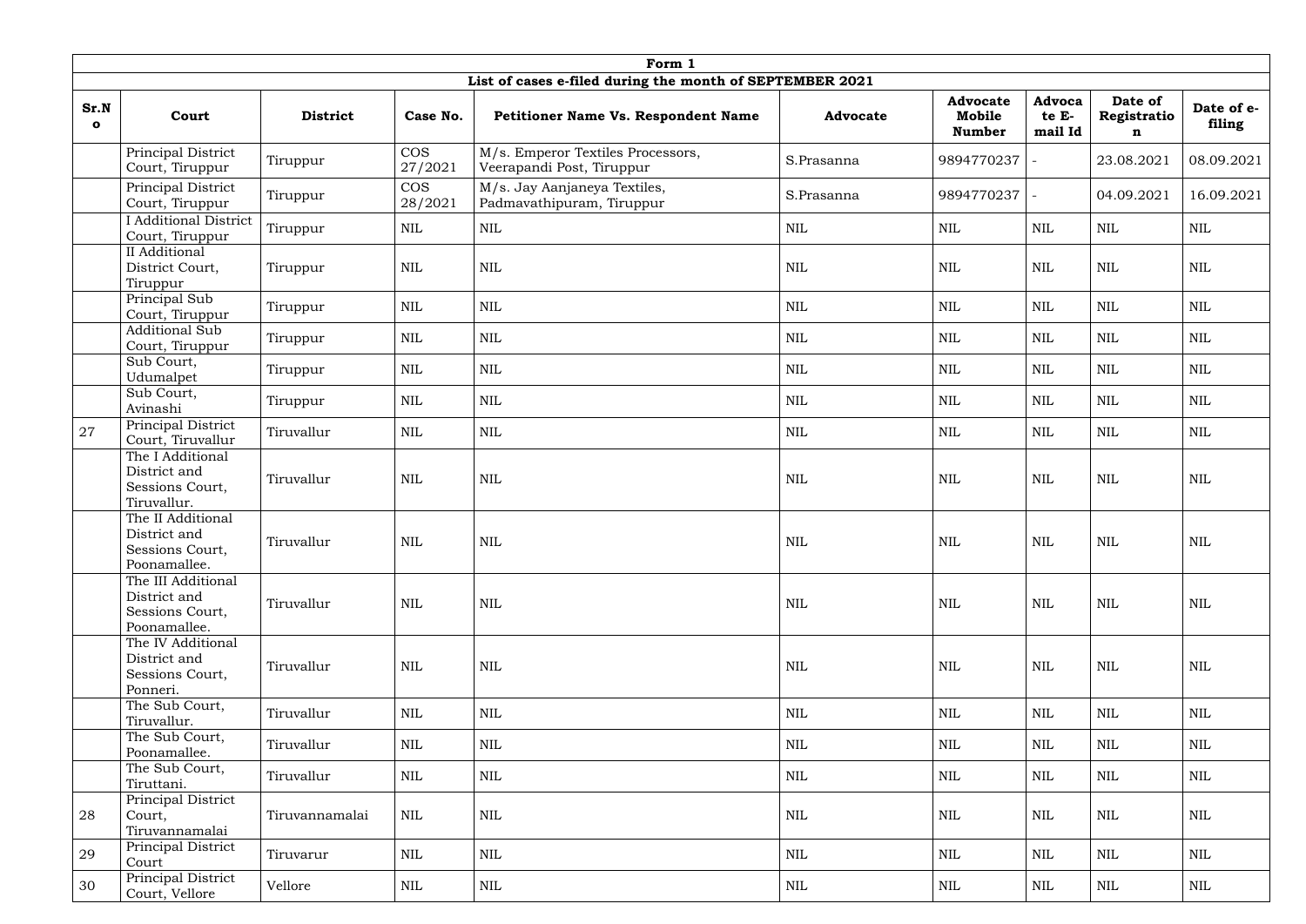| Form 1 | | | | | | | | | |
|---|---|---|---|---|---|---|---|---|---|
| List of cases e-filed during the month of SEPTEMBER 2021 | | | | | | | | | |
| Sr.No | Court | District | Case No. | Petitioner Name Vs. Respondent Name | Advocate | Advocate Mobile Number | Advocate E-mail Id | Date of Registration | Date of e-filing |
| | Principal District Court, Tiruppur | Tiruppur | COS 27/2021 | M/s. Emperor Textiles Processors, Veerapandi Post, Tiruppur | S.Prasanna | 9894770237 | - | 23.08.2021 | 08.09.2021 |
| | Principal District Court, Tiruppur | Tiruppur | COS 28/2021 | M/s. Jay Aanjaneya Textiles, Padmavathipuram, Tiruppur | S.Prasanna | 9894770237 | - | 04.09.2021 | 16.09.2021 |
| | I Additional District Court, Tiruppur | Tiruppur | NIL | NIL | NIL | NIL | NIL | NIL | NIL |
| | II Additional District Court, Tiruppur | Tiruppur | NIL | NIL | NIL | NIL | NIL | NIL | NIL |
| | Principal Sub Court, Tiruppur | Tiruppur | NIL | NIL | NIL | NIL | NIL | NIL | NIL |
| | Additional Sub Court, Tiruppur | Tiruppur | NIL | NIL | NIL | NIL | NIL | NIL | NIL |
| | Sub Court, Udumalpet | Tiruppur | NIL | NIL | NIL | NIL | NIL | NIL | NIL |
| | Sub Court, Avinashi | Tiruppur | NIL | NIL | NIL | NIL | NIL | NIL | NIL |
| 27 | Principal District Court, Tiruvallur | Tiruvallur | NIL | NIL | NIL | NIL | NIL | NIL | NIL |
| | The I Additional District and Sessions Court, Tiruvallur. | Tiruvallur | NIL | NIL | NIL | NIL | NIL | NIL | NIL |
| | The II Additional District and Sessions Court, Poonamallee. | Tiruvallur | NIL | NIL | NIL | NIL | NIL | NIL | NIL |
| | The III Additional District and Sessions Court, Poonamallee. | Tiruvallur | NIL | NIL | NIL | NIL | NIL | NIL | NIL |
| | The IV Additional District and Sessions Court, Ponneri. | Tiruvallur | NIL | NIL | NIL | NIL | NIL | NIL | NIL |
| | The Sub Court, Tiruvallur. | Tiruvallur | NIL | NIL | NIL | NIL | NIL | NIL | NIL |
| | The Sub Court, Poonamallee. | Tiruvallur | NIL | NIL | NIL | NIL | NIL | NIL | NIL |
| | The Sub Court, Tiruttani. | Tiruvallur | NIL | NIL | NIL | NIL | NIL | NIL | NIL |
| 28 | Principal District Court, Tiruvannamalai | Tiruvannamalai | NIL | NIL | NIL | NIL | NIL | NIL | NIL |
| 29 | Principal District Court | Tiruvarur | NIL | NIL | NIL | NIL | NIL | NIL | NIL |
| 30 | Principal District Court, Vellore | Vellore | NIL | NIL | NIL | NIL | NIL | NIL | NIL |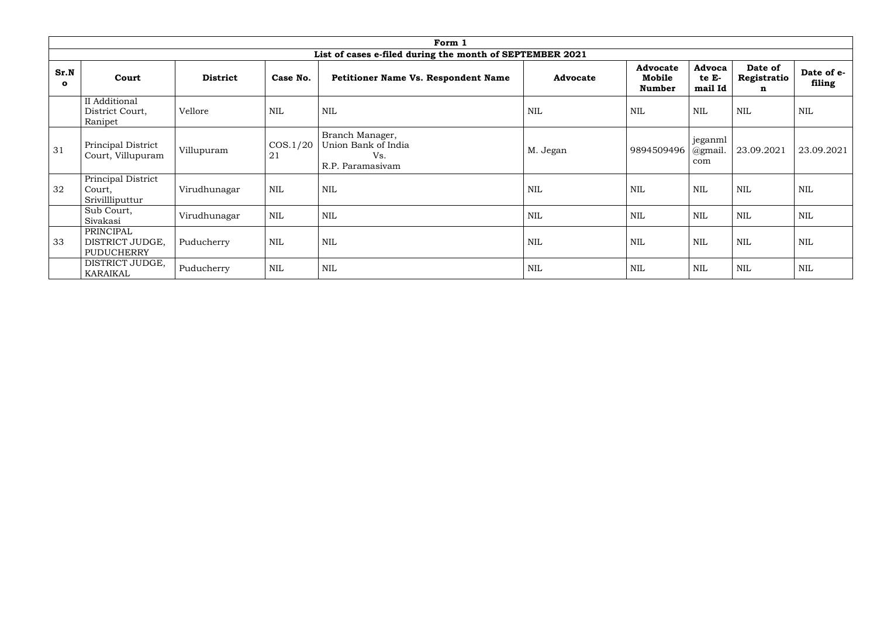| Form 1 | | | | | | | | | |
|---|---|---|---|---|---|---|---|---|---|
| List of cases e-filed during the month of SEPTEMBER 2021 | | | | | | | | | |
| **Sr.No** | **Court** | **District** | **Case No.** | **Petitioner Name Vs. Respondent Name** | **Advocate** | **Advocate Mobile Number** | **Advocate E-mail Id** | **Date of Registration** | **Date of e-filing** |
| | II Additional District Court, Ranipet | Vellore | NIL | NIL | NIL | NIL | NIL | NIL | NIL |
| 31 | Principal District Court, Villupuram | Villupuram | COS.1/2021 | Branch Manager, Union Bank of India Vs. R.P. Paramasivam | M. Jegan | 9894509496 | jeganml@gmail.com | 23.09.2021 | 23.09.2021 |
| 32 | Principal District Court, Srivillliputtur | Virudhunagar | NIL | NIL | NIL | NIL | NIL | NIL | NIL |
| | Sub Court, Sivakasi | Virudhunagar | NIL | NIL | NIL | NIL | NIL | NIL | NIL |
| 33 | PRINCIPAL DISTRICT JUDGE, PUDUCHERRY | Puducherry | NIL | NIL | NIL | NIL | NIL | NIL | NIL |
| | DISTRICT JUDGE, KARAIKAL | Puducherry | NIL | NIL | NIL | NIL | NIL | NIL | NIL |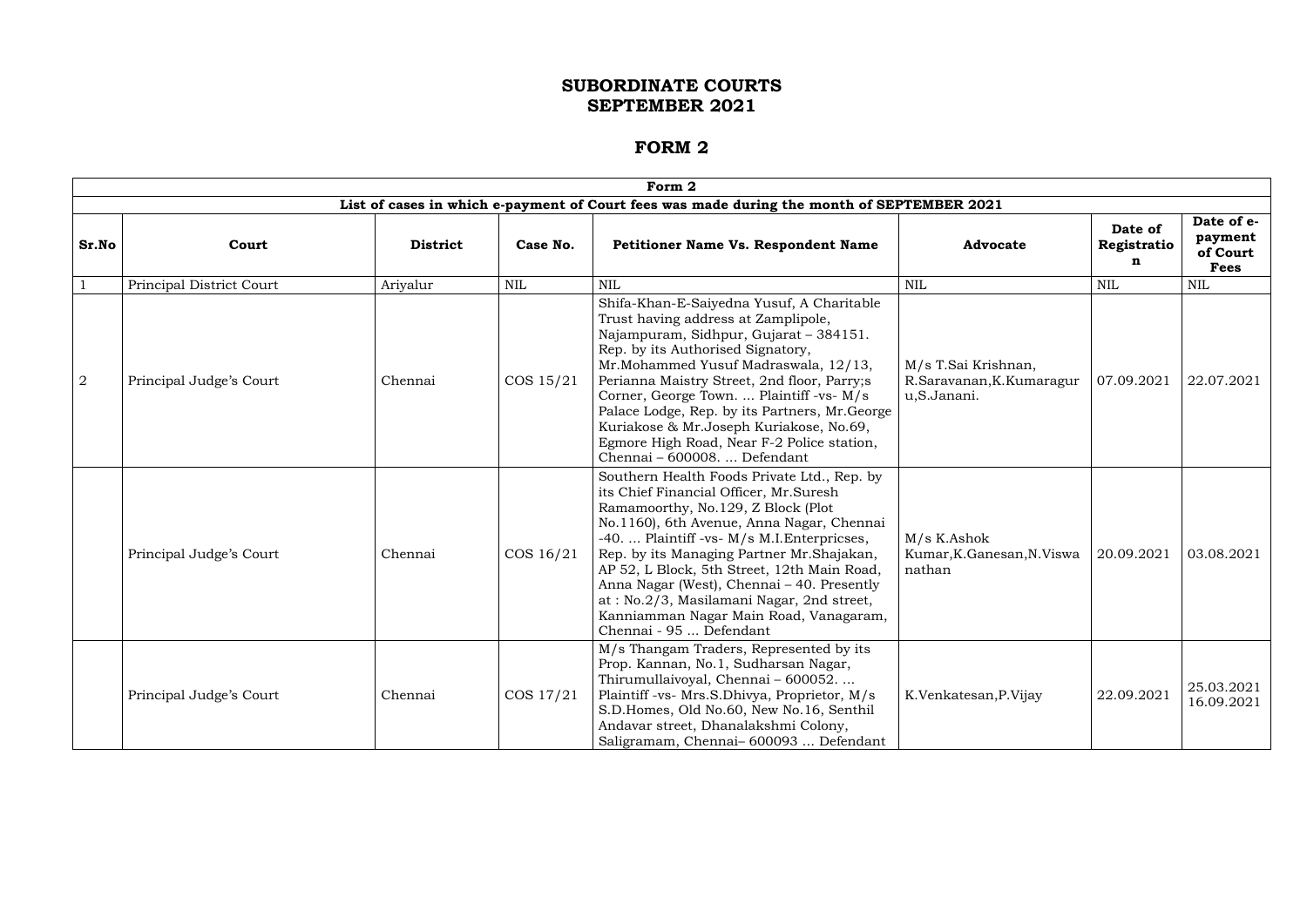# SUBORDINATE COURTS
# SEPTEMBER 2021

## FORM 2

| Form 2 | | | | | | | |
|---|---|---|---|---|---|---|---|
| **List of cases in which e-payment of Court fees was made during the month of SEPTEMBER 2021** | | | | | | | |
| **Sr.No** | **Court** | **District** | **Case No.** | **Petitioner Name Vs. Respondent Name** | **Advocate** | **Date of Registration** | **Date of e-payment of Court Fees** |
| 1 | Principal District Court | Ariyalur | NIL | NIL | NIL | NIL | NIL |
| 2 | Principal Judge's Court | Chennai | COS 15/21 | Shifa-Khan-E-Saiyedna Yusuf, A Charitable Trust having address at Zamplipole, Najampuram, Sidhpur, Gujarat – 384151. Rep. by its Authorised Signatory, Mr.Mohammed Yusuf Madraswala, 12/13, Perianna Maistry Street, 2nd floor, Parry;s Corner, George Town. ... Plaintiff -vs- M/s Palace Lodge, Rep. by its Partners, Mr.George Kuriakose & Mr.Joseph Kuriakose, No.69, Egmore High Road, Near F-2 Police station, Chennai – 600008. ... Defendant | M/s T.Sai Krishnan, R.Saravanan,K.Kumaragur u,S.Janani. | 07.09.2021 | 22.07.2021 |
| | Principal Judge's Court | Chennai | COS 16/21 | Southern Health Foods Private Ltd., Rep. by its Chief Financial Officer, Mr.Suresh Ramamoorthy, No.129, Z Block (Plot No.1160), 6th Avenue, Anna Nagar, Chennai -40. ... Plaintiff -vs- M/s M.I.Enterpricses, Rep. by its Managing Partner Mr.Shajakan, AP 52, L Block, 5th Street, 12th Main Road, Anna Nagar (West), Chennai – 40. Presently at : No.2/3, Masilamani Nagar, 2nd street, Kanniamman Nagar Main Road, Vanagaram, Chennai - 95 ... Defendant | M/s K.Ashok Kumar,K.Ganesan,N.Viswa nathan | 20.09.2021 | 03.08.2021 |
| | Principal Judge's Court | Chennai | COS 17/21 | M/s Thangam Traders, Represented by its Prop. Kannan, No.1, Sudharsan Nagar, Thirumullaivoyal, Chennai – 600052. ... Plaintiff -vs- Mrs.S.Dhivya, Proprietor, M/s S.D.Homes, Old No.60, New No.16, Senthil Andavar street, Dhanalakshmi Colony, Saligramam, Chennai– 600093 ... Defendant | K.Venkatesan,P.Vijay | 22.09.2021 | 25.03.2021 16.09.2021 |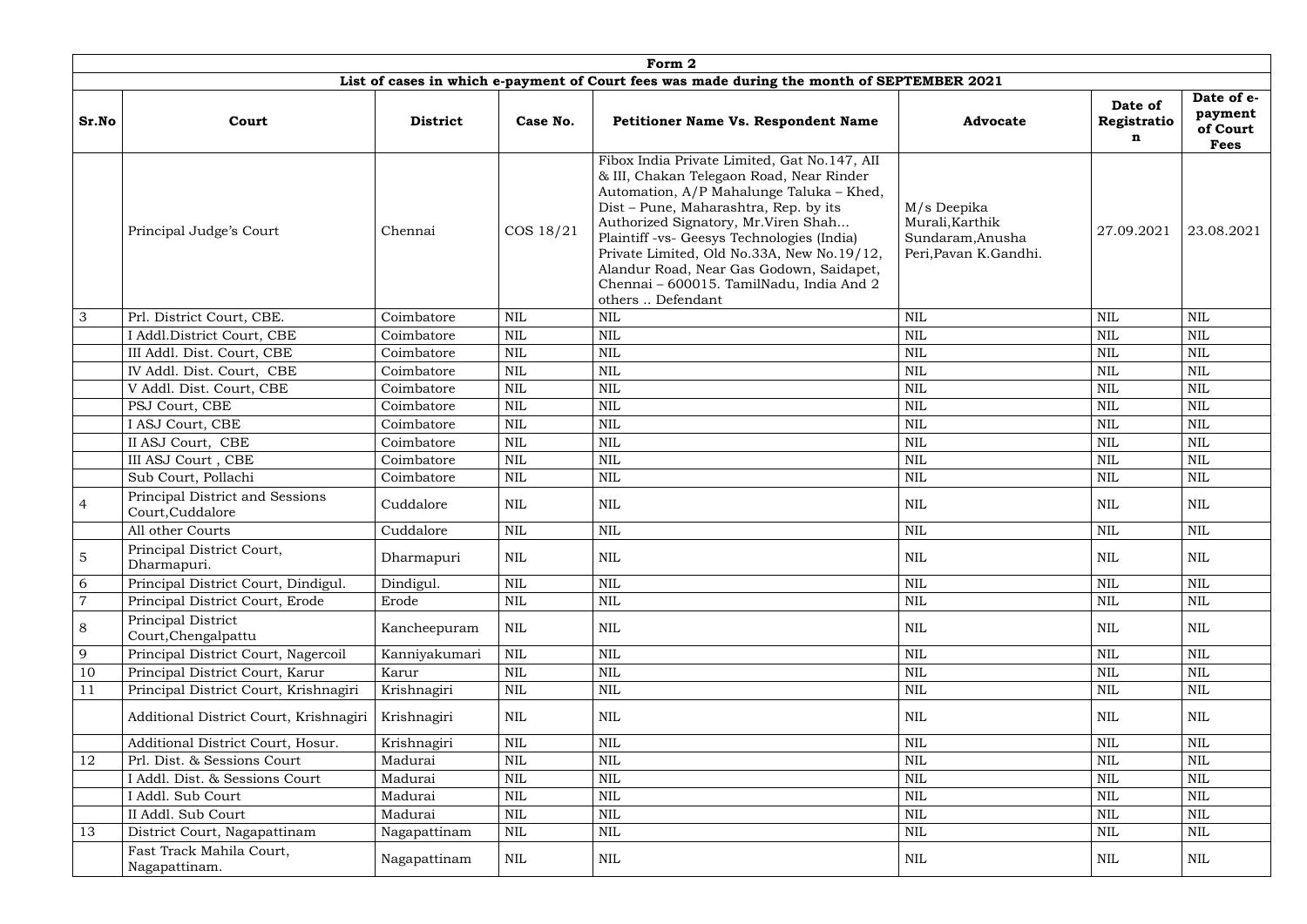| Form 2 | | | | | | | |
|---|---|---|---|---|---|---|---|
| **List of cases in which e-payment of Court fees was made during the month of SEPTEMBER 2021** | | | | | | | |
| **Sr.No** | **Court** | **District** | **Case No.** | **Petitioner Name Vs. Respondent Name** | **Advocate** | **Date of Registration** | **Date of e-payment of Court Fees** |
| | Principal Judge's Court | Chennai | COS 18/21 | Fibox India Private Limited, Gat No.147, AII & III, Chakan Telegaon Road, Near Rinder Automation, A/P Mahalunge Taluka – Khed, Dist – Pune, Maharashtra, Rep. by its Authorized Signatory, Mr.Viren Shah... Plaintiff -vs- Geesys Technologies (India) Private Limited, Old No.33A, New No.19/12, Alandur Road, Near Gas Godown, Saidapet, Chennai – 600015. TamilNadu, India And 2 others .. Defendant | M/s Deepika Murali,Karthik Sundaram,Anusha Peri,Pavan K.Gandhi. | 27.09.2021 | 23.08.2021 |
| 3 | Prl. District Court, CBE. | Coimbatore | NIL | NIL | NIL | NIL | NIL |
| | I Addl.District Court, CBE | Coimbatore | NIL | NIL | NIL | NIL | NIL |
| | III Addl. Dist. Court, CBE | Coimbatore | NIL | NIL | NIL | NIL | NIL |
| | IV Addl. Dist. Court, CBE | Coimbatore | NIL | NIL | NIL | NIL | NIL |
| | V Addl. Dist. Court, CBE | Coimbatore | NIL | NIL | NIL | NIL | NIL |
| | PSJ Court, CBE | Coimbatore | NIL | NIL | NIL | NIL | NIL |
| | I ASJ Court, CBE | Coimbatore | NIL | NIL | NIL | NIL | NIL |
| | II ASJ Court, CBE | Coimbatore | NIL | NIL | NIL | NIL | NIL |
| | III ASJ Court , CBE | Coimbatore | NIL | NIL | NIL | NIL | NIL |
| | Sub Court, Pollachi | Coimbatore | NIL | NIL | NIL | NIL | NIL |
| 4 | Principal District and Sessions Court,Cuddalore | Cuddalore | NIL | NIL | NIL | NIL | NIL |
| | All other Courts | Cuddalore | NIL | NIL | NIL | NIL | NIL |
| 5 | Principal District Court, Dharmapuri. | Dharmapuri | NIL | NIL | NIL | NIL | NIL |
| 6 | Principal District Court, Dindigul. | Dindigul. | NIL | NIL | NIL | NIL | NIL |
| 7 | Principal District Court, Erode | Erode | NIL | NIL | NIL | NIL | NIL |
| 8 | Principal District Court,Chengalpattu | Kancheepuram | NIL | NIL | NIL | NIL | NIL |
| 9 | Principal District Court, Nagercoil | Kanniyakumari | NIL | NIL | NIL | NIL | NIL |
| 10 | Principal District Court, Karur | Karur | NIL | NIL | NIL | NIL | NIL |
| 11 | Principal District Court, Krishnagiri | Krishnagiri | NIL | NIL | NIL | NIL | NIL |
| | Additional District Court, Krishnagiri | Krishnagiri | NIL | NIL | NIL | NIL | NIL |
| | Additional District Court, Hosur. | Krishnagiri | NIL | NIL | NIL | NIL | NIL |
| 12 | Prl. Dist. & Sessions Court | Madurai | NIL | NIL | NIL | NIL | NIL |
| | I Addl. Dist. & Sessions Court | Madurai | NIL | NIL | NIL | NIL | NIL |
| | I Addl. Sub Court | Madurai | NIL | NIL | NIL | NIL | NIL |
| | II Addl. Sub Court | Madurai | NIL | NIL | NIL | NIL | NIL |
| 13 | District Court, Nagapattinam | Nagapattinam | NIL | NIL | NIL | NIL | NIL |
| | Fast Track Mahila Court, Nagapattinam. | Nagapattinam | NIL | NIL | NIL | NIL | NIL |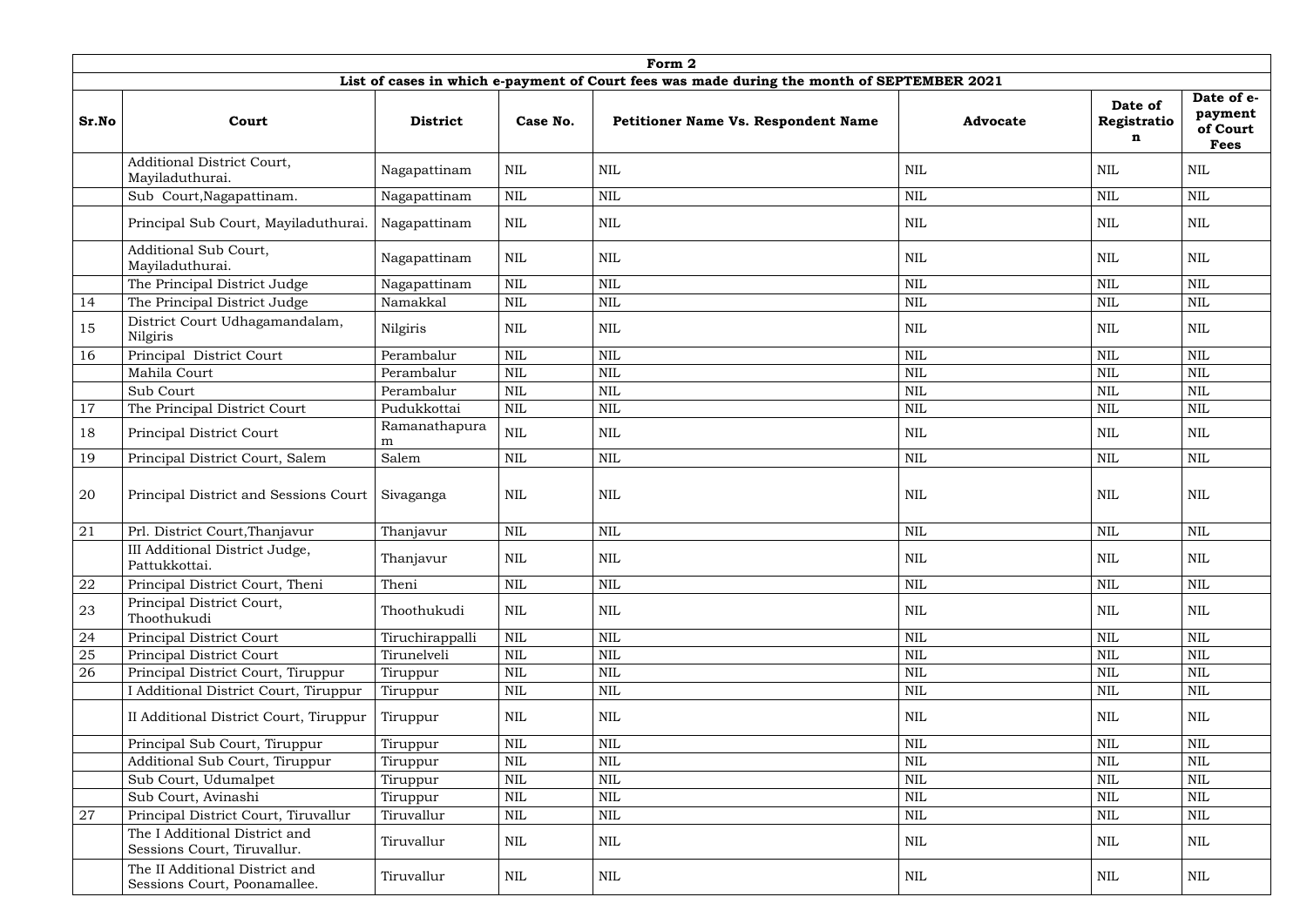| Form 2 | | | | | | | |
|---|---|---|---|---|---|---|---|
| **List of cases in which e-payment of Court fees was made during the month of SEPTEMBER 2021** | | | | | | | |
| **Sr.No** | **Court** | **District** | **Case No.** | **Petitioner Name Vs. Respondent Name** | **Advocate** | **Date of Registration** | **Date of e-payment of Court Fees** |
| | Additional District Court, Mayiladuthurai. | Nagapattinam | NIL | NIL | NIL | NIL | NIL |
| | Sub Court,Nagapattinam. | Nagapattinam | NIL | NIL | NIL | NIL | NIL |
| | Principal Sub Court, Mayiladuthurai. | Nagapattinam | NIL | NIL | NIL | NIL | NIL |
| | Additional Sub Court, Mayiladuthurai. | Nagapattinam | NIL | NIL | NIL | NIL | NIL |
| | The Principal District Judge | Nagapattinam | NIL | NIL | NIL | NIL | NIL |
| 14 | The Principal District Judge | Namakkal | NIL | NIL | NIL | NIL | NIL |
| 15 | District Court Udhagamandalam, Nilgiris | Nilgiris | NIL | NIL | NIL | NIL | NIL |
| 16 | Principal District Court | Perambalur | NIL | NIL | NIL | NIL | NIL |
| | Mahila Court | Perambalur | NIL | NIL | NIL | NIL | NIL |
| | Sub Court | Perambalur | NIL | NIL | NIL | NIL | NIL |
| 17 | The Principal District Court | Pudukkottai | NIL | NIL | NIL | NIL | NIL |
| 18 | Principal District Court | Ramanathapuram | NIL | NIL | NIL | NIL | NIL |
| 19 | Principal District Court, Salem | Salem | NIL | NIL | NIL | NIL | NIL |
| 20 | Principal District and Sessions Court | Sivaganga | NIL | NIL | NIL | NIL | NIL |
| 21 | Prl. District Court,Thanjavur | Thanjavur | NIL | NIL | NIL | NIL | NIL |
| | III Additional District Judge, Pattukkottai. | Thanjavur | NIL | NIL | NIL | NIL | NIL |
| 22 | Principal District Court, Theni | Theni | NIL | NIL | NIL | NIL | NIL |
| 23 | Principal District Court, Thoothukudi | Thoothukudi | NIL | NIL | NIL | NIL | NIL |
| 24 | Principal District Court | Tiruchirappalli | NIL | NIL | NIL | NIL | NIL |
| 25 | Principal District Court | Tirunelveli | NIL | NIL | NIL | NIL | NIL |
| 26 | Principal District Court, Tiruppur | Tiruppur | NIL | NIL | NIL | NIL | NIL |
| | I Additional District Court, Tiruppur | Tiruppur | NIL | NIL | NIL | NIL | NIL |
| | II Additional District Court, Tiruppur | Tiruppur | NIL | NIL | NIL | NIL | NIL |
| | Principal Sub Court, Tiruppur | Tiruppur | NIL | NIL | NIL | NIL | NIL |
| | Additional Sub Court, Tiruppur | Tiruppur | NIL | NIL | NIL | NIL | NIL |
| | Sub Court, Udumalpet | Tiruppur | NIL | NIL | NIL | NIL | NIL |
| | Sub Court, Avinashi | Tiruppur | NIL | NIL | NIL | NIL | NIL |
| 27 | Principal District Court, Tiruvallur | Tiruvallur | NIL | NIL | NIL | NIL | NIL |
| | The I Additional District and Sessions Court, Tiruvallur. | Tiruvallur | NIL | NIL | NIL | NIL | NIL |
| | The II Additional District and Sessions Court, Poonamallee. | Tiruvallur | NIL | NIL | NIL | NIL | NIL |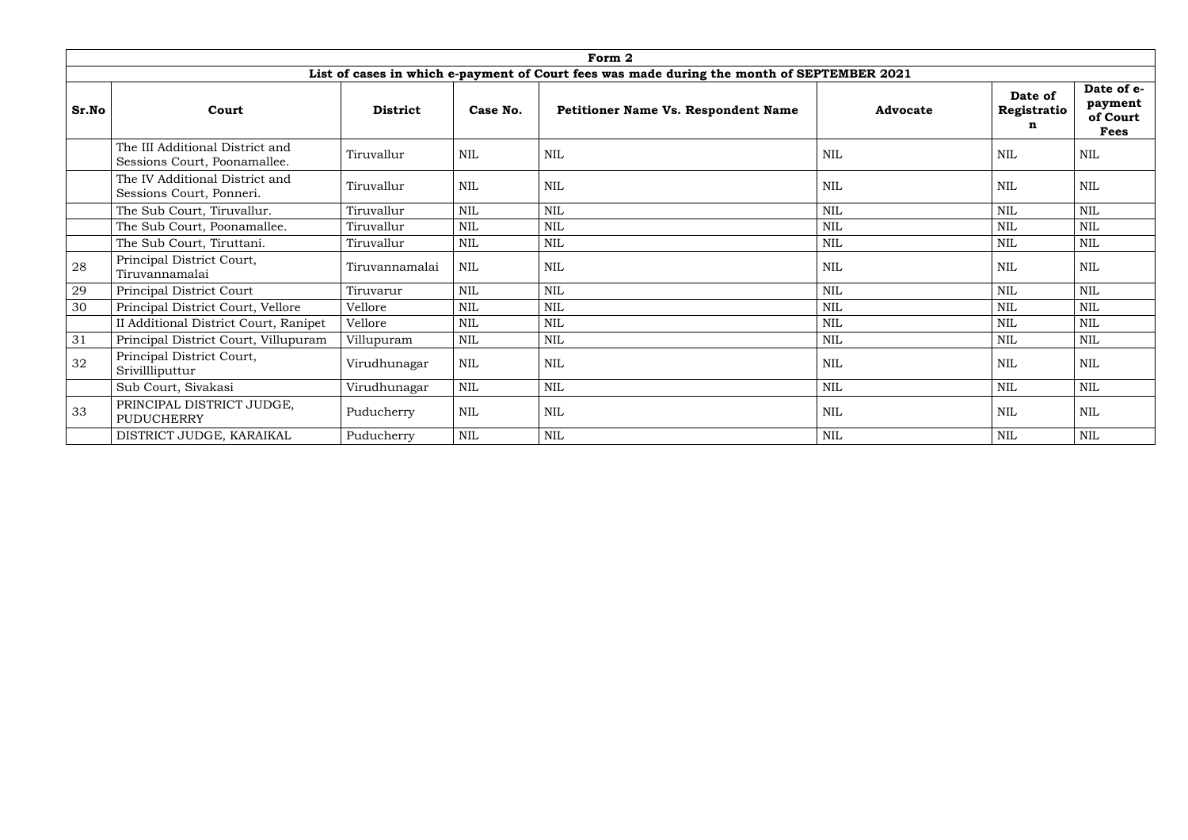| Form 2 | | | | | | | |
|---|---|---|---|---|---|---|---|
| **List of cases in which e-payment of Court fees was made during the month of SEPTEMBER 2021** | | | | | | | |
| **Sr.No** | **Court** | **District** | **Case No.** | **Petitioner Name Vs. Respondent Name** | **Advocate** | **Date of Registration** | **Date of e-payment of Court Fees** |
| | The III Additional District and Sessions Court, Poonamallee. | Tiruvallur | NIL | NIL | NIL | NIL | NIL |
| | The IV Additional District and Sessions Court, Ponneri. | Tiruvallur | NIL | NIL | NIL | NIL | NIL |
| | The Sub Court, Tiruvallur. | Tiruvallur | NIL | NIL | NIL | NIL | NIL |
| | The Sub Court, Poonamallee. | Tiruvallur | NIL | NIL | NIL | NIL | NIL |
| | The Sub Court, Tiruttani. | Tiruvallur | NIL | NIL | NIL | NIL | NIL |
| 28 | Principal District Court, Tiruvannamalai | Tiruvannamalai | NIL | NIL | NIL | NIL | NIL |
| 29 | Principal District Court | Tiruvarur | NIL | NIL | NIL | NIL | NIL |
| 30 | Principal District Court, Vellore | Vellore | NIL | NIL | NIL | NIL | NIL |
| | II Additional District Court, Ranipet | Vellore | NIL | NIL | NIL | NIL | NIL |
| 31 | Principal District Court, Villupuram | Villupuram | NIL | NIL | NIL | NIL | NIL |
| 32 | Principal District Court, Srivillliputtur | Virudhunagar | NIL | NIL | NIL | NIL | NIL |
| | Sub Court, Sivakasi | Virudhunagar | NIL | NIL | NIL | NIL | NIL |
| 33 | PRINCIPAL DISTRICT JUDGE, PUDUCHERRY | Puducherry | NIL | NIL | NIL | NIL | NIL |
| | DISTRICT JUDGE, KARAIKAL | Puducherry | NIL | NIL | NIL | NIL | NIL |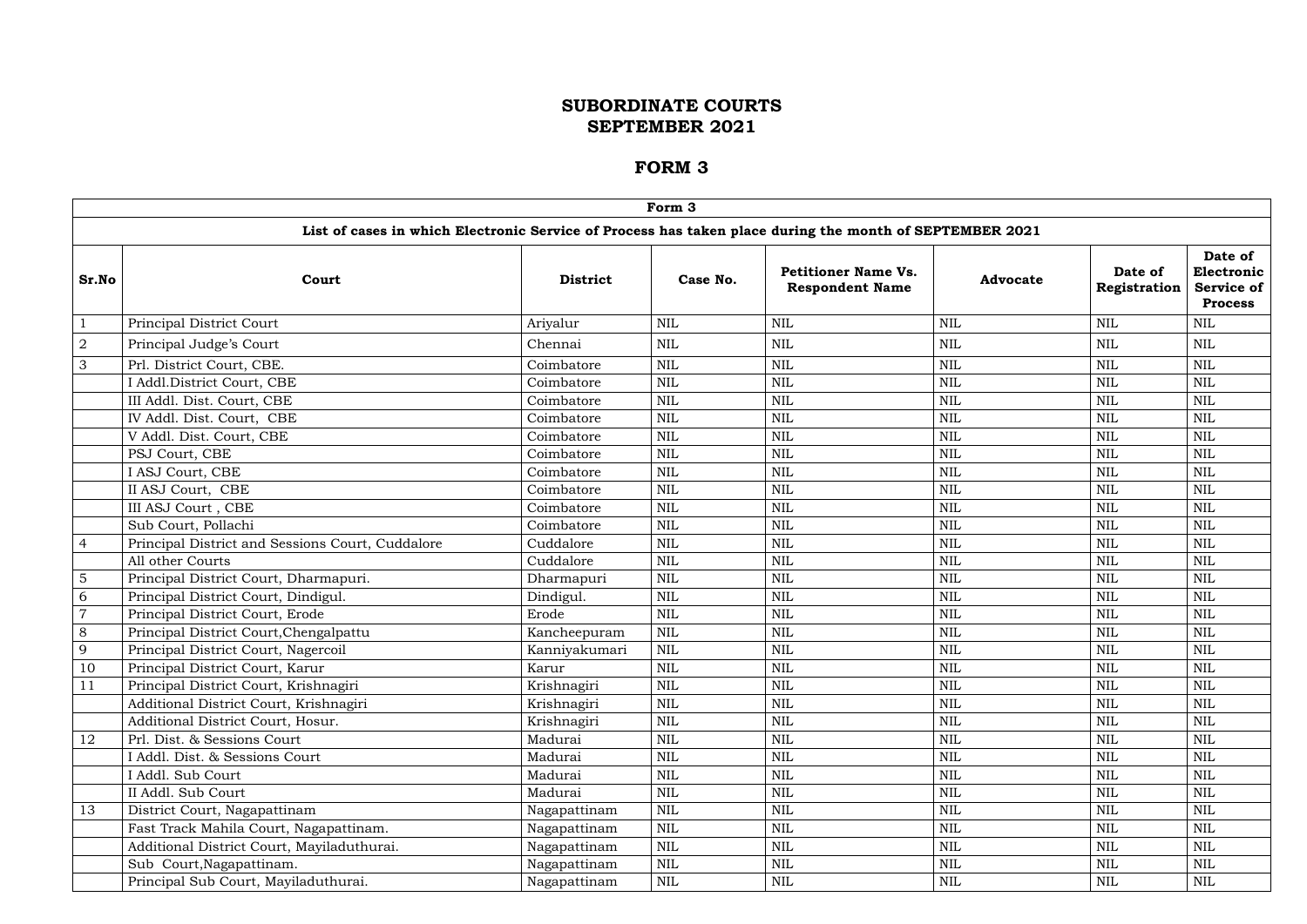# SUBORDINATE COURTS
# SEPTEMBER 2021

## FORM 3

| Form 3 | | | | | | | |
|---|---|---|---|---|---|---|---|
| **List of cases in which Electronic Service of Process has taken place during the month of SEPTEMBER 2021** | | | | | | | |
| **Sr.No** | **Court** | **District** | **Case No.** | **Petitioner Name Vs. Respondent Name** | **Advocate** | **Date of Registration** | **Date of Electronic Service of Process** |
| 1 | Principal District Court | Ariyalur | NIL | NIL | NIL | NIL | NIL |
| 2 | Principal Judge's Court | Chennai | NIL | NIL | NIL | NIL | NIL |
| 3 | Prl. District Court, CBE. | Coimbatore | NIL | NIL | NIL | NIL | NIL |
| | I Addl.District Court, CBE | Coimbatore | NIL | NIL | NIL | NIL | NIL |
| | III Addl. Dist. Court, CBE | Coimbatore | NIL | NIL | NIL | NIL | NIL |
| | IV Addl. Dist. Court, CBE | Coimbatore | NIL | NIL | NIL | NIL | NIL |
| | V Addl. Dist. Court, CBE | Coimbatore | NIL | NIL | NIL | NIL | NIL |
| | PSJ Court, CBE | Coimbatore | NIL | NIL | NIL | NIL | NIL |
| | I ASJ Court, CBE | Coimbatore | NIL | NIL | NIL | NIL | NIL |
| | II ASJ Court, CBE | Coimbatore | NIL | NIL | NIL | NIL | NIL |
| | III ASJ Court , CBE | Coimbatore | NIL | NIL | NIL | NIL | NIL |
| | Sub Court, Pollachi | Coimbatore | NIL | NIL | NIL | NIL | NIL |
| 4 | Principal District and Sessions Court, Cuddalore | Cuddalore | NIL | NIL | NIL | NIL | NIL |
| | All other Courts | Cuddalore | NIL | NIL | NIL | NIL | NIL |
| 5 | Principal District Court, Dharmapuri. | Dharmapuri | NIL | NIL | NIL | NIL | NIL |
| 6 | Principal District Court, Dindigul. | Dindigul. | NIL | NIL | NIL | NIL | NIL |
| 7 | Principal District Court, Erode | Erode | NIL | NIL | NIL | NIL | NIL |
| 8 | Principal District Court,Chengalpattu | Kancheepuram | NIL | NIL | NIL | NIL | NIL |
| 9 | Principal District Court, Nagercoil | Kanniyakumari | NIL | NIL | NIL | NIL | NIL |
| 10 | Principal District Court, Karur | Karur | NIL | NIL | NIL | NIL | NIL |
| 11 | Principal District Court, Krishnagiri | Krishnagiri | NIL | NIL | NIL | NIL | NIL |
| | Additional District Court, Krishnagiri | Krishnagiri | NIL | NIL | NIL | NIL | NIL |
| | Additional District Court, Hosur. | Krishnagiri | NIL | NIL | NIL | NIL | NIL |
| 12 | Prl. Dist. & Sessions Court | Madurai | NIL | NIL | NIL | NIL | NIL |
| | I Addl. Dist. & Sessions Court | Madurai | NIL | NIL | NIL | NIL | NIL |
| | I Addl. Sub Court | Madurai | NIL | NIL | NIL | NIL | NIL |
| | II Addl. Sub Court | Madurai | NIL | NIL | NIL | NIL | NIL |
| 13 | District Court, Nagapattinam | Nagapattinam | NIL | NIL | NIL | NIL | NIL |
| | Fast Track Mahila Court, Nagapattinam. | Nagapattinam | NIL | NIL | NIL | NIL | NIL |
| | Additional District Court, Mayiladuthurai. | Nagapattinam | NIL | NIL | NIL | NIL | NIL |
| | Sub Court,Nagapattinam. | Nagapattinam | NIL | NIL | NIL | NIL | NIL |
| | Principal Sub Court, Mayiladuthurai. | Nagapattinam | NIL | NIL | NIL | NIL | NIL |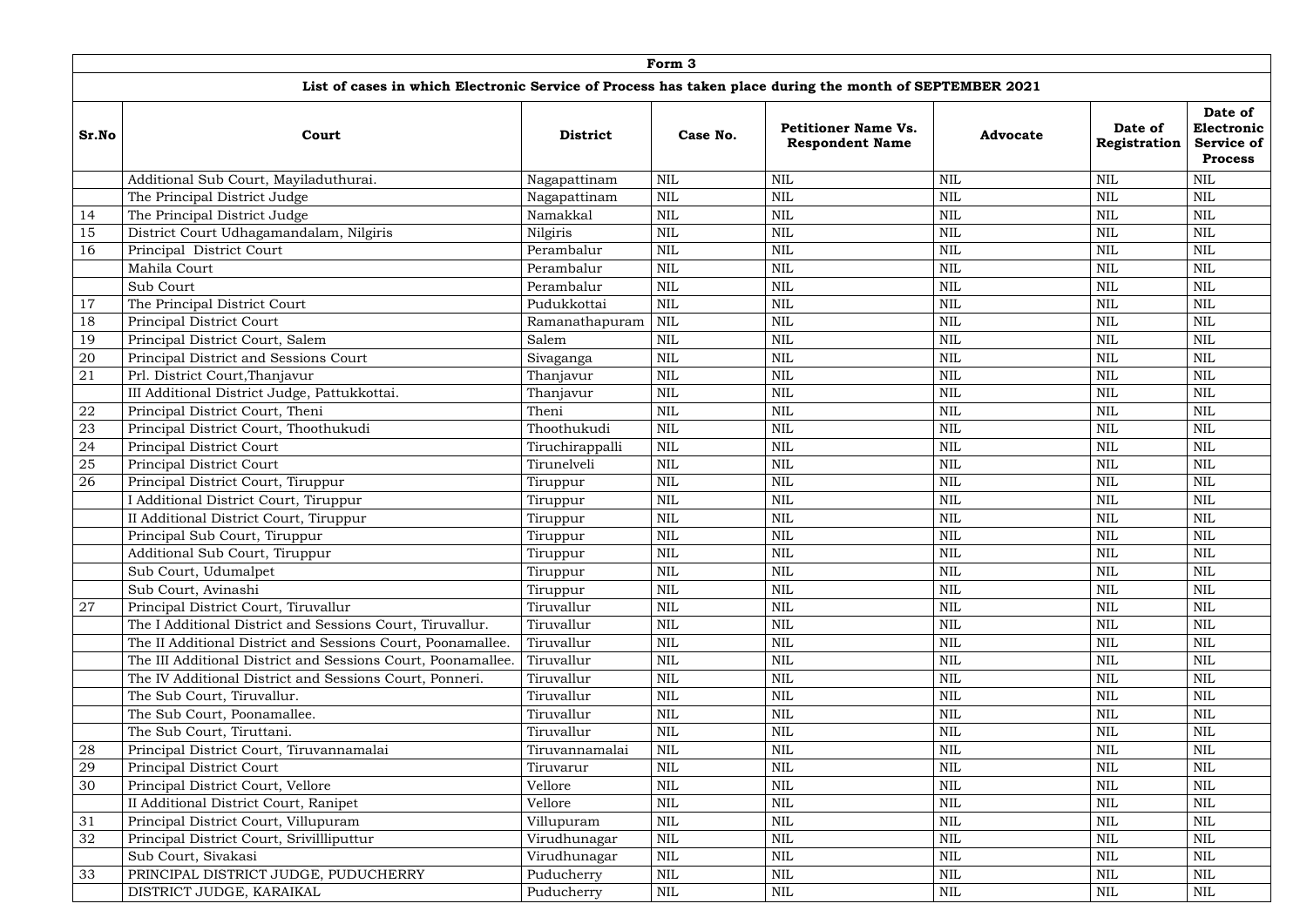| Form 3 | | | | | | | |
|---|---|---|---|---|---|---|---|
| **List of cases in which Electronic Service of Process has taken place during the month of SEPTEMBER 2021** | | | | | | | |
| **Sr.No** | **Court** | **District** | **Case No.** | **Petitioner Name Vs. Respondent Name** | **Advocate** | **Date of Registration** | **Date of Electronic Service of Process** |
| | Additional Sub Court, Mayiladuthurai. | Nagapattinam | NIL | NIL | NIL | NIL | NIL |
| | The Principal District Judge | Nagapattinam | NIL | NIL | NIL | NIL | NIL |
| 14 | The Principal District Judge | Namakkal | NIL | NIL | NIL | NIL | NIL |
| 15 | District Court Udhagamandalam, Nilgiris | Nilgiris | NIL | NIL | NIL | NIL | NIL |
| 16 | Principal District Court | Perambalur | NIL | NIL | NIL | NIL | NIL |
| | Mahila Court | Perambalur | NIL | NIL | NIL | NIL | NIL |
| | Sub Court | Perambalur | NIL | NIL | NIL | NIL | NIL |
| 17 | The Principal District Court | Pudukkottai | NIL | NIL | NIL | NIL | NIL |
| 18 | Principal District Court | Ramanathapuram | NIL | NIL | NIL | NIL | NIL |
| 19 | Principal District Court, Salem | Salem | NIL | NIL | NIL | NIL | NIL |
| 20 | Principal District and Sessions Court | Sivaganga | NIL | NIL | NIL | NIL | NIL |
| 21 | Prl. District Court,Thanjavur | Thanjavur | NIL | NIL | NIL | NIL | NIL |
| | III Additional District Judge, Pattukkottai. | Thanjavur | NIL | NIL | NIL | NIL | NIL |
| 22 | Principal District Court, Theni | Theni | NIL | NIL | NIL | NIL | NIL |
| 23 | Principal District Court, Thoothukudi | Thoothukudi | NIL | NIL | NIL | NIL | NIL |
| 24 | Principal District Court | Tiruchirappalli | NIL | NIL | NIL | NIL | NIL |
| 25 | Principal District Court | Tirunelveli | NIL | NIL | NIL | NIL | NIL |
| 26 | Principal District Court, Tiruppur | Tiruppur | NIL | NIL | NIL | NIL | NIL |
| | I Additional District Court, Tiruppur | Tiruppur | NIL | NIL | NIL | NIL | NIL |
| | II Additional District Court, Tiruppur | Tiruppur | NIL | NIL | NIL | NIL | NIL |
| | Principal Sub Court, Tiruppur | Tiruppur | NIL | NIL | NIL | NIL | NIL |
| | Additional Sub Court, Tiruppur | Tiruppur | NIL | NIL | NIL | NIL | NIL |
| | Sub Court, Udumalpet | Tiruppur | NIL | NIL | NIL | NIL | NIL |
| | Sub Court, Avinashi | Tiruppur | NIL | NIL | NIL | NIL | NIL |
| 27 | Principal District Court, Tiruvallur | Tiruvallur | NIL | NIL | NIL | NIL | NIL |
| | The I Additional District and Sessions Court, Tiruvallur. | Tiruvallur | NIL | NIL | NIL | NIL | NIL |
| | The II Additional District and Sessions Court, Poonamallee. | Tiruvallur | NIL | NIL | NIL | NIL | NIL |
| | The III Additional District and Sessions Court, Poonamallee. | Tiruvallur | NIL | NIL | NIL | NIL | NIL |
| | The IV Additional District and Sessions Court, Ponneri. | Tiruvallur | NIL | NIL | NIL | NIL | NIL |
| | The Sub Court, Tiruvallur. | Tiruvallur | NIL | NIL | NIL | NIL | NIL |
| | The Sub Court, Poonamallee. | Tiruvallur | NIL | NIL | NIL | NIL | NIL |
| | The Sub Court, Tiruttani. | Tiruvallur | NIL | NIL | NIL | NIL | NIL |
| 28 | Principal District Court, Tiruvannamalai | Tiruvannamalai | NIL | NIL | NIL | NIL | NIL |
| 29 | Principal District Court | Tiruvarur | NIL | NIL | NIL | NIL | NIL |
| 30 | Principal District Court, Vellore | Vellore | NIL | NIL | NIL | NIL | NIL |
| | II Additional District Court, Ranipet | Vellore | NIL | NIL | NIL | NIL | NIL |
| 31 | Principal District Court, Villupuram | Villupuram | NIL | NIL | NIL | NIL | NIL |
| 32 | Principal District Court, Srivillliputtur | Virudhunagar | NIL | NIL | NIL | NIL | NIL |
| | Sub Court, Sivakasi | Virudhunagar | NIL | NIL | NIL | NIL | NIL |
| 33 | PRINCIPAL DISTRICT JUDGE, PUDUCHERRY | Puducherry | NIL | NIL | NIL | NIL | NIL |
| | DISTRICT JUDGE, KARAIKAL | Puducherry | NIL | NIL | NIL | NIL | NIL |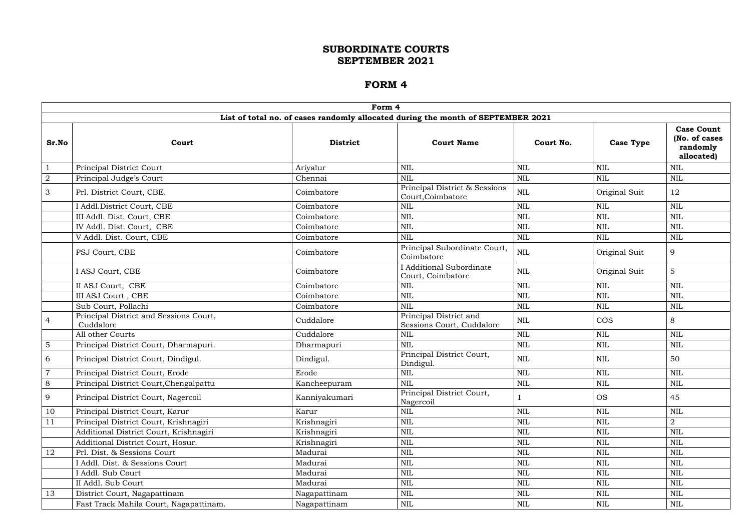# SUBORDINATE COURTS
# SEPTEMBER 2021

## FORM 4

| Form 4 | | | | | | |
|---|---|---|---|---|---|---|
| **List of total no. of cases randomly allocated during the month of SEPTEMBER 2021** | | | | | | |
| **Sr.No** | **Court** | **District** | **Court Name** | **Court No.** | **Case Type** | **Case Count (No. of cases randomly allocated)** |
| 1 | Principal District Court | Ariyalur | NIL | NIL | NIL | NIL |
| 2 | Principal Judge's Court | Chennai | NIL | NIL | NIL | NIL |
| 3 | Prl. District Court, CBE. | Coimbatore | Principal District & Sessions Court,Coimbatore | NIL | Original Suit | 12 |
| | I Addl.District Court, CBE | Coimbatore | NIL | NIL | NIL | NIL |
| | III Addl. Dist. Court, CBE | Coimbatore | NIL | NIL | NIL | NIL |
| | IV Addl. Dist. Court, CBE | Coimbatore | NIL | NIL | NIL | NIL |
| | V Addl. Dist. Court, CBE | Coimbatore | NIL | NIL | NIL | NIL |
| | PSJ Court, CBE | Coimbatore | Principal Subordinate Court, Coimbatore | NIL | Original Suit | 9 |
| | I ASJ Court, CBE | Coimbatore | I Additional Subordinate Court, Coimbatore | NIL | Original Suit | 5 |
| | II ASJ Court, CBE | Coimbatore | NIL | NIL | NIL | NIL |
| | III ASJ Court , CBE | Coimbatore | NIL | NIL | NIL | NIL |
| | Sub Court, Pollachi | Coimbatore | NIL | NIL | NIL | NIL |
| 4 | Principal District and Sessions Court, Cuddalore | Cuddalore | Principal District and Sessions Court, Cuddalore | NIL | COS | 8 |
| | All other Courts | Cuddalore | NIL | NIL | NIL | NIL |
| 5 | Principal District Court, Dharmapuri. | Dharmapuri | NIL | NIL | NIL | NIL |
| 6 | Principal District Court, Dindigul. | Dindigul. | Principal District Court, Dindigul. | NIL | NIL | 50 |
| 7 | Principal District Court, Erode | Erode | NIL | NIL | NIL | NIL |
| 8 | Principal District Court,Chengalpattu | Kancheepuram | NIL | NIL | NIL | NIL |
| 9 | Principal District Court, Nagercoil | Kanniyakumari | Principal District Court, Nagercoil | 1 | OS | 45 |
| 10 | Principal District Court, Karur | Karur | NIL | NIL | NIL | NIL |
| 11 | Principal District Court, Krishnagiri | Krishnagiri | NIL | NIL | NIL | 2 |
| | Additional District Court, Krishnagiri | Krishnagiri | NIL | NIL | NIL | NIL |
| | Additional District Court, Hosur. | Krishnagiri | NIL | NIL | NIL | NIL |
| 12 | Prl. Dist. & Sessions Court | Madurai | NIL | NIL | NIL | NIL |
| | I Addl. Dist. & Sessions Court | Madurai | NIL | NIL | NIL | NIL |
| | I Addl. Sub Court | Madurai | NIL | NIL | NIL | NIL |
| | II Addl. Sub Court | Madurai | NIL | NIL | NIL | NIL |
| 13 | District Court, Nagapattinam | Nagapattinam | NIL | NIL | NIL | NIL |
| | Fast Track Mahila Court, Nagapattinam. | Nagapattinam | NIL | NIL | NIL | NIL |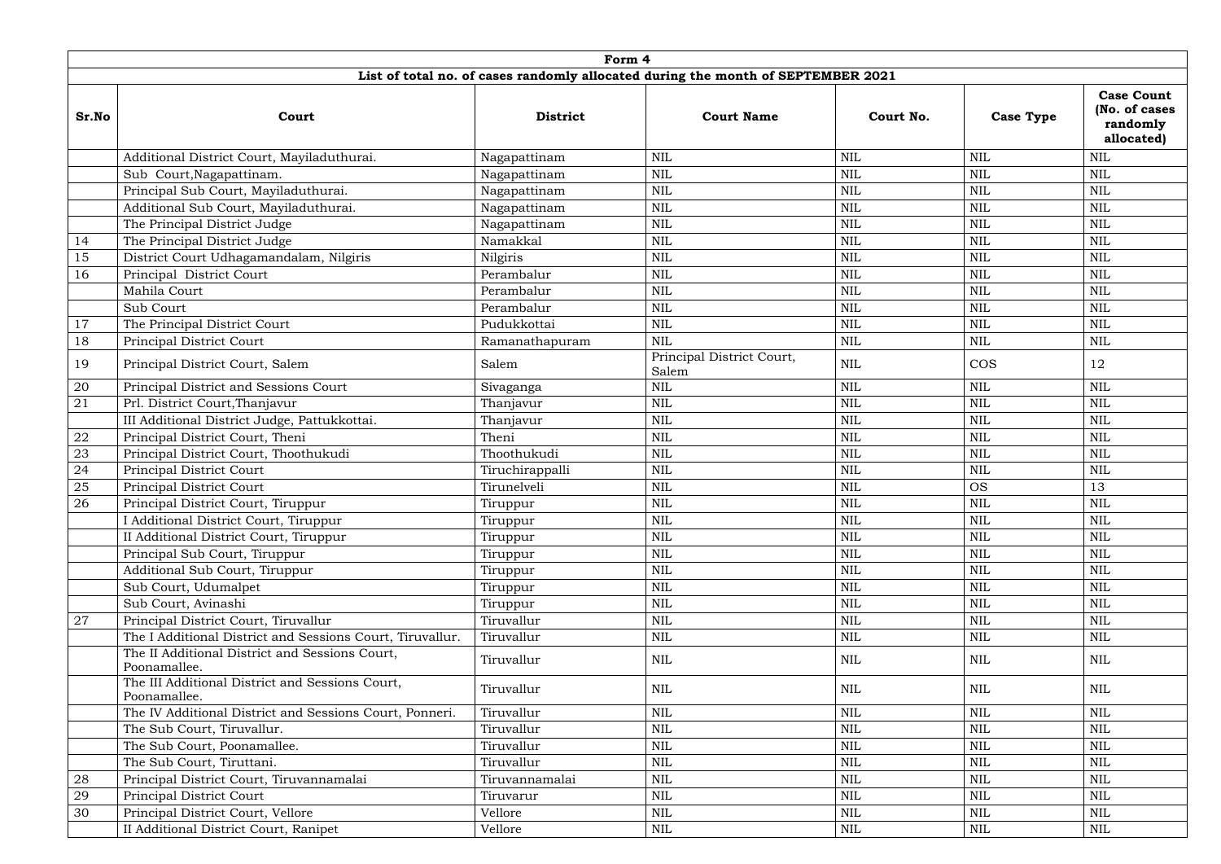| Form 4 | | | | | | |
|---|---|---|---|---|---|---|
| **List of total no. of cases randomly allocated during the month of SEPTEMBER 2021** | | | | | | |
| **Sr.No** | **Court** | **District** | **Court Name** | **Court No.** | **Case Type** | **Case Count (No. of cases randomly allocated)** |
| | Additional District Court, Mayiladuthurai. | Nagapattinam | NIL | NIL | NIL | NIL |
| | Sub Court,Nagapattinam. | Nagapattinam | NIL | NIL | NIL | NIL |
| | Principal Sub Court, Mayiladuthurai. | Nagapattinam | NIL | NIL | NIL | NIL |
| | Additional Sub Court, Mayiladuthurai. | Nagapattinam | NIL | NIL | NIL | NIL |
| | The Principal District Judge | Nagapattinam | NIL | NIL | NIL | NIL |
| 14 | The Principal District Judge | Namakkal | NIL | NIL | NIL | NIL |
| 15 | District Court Udhagamandalam, Nilgiris | Nilgiris | NIL | NIL | NIL | NIL |
| 16 | Principal District Court | Perambalur | NIL | NIL | NIL | NIL |
| | Mahila Court | Perambalur | NIL | NIL | NIL | NIL |
| | Sub Court | Perambalur | NIL | NIL | NIL | NIL |
| 17 | The Principal District Court | Pudukkottai | NIL | NIL | NIL | NIL |
| 18 | Principal District Court | Ramanathapuram | NIL | NIL | NIL | NIL |
| 19 | Principal District Court, Salem | Salem | Principal District Court, Salem | NIL | COS | 12 |
| 20 | Principal District and Sessions Court | Sivaganga | NIL | NIL | NIL | NIL |
| 21 | Prl. District Court,Thanjavur | Thanjavur | NIL | NIL | NIL | NIL |
| | III Additional District Judge, Pattukkottai. | Thanjavur | NIL | NIL | NIL | NIL |
| 22 | Principal District Court, Theni | Theni | NIL | NIL | NIL | NIL |
| 23 | Principal District Court, Thoothukudi | Thoothukudi | NIL | NIL | NIL | NIL |
| 24 | Principal District Court | Tiruchirappalli | NIL | NIL | NIL | NIL |
| 25 | Principal District Court | Tirunelveli | NIL | NIL | OS | 13 |
| 26 | Principal District Court, Tiruppur | Tiruppur | NIL | NIL | NIL | NIL |
| | I Additional District Court, Tiruppur | Tiruppur | NIL | NIL | NIL | NIL |
| | II Additional District Court, Tiruppur | Tiruppur | NIL | NIL | NIL | NIL |
| | Principal Sub Court, Tiruppur | Tiruppur | NIL | NIL | NIL | NIL |
| | Additional Sub Court, Tiruppur | Tiruppur | NIL | NIL | NIL | NIL |
| | Sub Court, Udumalpet | Tiruppur | NIL | NIL | NIL | NIL |
| | Sub Court, Avinashi | Tiruppur | NIL | NIL | NIL | NIL |
| 27 | Principal District Court, Tiruvallur | Tiruvallur | NIL | NIL | NIL | NIL |
| | The I Additional District and Sessions Court, Tiruvallur. | Tiruvallur | NIL | NIL | NIL | NIL |
| | The II Additional District and Sessions Court, Poonamallee. | Tiruvallur | NIL | NIL | NIL | NIL |
| | The III Additional District and Sessions Court, Poonamallee. | Tiruvallur | NIL | NIL | NIL | NIL |
| | The IV Additional District and Sessions Court, Ponneri. | Tiruvallur | NIL | NIL | NIL | NIL |
| | The Sub Court, Tiruvallur. | Tiruvallur | NIL | NIL | NIL | NIL |
| | The Sub Court, Poonamallee. | Tiruvallur | NIL | NIL | NIL | NIL |
| | The Sub Court, Tiruttani. | Tiruvallur | NIL | NIL | NIL | NIL |
| 28 | Principal District Court, Tiruvannamalai | Tiruvannamalai | NIL | NIL | NIL | NIL |
| 29 | Principal District Court | Tiruvarur | NIL | NIL | NIL | NIL |
| 30 | Principal District Court, Vellore | Vellore | NIL | NIL | NIL | NIL |
| | II Additional District Court, Ranipet | Vellore | NIL | NIL | NIL | NIL |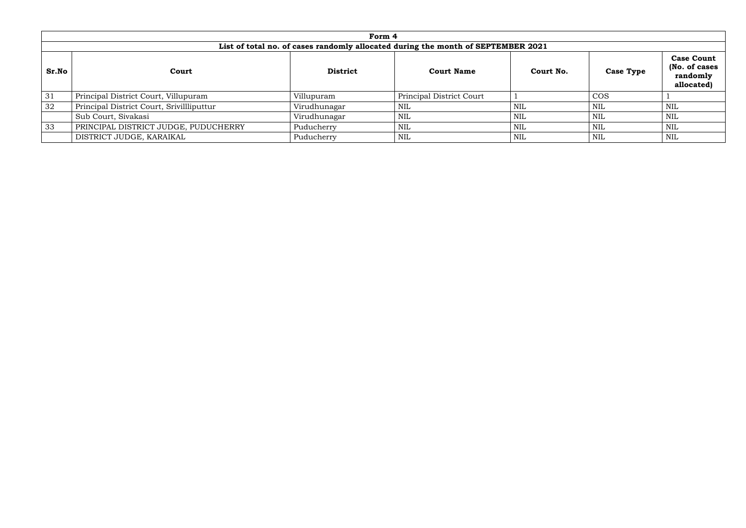**Form 4**

**List of total no. of cases randomly allocated during the month of SEPTEMBER 2021**

| Sr.No | Court | District | Court Name | Court No. | Case Type | Case Count (No. of cases randomly allocated) |
|---|---|---|---|---|---|---|
| 31 | Principal District Court, Villupuram | Villupuram | Principal District Court | 1 | COS | 1 |
| 32 | Principal District Court, Srivillliputtur | Virudhunagar | NIL | NIL | NIL | NIL |
| | Sub Court, Sivakasi | Virudhunagar | NIL | NIL | NIL | NIL |
| 33 | PRINCIPAL DISTRICT JUDGE, PUDUCHERRY | Puducherry | NIL | NIL | NIL | NIL |
| | DISTRICT JUDGE, KARAIKAL | Puducherry | NIL | NIL | NIL | NIL |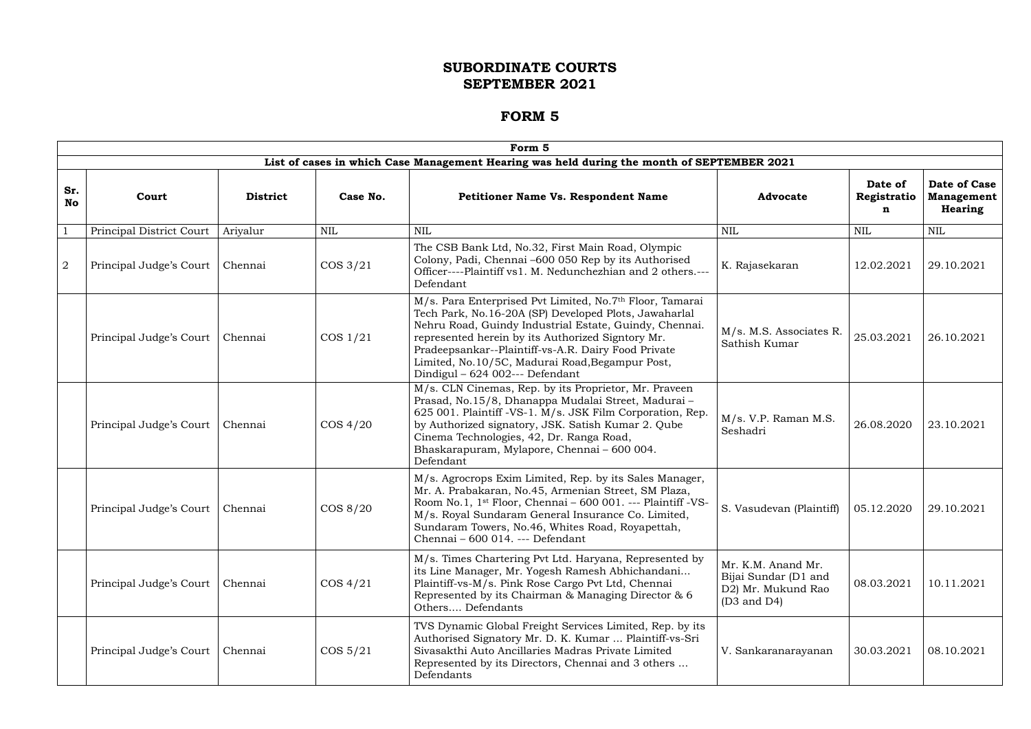# SUBORDINATE COURTS
# SEPTEMBER 2021

## FORM 5

| Form 5 | | | | | | | |
|---|---|---|---|---|---|---|---|
| **List of cases in which Case Management Hearing was held during the month of SEPTEMBER 2021** | | | | | | | |
| **Sr. No** | **Court** | **District** | **Case No.** | **Petitioner Name Vs. Respondent Name** | **Advocate** | **Date of Registration** | **Date of Case Management Hearing** |
| 1 | Principal District Court | Ariyalur | NIL | NIL | NIL | NIL | NIL |
| 2 | Principal Judge's Court | Chennai | COS 3/21 | The CSB Bank Ltd, No.32, First Main Road, Olympic Colony, Padi, Chennai –600 050 Rep by its Authorised Officer----Plaintiff vs1. M. Nedunchezhian and 2 others.---Defendant | K. Rajasekaran | 12.02.2021 | 29.10.2021 |
| | Principal Judge's Court | Chennai | COS 1/21 | M/s. Para Enterprised Pvt Limited, No.7th Floor, Tamarai Tech Park, No.16-20A (SP) Developed Plots, Jawaharlal Nehru Road, Guindy Industrial Estate, Guindy, Chennai. represented herein by its Authorized Signtory Mr. Pradeepsankar--Plaintiff--vs-A.R. Dairy Food Private Limited, No.10/5C, Madurai Road,Begampur Post, Dindigul – 624 002--- Defendant | M/s. M.S. Associates R. Sathish Kumar | 25.03.2021 | 26.10.2021 |
| | Principal Judge's Court | Chennai | COS 4/20 | M/s. CLN Cinemas, Rep. by its Proprietor, Mr. Praveen Prasad, No.15/8, Dhanappa Mudalai Street, Madurai – 625 001. Plaintiff -VS-1. M/s. JSK Film Corporation, Rep. by Authorized signatory, JSK. Satish Kumar 2. Qube Cinema Technologies, 42, Dr. Ranga Road, Bhaskarapuram, Mylapore, Chennai – 600 004. Defendant | M/s. V.P. Raman M.S. Seshadri | 26.08.2020 | 23.10.2021 |
| | Principal Judge's Court | Chennai | COS 8/20 | M/s. Agrocrops Exim Limited, Rep. by its Sales Manager, Mr. A. Prabakaran, No.45, Armenian Street, SM Plaza, Room No.1, 1st Floor, Chennai – 600 001. --- Plaintiff -VS-M/s. Royal Sundaram General Insurance Co. Limited, Sundaram Towers, No.46, Whites Road, Royapettah, Chennai – 600 014. --- Defendant | S. Vasudevan (Plaintiff) | 05.12.2020 | 29.10.2021 |
| | Principal Judge's Court | Chennai | COS 4/21 | M/s. Times Chartering Pvt Ltd. Haryana, Represented by its Line Manager, Mr. Yogesh Ramesh Abhichandani… Plaintiff-vs-M/s. Pink Rose Cargo Pvt Ltd, Chennai Represented by its Chairman & Managing Director & 6 Others…. Defendants | Mr. K.M. Anand Mr. Bijai Sundar (D1 and D2) Mr. Mukund Rao (D3 and D4) | 08.03.2021 | 10.11.2021 |
| | Principal Judge's Court | Chennai | COS 5/21 | TVS Dynamic Global Freight Services Limited, Rep. by its Authorised Signatory Mr. D. K. Kumar ... Plaintiff-vs-Sri Sivasakthi Auto Ancillaries Madras Private Limited Represented by its Directors, Chennai and 3 others ... Defendants | V. Sankaranarayanan | 30.03.2021 | 08.10.2021 |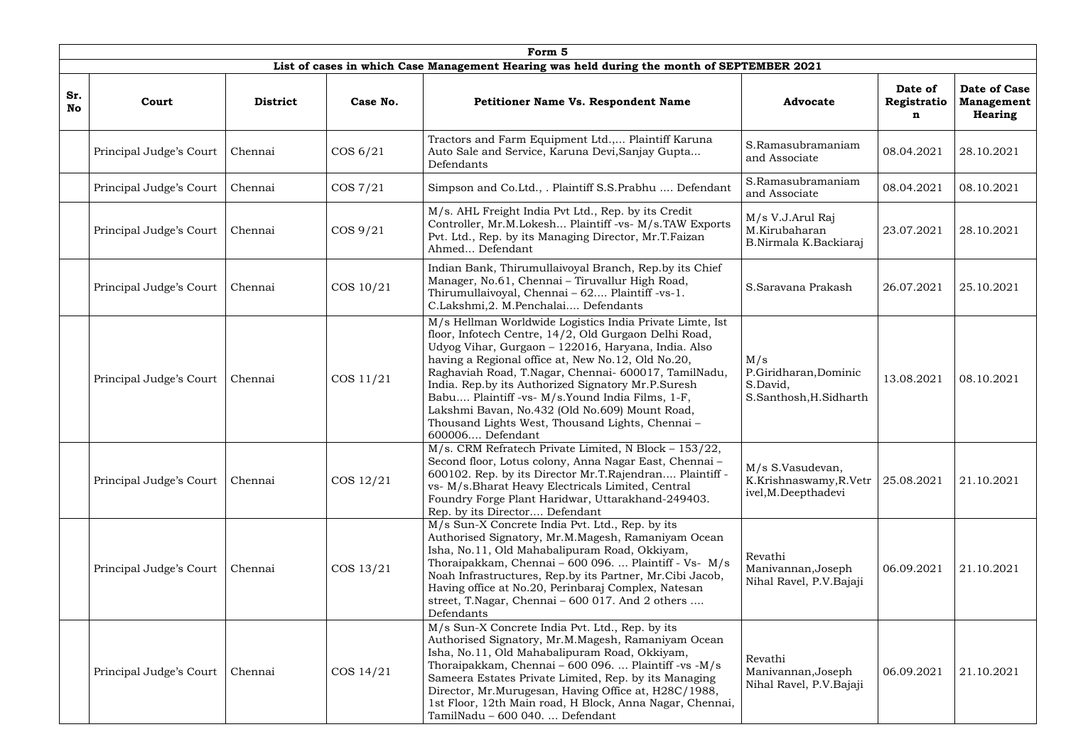| Form 5 | | | | | | | |
|---|---|---|---|---|---|---|---|
| **List of cases in which Case Management Hearing was held during the month of SEPTEMBER 2021** | | | | | | | |
| **Sr. No** | **Court** | **District** | **Case No.** | **Petitioner Name Vs. Respondent Name** | **Advocate** | **Date of Registration** | **Date of Case Management Hearing** |
| | Principal Judge's Court | Chennai | COS 6/21 | Tractors and Farm Equipment Ltd.,... Plaintiff Karuna Auto Sale and Service, Karuna Devi,Sanjay Gupta... Defendants | S.Ramasubramaniam and Associate | 08.04.2021 | 28.10.2021 |
| | Principal Judge's Court | Chennai | COS 7/21 | Simpson and Co.Ltd., . Plaintiff S.S.Prabhu .... Defendant | S.Ramasubramaniam and Associate | 08.04.2021 | 08.10.2021 |
| | Principal Judge's Court | Chennai | COS 9/21 | M/s. AHL Freight India Pvt Ltd., Rep. by its Credit Controller, Mr.M.Lokesh... Plaintiff -vs- M/s.TAW Exports Pvt. Ltd., Rep. by its Managing Director, Mr.T.Faizan Ahmed... Defendant | M/s V.J.Arul Raj M.Kirubaharan B.Nirmala K.Backiaraj | 23.07.2021 | 28.10.2021 |
| | Principal Judge's Court | Chennai | COS 10/21 | Indian Bank, Thirumullaivoyal Branch, Rep.by its Chief Manager, No.61, Chennai – Tiruvallur High Road, Thirumullaivoyal, Chennai – 62.... Plaintiff -vs-1. C.Lakshmi,2. M.Penchalai.... Defendants | S.Saravana Prakash | 26.07.2021 | 25.10.2021 |
| | Principal Judge's Court | Chennai | COS 11/21 | M/s Hellman Worldwide Logistics India Private Limte, Ist floor, Infotech Centre, 14/2, Old Gurgaon Delhi Road, Udyog Vihar, Gurgaon – 122016, Haryana, India. Also having a Regional office at, New No.12, Old No.20, Raghaviah Road, T.Nagar, Chennai- 600017, TamilNadu, India. Rep.by its Authorized Signatory Mr.P.Suresh Babu.... Plaintiff -vs- M/s.Yound India Films, 1-F, Lakshmi Bavan, No.432 (Old No.609) Mount Road, Thousand Lights West, Thousand Lights, Chennai – 600006.... Defendant | M/s P.Giridharan,Dominic S.David, S.Santhosh,H.Sidharth | 13.08.2021 | 08.10.2021 |
| | Principal Judge's Court | Chennai | COS 12/21 | M/s. CRM Refratech Private Limited, N Block – 153/22, Second floor, Lotus colony, Anna Nagar East, Chennai – 600102. Rep. by its Director Mr.T.Rajendran.... Plaintiff -vs- M/s.Bharat Heavy Electricals Limited, Central Foundry Forge Plant Haridwar, Uttarakhand-249403. Rep. by its Director.... Defendant | M/s S.Vasudevan, K.Krishnaswamy,R.Vetrivel,M.Deepthadevi | 25.08.2021 | 21.10.2021 |
| | Principal Judge's Court | Chennai | COS 13/21 | M/s Sun-X Concrete India Pvt. Ltd., Rep. by its Authorised Signatory, Mr.M.Magesh, Ramaniyam Ocean Isha, No.11, Old Mahabalipuram Road, Okkiyam, Thoraipakkam, Chennai – 600 096. ... Plaintiff - Vs- M/s Noah Infrastructures, Rep.by its Partner, Mr.Cibi Jacob, Having office at No.20, Perinbaraj Complex, Natesan street, T.Nagar, Chennai – 600 017. And 2 others .... Defendants | Revathi Manivannan,Joseph Nihal Ravel, P.V.Bajaji | 06.09.2021 | 21.10.2021 |
| | Principal Judge's Court | Chennai | COS 14/21 | M/s Sun-X Concrete India Pvt. Ltd., Rep. by its Authorised Signatory, Mr.M.Magesh, Ramaniyam Ocean Isha, No.11, Old Mahabalipuram Road, Okkiyam, Thoraipakkam, Chennai – 600 096. ... Plaintiff -vs -M/s Sameera Estates Private Limited, Rep. by its Managing Director, Mr.Murugesan, Having Office at, H28C/1988, 1st Floor, 12th Main road, H Block, Anna Nagar, Chennai, TamilNadu – 600 040. ... Defendant | Revathi Manivannan,Joseph Nihal Ravel, P.V.Bajaji | 06.09.2021 | 21.10.2021 |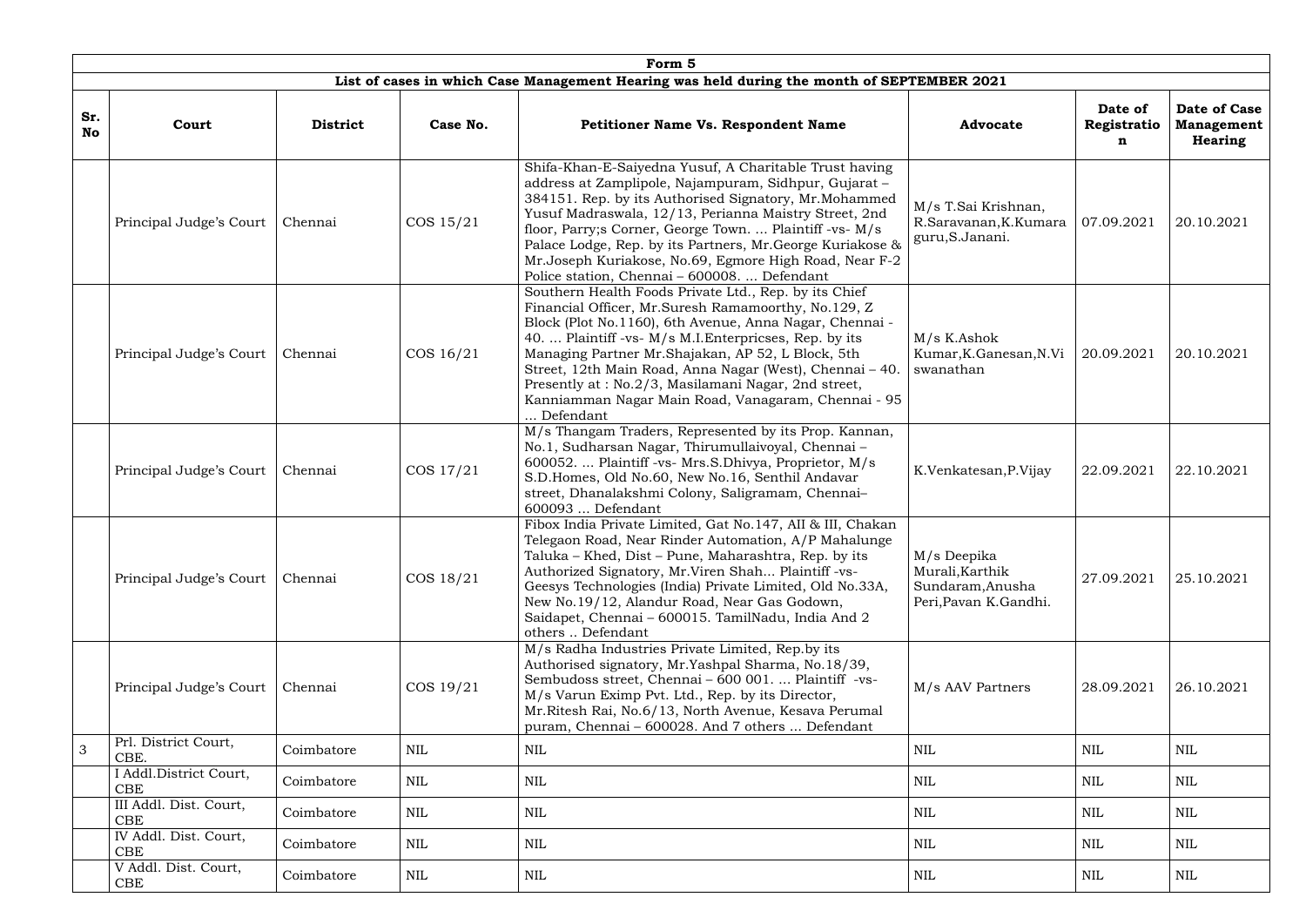| Form 5 | | | | | | | |
|---|---|---|---|---|---|---|---|
| **List of cases in which Case Management Hearing was held during the month of SEPTEMBER 2021** | | | | | | | |
| **Sr. No** | **Court** | **District** | **Case No.** | **Petitioner Name Vs. Respondent Name** | **Advocate** | **Date of Registration** | **Date of Case Management Hearing** |
| | Principal Judge's Court | Chennai | COS 15/21 | Shifa-Khan-E-Saiyedna Yusuf, A Charitable Trust having address at Zamplipole, Najampuram, Sidhpur, Gujarat – 384151. Rep. by its Authorised Signatory, Mr.Mohammed Yusuf Madraswala, 12/13, Perianna Maistry Street, 2nd floor, Parry;s Corner, George Town. ... Plaintiff -vs- M/s Palace Lodge, Rep. by its Partners, Mr.George Kuriakose & Mr.Joseph Kuriakose, No.69, Egmore High Road, Near F-2 Police station, Chennai – 600008. ... Defendant | M/s T.Sai Krishnan, R.Saravanan,K.Kumaraguru,S.Janani. | 07.09.2021 | 20.10.2021 |
| | Principal Judge's Court | Chennai | COS 16/21 | Southern Health Foods Private Ltd., Rep. by its Chief Financial Officer, Mr.Suresh Ramamoorthy, No.129, Z Block (Plot No.1160), 6th Avenue, Anna Nagar, Chennai - 40. ... Plaintiff -vs- M/s M.I.Enterpricses, Rep. by its Managing Partner Mr.Shajakan, AP 52, L Block, 5th Street, 12th Main Road, Anna Nagar (West), Chennai – 40. Presently at : No.2/3, Masilamani Nagar, 2nd street, Kanniamman Nagar Main Road, Vanagaram, Chennai - 95 ... Defendant | M/s K.Ashok Kumar,K.Ganesan,N.Viswanathan | 20.09.2021 | 20.10.2021 |
| | Principal Judge's Court | Chennai | COS 17/21 | M/s Thangam Traders, Represented by its Prop. Kannan, No.1, Sudharsan Nagar, Thirumullaivoyal, Chennai – 600052. ... Plaintiff -vs- Mrs.S.Dhivya, Proprietor, M/s S.D.Homes, Old No.60, New No.16, Senthil Andavar street, Dhanalakshmi Colony, Saligramam, Chennai– 600093 ... Defendant | K.Venkatesan,P.Vijay | 22.09.2021 | 22.10.2021 |
| | Principal Judge's Court | Chennai | COS 18/21 | Fibox India Private Limited, Gat No.147, AII & III, Chakan Telegaon Road, Near Rinder Automation, A/P Mahalunge Taluka – Khed, Dist – Pune, Maharashtra, Rep. by its Authorized Signatory, Mr.Viren Shah... Plaintiff -vs- Geesys Technologies (India) Private Limited, Old No.33A, New No.19/12, Alandur Road, Near Gas Godown, Saidapet, Chennai – 600015. TamilNadu, India And 2 others .. Defendant | M/s Deepika Murali,Karthik Sundaram,Anusha Peri,Pavan K.Gandhi. | 27.09.2021 | 25.10.2021 |
| | Principal Judge's Court | Chennai | COS 19/21 | M/s Radha Industries Private Limited, Rep.by its Authorised signatory, Mr.Yashpal Sharma, No.18/39, Sembudoss street, Chennai – 600 001. ... Plaintiff -vs- M/s Varun Exim Pvt. Ltd., Rep. by its Director, Mr.Ritesh Rai, No.6/13, North Avenue, Kesava Perumal puram, Chennai – 600028. And 7 others ... Defendant | M/s AAV Partners | 28.09.2021 | 26.10.2021 |
| 3 | Prl. District Court, CBE. | Coimbatore | NIL | NIL | NIL | NIL | NIL |
| | I Addl.District Court, CBE | Coimbatore | NIL | NIL | NIL | NIL | NIL |
| | III Addl. Dist. Court, CBE | Coimbatore | NIL | NIL | NIL | NIL | NIL |
| | IV Addl. Dist. Court, CBE | Coimbatore | NIL | NIL | NIL | NIL | NIL |
| | V Addl. Dist. Court, CBE | Coimbatore | NIL | NIL | NIL | NIL | NIL |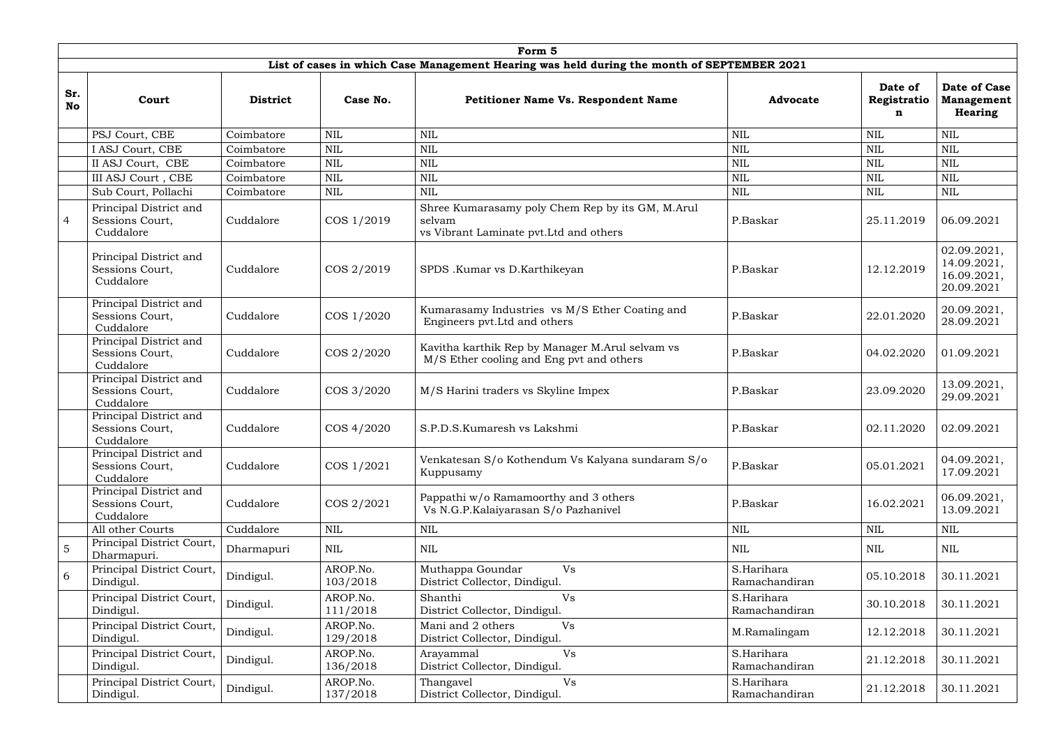| Form 5 | | | | | | | |
|---|---|---|---|---|---|---|---|
| **List of cases in which Case Management Hearing was held during the month of SEPTEMBER 2021** | | | | | | | |
| **Sr. No** | **Court** | **District** | **Case No.** | **Petitioner Name Vs. Respondent Name** | **Advocate** | **Date of Registration** | **Date of Case Management Hearing** |
| | PSJ Court, CBE | Coimbatore | NIL | NIL | NIL | NIL | NIL |
| | I ASJ Court, CBE | Coimbatore | NIL | NIL | NIL | NIL | NIL |
| | II ASJ Court, CBE | Coimbatore | NIL | NIL | NIL | NIL | NIL |
| | III ASJ Court , CBE | Coimbatore | NIL | NIL | NIL | NIL | NIL |
| | Sub Court, Pollachi | Coimbatore | NIL | NIL | NIL | NIL | NIL |
| 4 | Principal District and Sessions Court, Cuddalore | Cuddalore | COS 1/2019 | Shree Kumarasamy poly Chem Rep by its GM, M.Arul selvam vs Vibrant Laminate pvt.Ltd and others | P.Baskar | 25.11.2019 | 06.09.2021 |
| | Principal District and Sessions Court, Cuddalore | Cuddalore | COS 2/2019 | SPDS .Kumar vs D.Karthikeyan | P.Baskar | 12.12.2019 | 02.09.2021, 14.09.2021, 16.09.2021, 20.09.2021 |
| | Principal District and Sessions Court, Cuddalore | Cuddalore | COS 1/2020 | Kumarasamy Industries vs M/S Ether Coating and Engineers pvt.Ltd and others | P.Baskar | 22.01.2020 | 20.09.2021, 28.09.2021 |
| | Principal District and Sessions Court, Cuddalore | Cuddalore | COS 2/2020 | Kavitha karthik Rep by Manager M.Arul selvam vs M/S Ether cooling and Eng pvt and others | P.Baskar | 04.02.2020 | 01.09.2021 |
| | Principal District and Sessions Court, Cuddalore | Cuddalore | COS 3/2020 | M/S Harini traders vs Skyline Impex | P.Baskar | 23.09.2020 | 13.09.2021, 29.09.2021 |
| | Principal District and Sessions Court, Cuddalore | Cuddalore | COS 4/2020 | S.P.D.S.Kumaresh vs Lakshmi | P.Baskar | 02.11.2020 | 02.09.2021 |
| | Principal District and Sessions Court, Cuddalore | Cuddalore | COS 1/2021 | Venkatesan S/o Kothendum Vs Kalyana sundaram S/o Kuppusamy | P.Baskar | 05.01.2021 | 04.09.2021, 17.09.2021 |
| | Principal District and Sessions Court, Cuddalore | Cuddalore | COS 2/2021 | Pappathi w/o Ramamoorthy and 3 others Vs N.G.P.Kalaiyarasan S/o Pazhanivel | P.Baskar | 16.02.2021 | 06.09.2021, 13.09.2021 |
| | All other Courts | Cuddalore | NIL | NIL | NIL | NIL | NIL |
| 5 | Principal District Court, Dharmapuri. | Dharmapuri | NIL | NIL | NIL | NIL | NIL |
| 6 | Principal District Court, Dindigul. | Dindigul. | AROP.No. 103/2018 | Muthappa Goundar Vs District Collector, Dindigul. | S.Harihara Ramachandiran | 05.10.2018 | 30.11.2021 |
| | Principal District Court, Dindigul. | Dindigul. | AROP.No. 111/2018 | Shanthi Vs District Collector, Dindigul. | S.Harihara Ramachandiran | 30.10.2018 | 30.11.2021 |
| | Principal District Court, Dindigul. | Dindigul. | AROP.No. 129/2018 | Mani and 2 others Vs District Collector, Dindigul. | M.Ramalingam | 12.12.2018 | 30.11.2021 |
| | Principal District Court, Dindigul. | Dindigul. | AROP.No. 136/2018 | Arayammal Vs District Collector, Dindigul. | S.Harihara Ramachandiran | 21.12.2018 | 30.11.2021 |
| | Principal District Court, Dindigul. | Dindigul. | AROP.No. 137/2018 | Thangavel Vs District Collector, Dindigul. | S.Harihara Ramachandiran | 21.12.2018 | 30.11.2021 |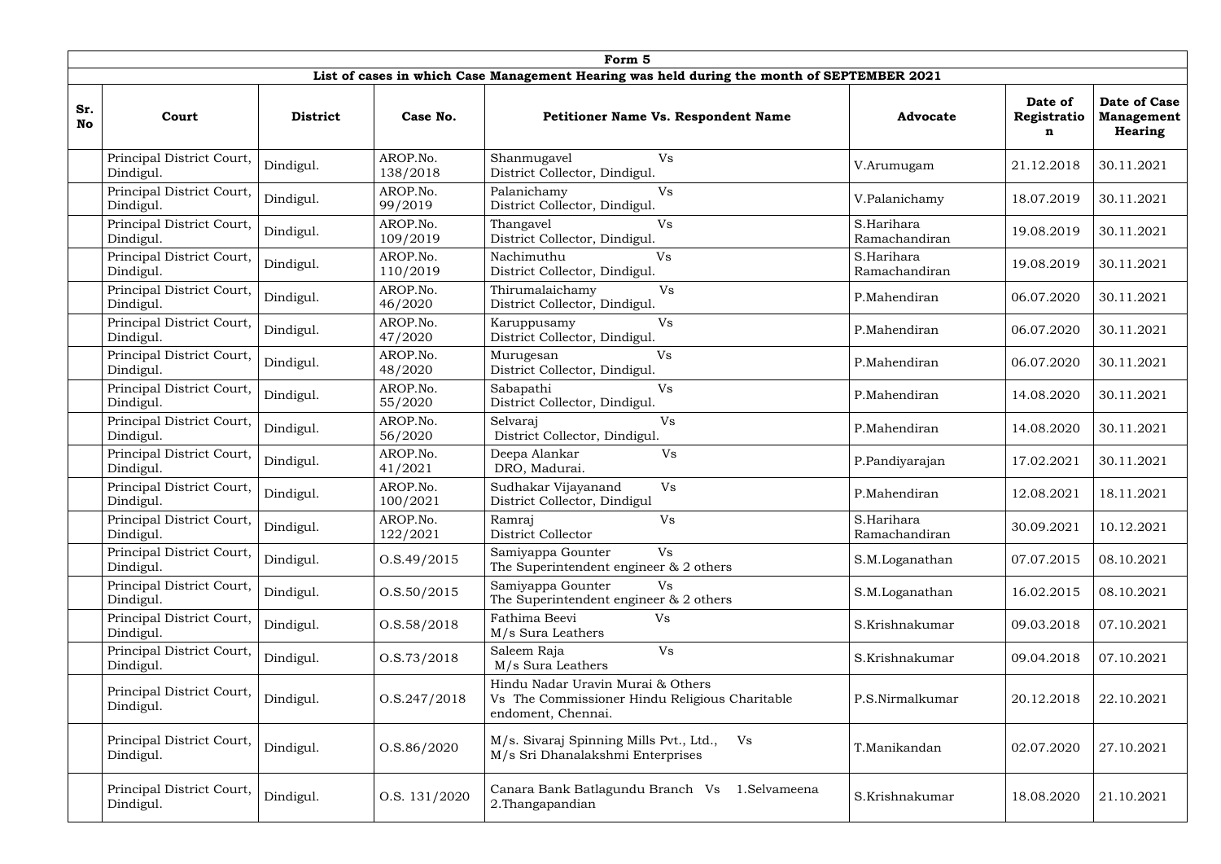| Form 5 | | | | | | | |
|---|---|---|---|---|---|---|---|
| **List of cases in which Case Management Hearing was held during the month of SEPTEMBER 2021** | | | | | | | |
| **Sr. No** | **Court** | **District** | **Case No.** | **Petitioner Name Vs. Respondent Name** | **Advocate** | **Date of Registration** | **Date of Case Management Hearing** |
| | Principal District Court, Dindigul. | Dindigul. | AROP.No. 138/2018 | Shanmugavel Vs District Collector, Dindigul. | V.Arumugam | 21.12.2018 | 30.11.2021 |
| | Principal District Court, Dindigul. | Dindigul. | AROP.No. 99/2019 | Palanichamy Vs District Collector, Dindigul. | V.Palanichamy | 18.07.2019 | 30.11.2021 |
| | Principal District Court, Dindigul. | Dindigul. | AROP.No. 109/2019 | Thangavel Vs District Collector, Dindigul. | S.Harihara Ramachandiran | 19.08.2019 | 30.11.2021 |
| | Principal District Court, Dindigul. | Dindigul. | AROP.No. 110/2019 | Nachimuthu Vs District Collector, Dindigul. | S.Harihara Ramachandiran | 19.08.2019 | 30.11.2021 |
| | Principal District Court, Dindigul. | Dindigul. | AROP.No. 46/2020 | Thirumalaichamy Vs District Collector, Dindigul. | P.Mahendiran | 06.07.2020 | 30.11.2021 |
| | Principal District Court, Dindigul. | Dindigul. | AROP.No. 47/2020 | Karuppusamy Vs District Collector, Dindigul. | P.Mahendiran | 06.07.2020 | 30.11.2021 |
| | Principal District Court, Dindigul. | Dindigul. | AROP.No. 48/2020 | Murugesan Vs District Collector, Dindigul. | P.Mahendiran | 06.07.2020 | 30.11.2021 |
| | Principal District Court, Dindigul. | Dindigul. | AROP.No. 55/2020 | Sabapathi Vs District Collector, Dindigul. | P.Mahendiran | 14.08.2020 | 30.11.2021 |
| | Principal District Court, Dindigul. | Dindigul. | AROP.No. 56/2020 | Selvaraj Vs District Collector, Dindigul. | P.Mahendiran | 14.08.2020 | 30.11.2021 |
| | Principal District Court, Dindigul. | Dindigul. | AROP.No. 41/2021 | Deepa Alankar Vs DRO, Madurai. | P.Pandiyarajan | 17.02.2021 | 30.11.2021 |
| | Principal District Court, Dindigul. | Dindigul. | AROP.No. 100/2021 | Sudhakar Vijayanand Vs District Collector, Dindigul | P.Mahendiran | 12.08.2021 | 18.11.2021 |
| | Principal District Court, Dindigul. | Dindigul. | AROP.No. 122/2021 | Ramraj Vs District Collector | S.Harihara Ramachandiran | 30.09.2021 | 10.12.2021 |
| | Principal District Court, Dindigul. | Dindigul. | O.S.49/2015 | Samiyappa Gounter Vs The Superintendent engineer & 2 others | S.M.Loganathan | 07.07.2015 | 08.10.2021 |
| | Principal District Court, Dindigul. | Dindigul. | O.S.50/2015 | Samiyappa Gounter Vs The Superintendent engineer & 2 others | S.M.Loganathan | 16.02.2015 | 08.10.2021 |
| | Principal District Court, Dindigul. | Dindigul. | O.S.58/2018 | Fathima Beevi Vs M/s Sura Leathers | S.Krishnakumar | 09.03.2018 | 07.10.2021 |
| | Principal District Court, Dindigul. | Dindigul. | O.S.73/2018 | Saleem Raja Vs M/s Sura Leathers | S.Krishnakumar | 09.04.2018 | 07.10.2021 |
| | Principal District Court, Dindigul. | Dindigul. | O.S.247/2018 | Hindu Nadar Uravin Murai & Others Vs The Commissioner Hindu Religious Charitable endoment, Chennai. | P.S.Nirmalkumar | 20.12.2018 | 22.10.2021 |
| | Principal District Court, Dindigul. | Dindigul. | O.S.86/2020 | M/s. Sivaraj Spinning Mills Pvt., Ltd., Vs M/s Sri Dhanalakshmi Enterprises | T.Manikandan | 02.07.2020 | 27.10.2021 |
| | Principal District Court, Dindigul. | Dindigul. | O.S. 131/2020 | Canara Bank Batlagundu Branch Vs 1.Selvameena 2.Thangapandian | S.Krishnakumar | 18.08.2020 | 21.10.2021 |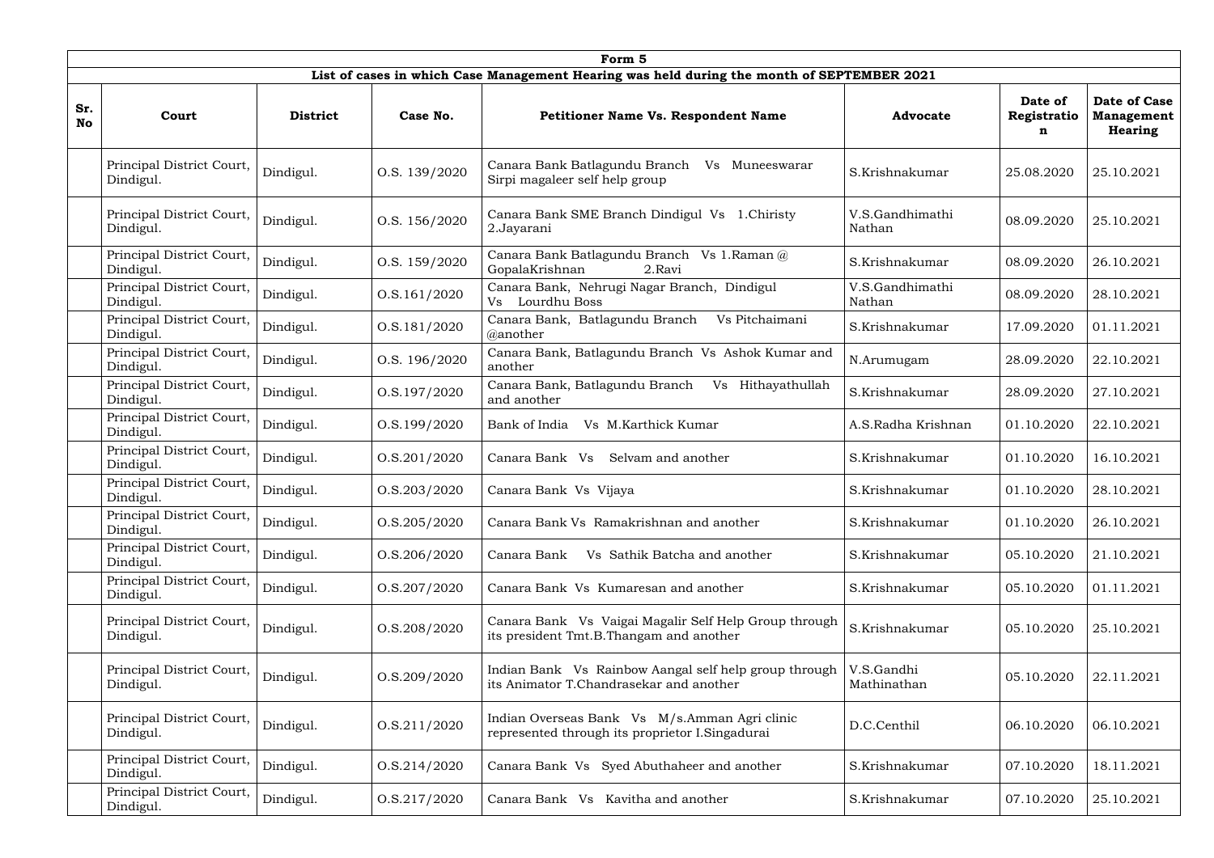| Form 5 | | | | | | | |
|---|---|---|---|---|---|---|---|
| **List of cases in which Case Management Hearing was held during the month of SEPTEMBER 2021** | | | | | | | |
| **Sr. No** | **Court** | **District** | **Case No.** | **Petitioner Name Vs. Respondent Name** | **Advocate** | **Date of Registration** | **Date of Case Management Hearing** |
| | Principal District Court, Dindigul. | Dindigul. | O.S. 139/2020 | Canara Bank Batlagundu Branch Vs Muneeswarar Sirpi magaleer self help group | S.Krishnakumar | 25.08.2020 | 25.10.2021 |
| | Principal District Court, Dindigul. | Dindigul. | O.S. 156/2020 | Canara Bank SME Branch Dindigul Vs 1.Chiristy 2.Jayarani | V.S.Gandhimathi Nathan | 08.09.2020 | 25.10.2021 |
| | Principal District Court, Dindigul. | Dindigul. | O.S. 159/2020 | Canara Bank Batlagundu Branch Vs 1.Raman @ GopalaKrishnan 2.Ravi | S.Krishnakumar | 08.09.2020 | 26.10.2021 |
| | Principal District Court, Dindigul. | Dindigul. | O.S.161/2020 | Canara Bank, Nehrugi Nagar Branch, Dindigul Vs Lourdhu Boss | V.S.Gandhimathi Nathan | 08.09.2020 | 28.10.2021 |
| | Principal District Court, Dindigul. | Dindigul. | O.S.181/2020 | Canara Bank, Batlagundu Branch Vs Pitchaimani @another | S.Krishnakumar | 17.09.2020 | 01.11.2021 |
| | Principal District Court, Dindigul. | Dindigul. | O.S. 196/2020 | Canara Bank, Batlagundu Branch Vs Ashok Kumar and another | N.Arumugam | 28.09.2020 | 22.10.2021 |
| | Principal District Court, Dindigul. | Dindigul. | O.S.197/2020 | Canara Bank, Batlagundu Branch Vs Hithayathullah and another | S.Krishnakumar | 28.09.2020 | 27.10.2021 |
| | Principal District Court, Dindigul. | Dindigul. | O.S.199/2020 | Bank of India Vs M.Karthick Kumar | A.S.Radha Krishnan | 01.10.2020 | 22.10.2021 |
| | Principal District Court, Dindigul. | Dindigul. | O.S.201/2020 | Canara Bank Vs Selvam and another | S.Krishnakumar | 01.10.2020 | 16.10.2021 |
| | Principal District Court, Dindigul. | Dindigul. | O.S.203/2020 | Canara Bank Vs Vijaya | S.Krishnakumar | 01.10.2020 | 28.10.2021 |
| | Principal District Court, Dindigul. | Dindigul. | O.S.205/2020 | Canara Bank Vs Ramakrishnan and another | S.Krishnakumar | 01.10.2020 | 26.10.2021 |
| | Principal District Court, Dindigul. | Dindigul. | O.S.206/2020 | Canara Bank Vs Sathik Batcha and another | S.Krishnakumar | 05.10.2020 | 21.10.2021 |
| | Principal District Court, Dindigul. | Dindigul. | O.S.207/2020 | Canara Bank Vs Kumaresan and another | S.Krishnakumar | 05.10.2020 | 01.11.2021 |
| | Principal District Court, Dindigul. | Dindigul. | O.S.208/2020 | Canara Bank Vs Vaigai Magalir Self Help Group through its president Tmt.B.Thangam and another | S.Krishnakumar | 05.10.2020 | 25.10.2021 |
| | Principal District Court, Dindigul. | Dindigul. | O.S.209/2020 | Indian Bank Vs Rainbow Aangal self help group through its Animator T.Chandrasekar and another | V.S.Gandhi Mathinathan | 05.10.2020 | 22.11.2021 |
| | Principal District Court, Dindigul. | Dindigul. | O.S.211/2020 | Indian Overseas Bank Vs M/s.Amman Agri clinic represented through its proprietor I.Singadurai | D.C.Centhil | 06.10.2020 | 06.10.2021 |
| | Principal District Court, Dindigul. | Dindigul. | O.S.214/2020 | Canara Bank Vs Syed Abuthaheer and another | S.Krishnakumar | 07.10.2020 | 18.11.2021 |
| | Principal District Court, Dindigul. | Dindigul. | O.S.217/2020 | Canara Bank Vs Kavitha and another | S.Krishnakumar | 07.10.2020 | 25.10.2021 |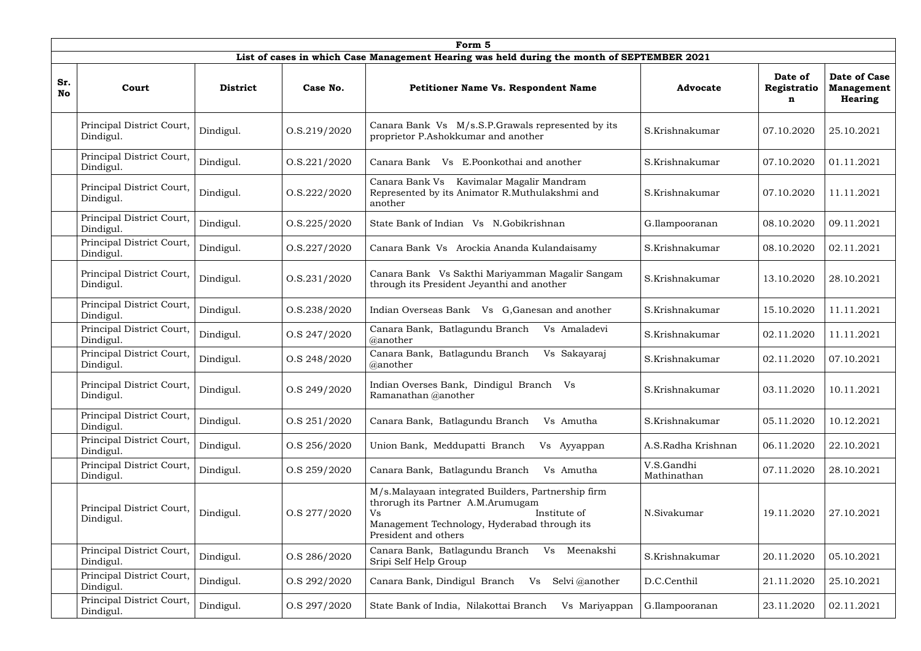| Form 5 | | | | | | | |
|---|---|---|---|---|---|---|---|
| **List of cases in which Case Management Hearing was held during the month of SEPTEMBER 2021** | | | | | | | |
| **Sr. No** | **Court** | **District** | **Case No.** | **Petitioner Name Vs. Respondent Name** | **Advocate** | **Date of Registration** | **Date of Case Management Hearing** |
| | Principal District Court, Dindigul. | Dindigul. | O.S.219/2020 | Canara Bank Vs M/s.S.P.Grawals represented by its proprietor P.Ashokkumar and another | S.Krishnakumar | 07.10.2020 | 25.10.2021 |
| | Principal District Court, Dindigul. | Dindigul. | O.S.221/2020 | Canara Bank Vs E.Poonkothai and another | S.Krishnakumar | 07.10.2020 | 01.11.2021 |
| | Principal District Court, Dindigul. | Dindigul. | O.S.222/2020 | Canara Bank Vs Kavimalar Magalir Mandram Represented by its Animator R.Muthulakshmi and another | S.Krishnakumar | 07.10.2020 | 11.11.2021 |
| | Principal District Court, Dindigul. | Dindigul. | O.S.225/2020 | State Bank of Indian Vs N.Gobikrishnan | G.Ilampooranan | 08.10.2020 | 09.11.2021 |
| | Principal District Court, Dindigul. | Dindigul. | O.S.227/2020 | Canara Bank Vs Arockia Ananda Kulandaisamy | S.Krishnakumar | 08.10.2020 | 02.11.2021 |
| | Principal District Court, Dindigul. | Dindigul. | O.S.231/2020 | Canara Bank Vs Sakthi Mariyamman Magalir Sangam through its President Jeyanthi and another | S.Krishnakumar | 13.10.2020 | 28.10.2021 |
| | Principal District Court, Dindigul. | Dindigul. | O.S.238/2020 | Indian Overseas Bank Vs G,Ganesan and another | S.Krishnakumar | 15.10.2020 | 11.11.2021 |
| | Principal District Court, Dindigul. | Dindigul. | O.S 247/2020 | Canara Bank, Batlagundu Branch Vs Amaladevi @another | S.Krishnakumar | 02.11.2020 | 11.11.2021 |
| | Principal District Court, Dindigul. | Dindigul. | O.S 248/2020 | Canara Bank, Batlagundu Branch Vs Sakayaraj @another | S.Krishnakumar | 02.11.2020 | 07.10.2021 |
| | Principal District Court, Dindigul. | Dindigul. | O.S 249/2020 | Indian Overses Bank, Dindigul Branch Vs Ramanathan @another | S.Krishnakumar | 03.11.2020 | 10.11.2021 |
| | Principal District Court, Dindigul. | Dindigul. | O.S 251/2020 | Canara Bank, Batlagundu Branch Vs Amutha | S.Krishnakumar | 05.11.2020 | 10.12.2021 |
| | Principal District Court, Dindigul. | Dindigul. | O.S 256/2020 | Union Bank, Meddupatti Branch Vs Ayyappan | A.S.Radha Krishnan | 06.11.2020 | 22.10.2021 |
| | Principal District Court, Dindigul. | Dindigul. | O.S 259/2020 | Canara Bank, Batlagundu Branch Vs Amutha | V.S.Gandhi Mathinathan | 07.11.2020 | 28.10.2021 |
| | Principal District Court, Dindigul. | Dindigul. | O.S 277/2020 | M/s.Malayaan integrated Builders, Partnership firm thrurugh its Partner A.M.Arumugam Vs Institute of Management Technology, Hyderabad through its President and others | N.Sivakumar | 19.11.2020 | 27.10.2021 |
| | Principal District Court, Dindigul. | Dindigul. | O.S 286/2020 | Canara Bank, Batlagundu Branch Vs Meenakshi Sripi Self Help Group | S.Krishnakumar | 20.11.2020 | 05.10.2021 |
| | Principal District Court, Dindigul. | Dindigul. | O.S 292/2020 | Canara Bank, Dindigul Branch Vs Selvi @another | D.C.Centhil | 21.11.2020 | 25.10.2021 |
| | Principal District Court, Dindigul. | Dindigul. | O.S 297/2020 | State Bank of India, Nilakottai Branch Vs Mariyappan | G.Ilampooranan | 23.11.2020 | 02.11.2021 |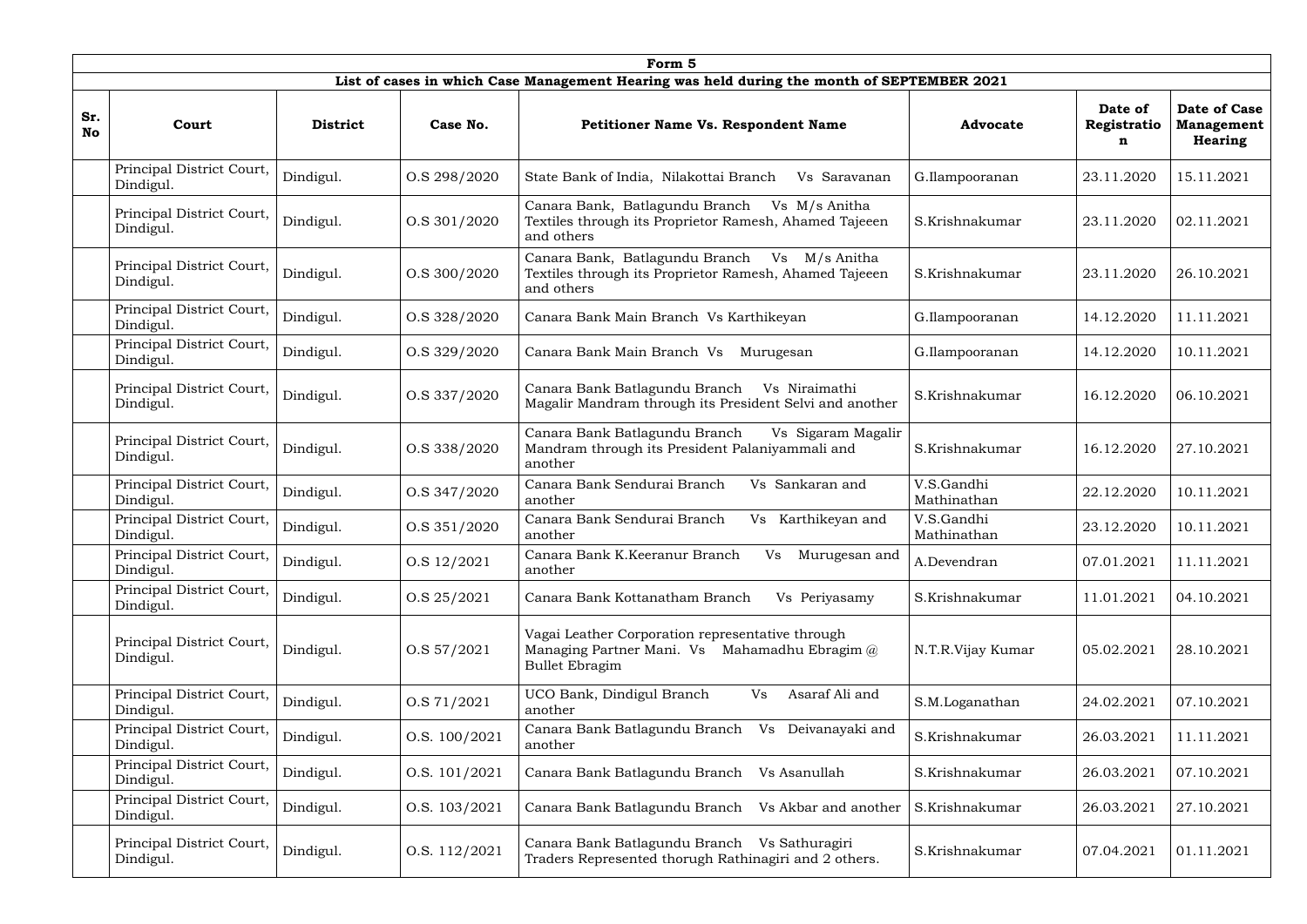| Form 5 | | | | | | | |
|---|---|---|---|---|---|---|---|
| **List of cases in which Case Management Hearing was held during the month of SEPTEMBER 2021** | | | | | | | |
| **Sr. No** | **Court** | **District** | **Case No.** | **Petitioner Name Vs. Respondent Name** | **Advocate** | **Date of Registration** | **Date of Case Management Hearing** |
| | Principal District Court, Dindigul. | Dindigul. | O.S 298/2020 | State Bank of India, Nilakottai Branch Vs Saravanan | G.Ilampooranan | 23.11.2020 | 15.11.2021 |
| | Principal District Court, Dindigul. | Dindigul. | O.S 301/2020 | Canara Bank, Batlagundu Branch Vs M/s Anitha Textiles through its Proprietor Ramesh, Ahamed Tajeeen and others | S.Krishnakumar | 23.11.2020 | 02.11.2021 |
| | Principal District Court, Dindigul. | Dindigul. | O.S 300/2020 | Canara Bank, Batlagundu Branch Vs M/s Anitha Textiles through its Proprietor Ramesh, Ahamed Tajeeen and others | S.Krishnakumar | 23.11.2020 | 26.10.2021 |
| | Principal District Court, Dindigul. | Dindigul. | O.S 328/2020 | Canara Bank Main Branch Vs Karthikeyan | G.Ilampooranan | 14.12.2020 | 11.11.2021 |
| | Principal District Court, Dindigul. | Dindigul. | O.S 329/2020 | Canara Bank Main Branch Vs Murugesan | G.Ilampooranan | 14.12.2020 | 10.11.2021 |
| | Principal District Court, Dindigul. | Dindigul. | O.S 337/2020 | Canara Bank Batlagundu Branch Vs Niraimathi Magalir Mandram through its President Selvi and another | S.Krishnakumar | 16.12.2020 | 06.10.2021 |
| | Principal District Court, Dindigul. | Dindigul. | O.S 338/2020 | Canara Bank Batlagundu Branch Vs Sigaram Magalir Mandram through its President Palaniyammali and another | S.Krishnakumar | 16.12.2020 | 27.10.2021 |
| | Principal District Court, Dindigul. | Dindigul. | O.S 347/2020 | Canara Bank Sendurai Branch Vs Sankaran and another | V.S.Gandhi Mathinathan | 22.12.2020 | 10.11.2021 |
| | Principal District Court, Dindigul. | Dindigul. | O.S 351/2020 | Canara Bank Sendurai Branch Vs Karthikeyan and another | V.S.Gandhi Mathinathan | 23.12.2020 | 10.11.2021 |
| | Principal District Court, Dindigul. | Dindigul. | O.S 12/2021 | Canara Bank K.Keeranur Branch Vs Murugesan and another | A.Devendran | 07.01.2021 | 11.11.2021 |
| | Principal District Court, Dindigul. | Dindigul. | O.S 25/2021 | Canara Bank Kottanatham Branch Vs Periyasamy | S.Krishnakumar | 11.01.2021 | 04.10.2021 |
| | Principal District Court, Dindigul. | Dindigul. | O.S 57/2021 | Vagai Leather Corporation representative through Managing Partner Mani. Vs Mahamadhu Ebragim @ Bullet Ebragim | N.T.R.Vijay Kumar | 05.02.2021 | 28.10.2021 |
| | Principal District Court, Dindigul. | Dindigul. | O.S 71/2021 | UCO Bank, Dindigul Branch Vs Asaraf Ali and another | S.M.Loganathan | 24.02.2021 | 07.10.2021 |
| | Principal District Court, Dindigul. | Dindigul. | O.S. 100/2021 | Canara Bank Batlagundu Branch Vs Deivanayaki and another | S.Krishnakumar | 26.03.2021 | 11.11.2021 |
| | Principal District Court, Dindigul. | Dindigul. | O.S. 101/2021 | Canara Bank Batlagundu Branch Vs Asanullah | S.Krishnakumar | 26.03.2021 | 07.10.2021 |
| | Principal District Court, Dindigul. | Dindigul. | O.S. 103/2021 | Canara Bank Batlagundu Branch Vs Akbar and another | S.Krishnakumar | 26.03.2021 | 27.10.2021 |
| | Principal District Court, Dindigul. | Dindigul. | O.S. 112/2021 | Canara Bank Batlagundu Branch Vs Sathuragiri Traders Represented thorugh Rathinagiri and 2 others. | S.Krishnakumar | 07.04.2021 | 01.11.2021 |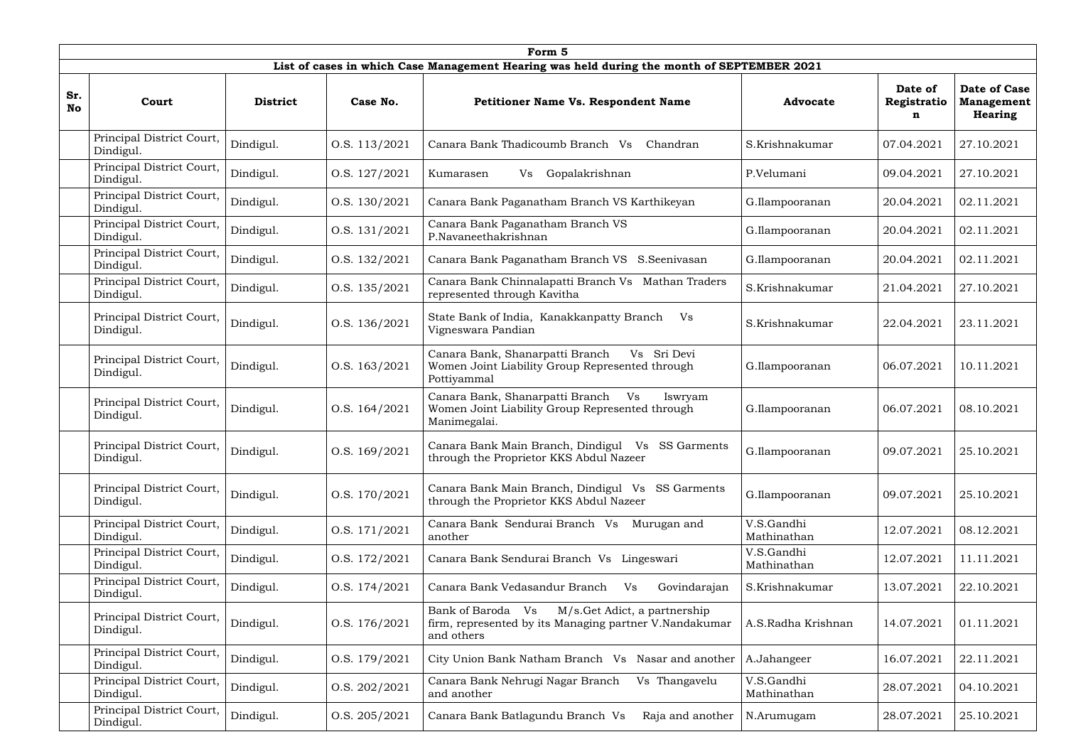| Form 5 | | | | | | | |
|---|---|---|---|---|---|---|---|
| **List of cases in which Case Management Hearing was held during the month of SEPTEMBER 2021** | | | | | | | |
| **Sr. No** | **Court** | **District** | **Case No.** | **Petitioner Name Vs. Respondent Name** | **Advocate** | **Date of Registration** | **Date of Case Management Hearing** |
| | Principal District Court, Dindigul. | Dindigul. | O.S. 113/2021 | Canara Bank Thadicoumb Branch Vs Chandran | S.Krishnakumar | 07.04.2021 | 27.10.2021 |
| | Principal District Court, Dindigul. | Dindigul. | O.S. 127/2021 | Kumarasen Vs Gopalakrishnan | P.Velumani | 09.04.2021 | 27.10.2021 |
| | Principal District Court, Dindigul. | Dindigul. | O.S. 130/2021 | Canara Bank Paganatham Branch VS Karthikeyan | G.Ilampooranan | 20.04.2021 | 02.11.2021 |
| | Principal District Court, Dindigul. | Dindigul. | O.S. 131/2021 | Canara Bank Paganatham Branch VS P.Navaneethakrishnan | G.Ilampooranan | 20.04.2021 | 02.11.2021 |
| | Principal District Court, Dindigul. | Dindigul. | O.S. 132/2021 | Canara Bank Paganatham Branch VS S.Seenivasan | G.Ilampooranan | 20.04.2021 | 02.11.2021 |
| | Principal District Court, Dindigul. | Dindigul. | O.S. 135/2021 | Canara Bank Chinnalapatti Branch Vs Mathan Traders represented through Kavitha | S.Krishnakumar | 21.04.2021 | 27.10.2021 |
| | Principal District Court, Dindigul. | Dindigul. | O.S. 136/2021 | State Bank of India, Kanakkanpatty Branch Vs Vigneswara Pandian | S.Krishnakumar | 22.04.2021 | 23.11.2021 |
| | Principal District Court, Dindigul. | Dindigul. | O.S. 163/2021 | Canara Bank, Shanarpatti Branch Vs Sri Devi Women Joint Liability Group Represented through Pottiyammal | G.Ilampooranan | 06.07.2021 | 10.11.2021 |
| | Principal District Court, Dindigul. | Dindigul. | O.S. 164/2021 | Canara Bank, Shanarpatti Branch Vs Iswryam Women Joint Liability Group Represented through Manimegalai. | G.Ilampooranan | 06.07.2021 | 08.10.2021 |
| | Principal District Court, Dindigul. | Dindigul. | O.S. 169/2021 | Canara Bank Main Branch, Dindigul Vs SS Garments through the Proprietor KKS Abdul Nazeer | G.Ilampooranan | 09.07.2021 | 25.10.2021 |
| | Principal District Court, Dindigul. | Dindigul. | O.S. 170/2021 | Canara Bank Main Branch, Dindigul Vs SS Garments through the Proprietor KKS Abdul Nazeer | G.Ilampooranan | 09.07.2021 | 25.10.2021 |
| | Principal District Court, Dindigul. | Dindigul. | O.S. 171/2021 | Canara Bank Sendurai Branch Vs Murugan and another | V.S.Gandhi Mathinathan | 12.07.2021 | 08.12.2021 |
| | Principal District Court, Dindigul. | Dindigul. | O.S. 172/2021 | Canara Bank Sendurai Branch Vs Lingeswari | V.S.Gandhi Mathinathan | 12.07.2021 | 11.11.2021 |
| | Principal District Court, Dindigul. | Dindigul. | O.S. 174/2021 | Canara Bank Vedasandur Branch Vs Govindarajan | S.Krishnakumar | 13.07.2021 | 22.10.2021 |
| | Principal District Court, Dindigul. | Dindigul. | O.S. 176/2021 | Bank of Baroda Vs M/s.Get Adict, a partnership firm, represented by its Managing partner V.Nandakumar and others | A.S.Radha Krishnan | 14.07.2021 | 01.11.2021 |
| | Principal District Court, Dindigul. | Dindigul. | O.S. 179/2021 | City Union Bank Natham Branch Vs Nasar and another | A.Jahangeer | 16.07.2021 | 22.11.2021 |
| | Principal District Court, Dindigul. | Dindigul. | O.S. 202/2021 | Canara Bank Nehrugi Nagar Branch Vs Thangavelu and another | V.S.Gandhi Mathinathan | 28.07.2021 | 04.10.2021 |
| | Principal District Court, Dindigul. | Dindigul. | O.S. 205/2021 | Canara Bank Batlagundu Branch Vs Raja and another | N.Arumugam | 28.07.2021 | 25.10.2021 |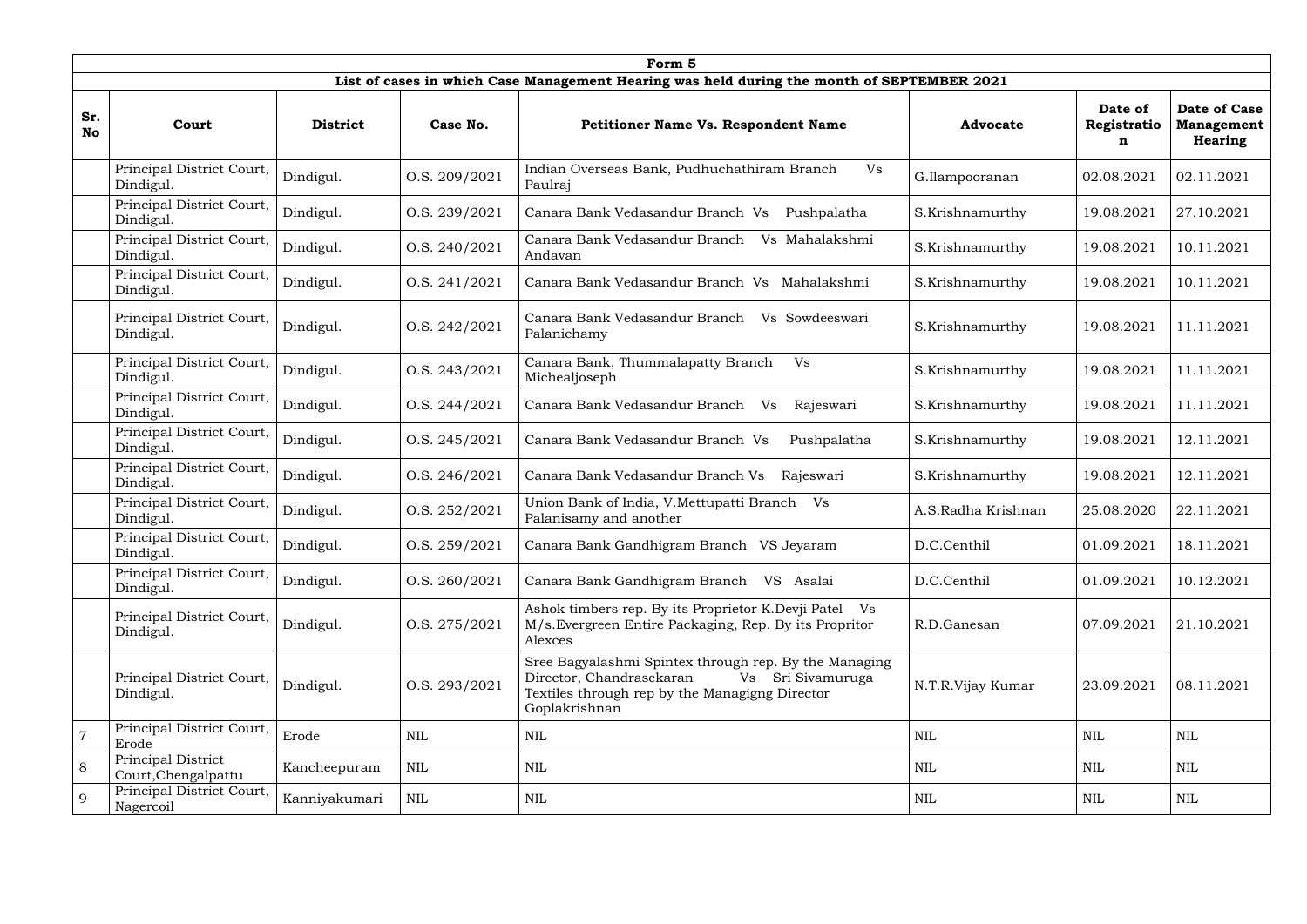| Form 5 | | | | | | | |
|---|---|---|---|---|---|---|---|
| **List of cases in which Case Management Hearing was held during the month of SEPTEMBER 2021** | | | | | | | |
| **Sr. No** | **Court** | **District** | **Case No.** | **Petitioner Name Vs. Respondent Name** | **Advocate** | **Date of Registration** | **Date of Case Management Hearing** |
| | Principal District Court, Dindigul. | Dindigul. | O.S. 209/2021 | Indian Overseas Bank, Pudhuchathiram Branch Vs Paulraj | G.Ilampooranan | 02.08.2021 | 02.11.2021 |
| | Principal District Court, Dindigul. | Dindigul. | O.S. 239/2021 | Canara Bank Vedasandur Branch Vs Pushpalatha | S.Krishnamurthy | 19.08.2021 | 27.10.2021 |
| | Principal District Court, Dindigul. | Dindigul. | O.S. 240/2021 | Canara Bank Vedasandur Branch Vs Mahalakshmi Andavan | S.Krishnamurthy | 19.08.2021 | 10.11.2021 |
| | Principal District Court, Dindigul. | Dindigul. | O.S. 241/2021 | Canara Bank Vedasandur Branch Vs Mahalakshmi | S.Krishnamurthy | 19.08.2021 | 10.11.2021 |
| | Principal District Court, Dindigul. | Dindigul. | O.S. 242/2021 | Canara Bank Vedasandur Branch Vs Sowdeeswari Palanichamy | S.Krishnamurthy | 19.08.2021 | 11.11.2021 |
| | Principal District Court, Dindigul. | Dindigul. | O.S. 243/2021 | Canara Bank, Thummalapatty Branch Vs Michealjoseph | S.Krishnamurthy | 19.08.2021 | 11.11.2021 |
| | Principal District Court, Dindigul. | Dindigul. | O.S. 244/2021 | Canara Bank Vedasandur Branch Vs Rajeswari | S.Krishnamurthy | 19.08.2021 | 11.11.2021 |
| | Principal District Court, Dindigul. | Dindigul. | O.S. 245/2021 | Canara Bank Vedasandur Branch Vs Pushpalatha | S.Krishnamurthy | 19.08.2021 | 12.11.2021 |
| | Principal District Court, Dindigul. | Dindigul. | O.S. 246/2021 | Canara Bank Vedasandur Branch Vs Rajeswari | S.Krishnamurthy | 19.08.2021 | 12.11.2021 |
| | Principal District Court, Dindigul. | Dindigul. | O.S. 252/2021 | Union Bank of India, V.Mettupatti Branch Vs Palanisamy and another | A.S.Radha Krishnan | 25.08.2020 | 22.11.2021 |
| | Principal District Court, Dindigul. | Dindigul. | O.S. 259/2021 | Canara Bank Gandhigram Branch VS Jeyaram | D.C.Centhil | 01.09.2021 | 18.11.2021 |
| | Principal District Court, Dindigul. | Dindigul. | O.S. 260/2021 | Canara Bank Gandhigram Branch VS Asalai | D.C.Centhil | 01.09.2021 | 10.12.2021 |
| | Principal District Court, Dindigul. | Dindigul. | O.S. 275/2021 | Ashok timbers rep. By its Proprietor K.Devji Patel Vs M/s.Evergreen Entire Packaging, Rep. By its Propritor Alexces | R.D.Ganesan | 07.09.2021 | 21.10.2021 |
| | Principal District Court, Dindigul. | Dindigul. | O.S. 293/2021 | Sree Bagyalashmi Spintex through rep. By the Managing Director, Chandrasekaran Vs Sri Sivamuruga Textiles through rep by the Managigng Director Goplakrishnan | N.T.R.Vijay Kumar | 23.09.2021 | 08.11.2021 |
| 7 | Principal District Court, Erode | Erode | NIL | NIL | NIL | NIL | NIL |
| 8 | Principal District Court,Chengalpattu | Kancheepuram | NIL | NIL | NIL | NIL | NIL |
| 9 | Principal District Court, Nagercoil | Kanniyakumari | NIL | NIL | NIL | NIL | NIL |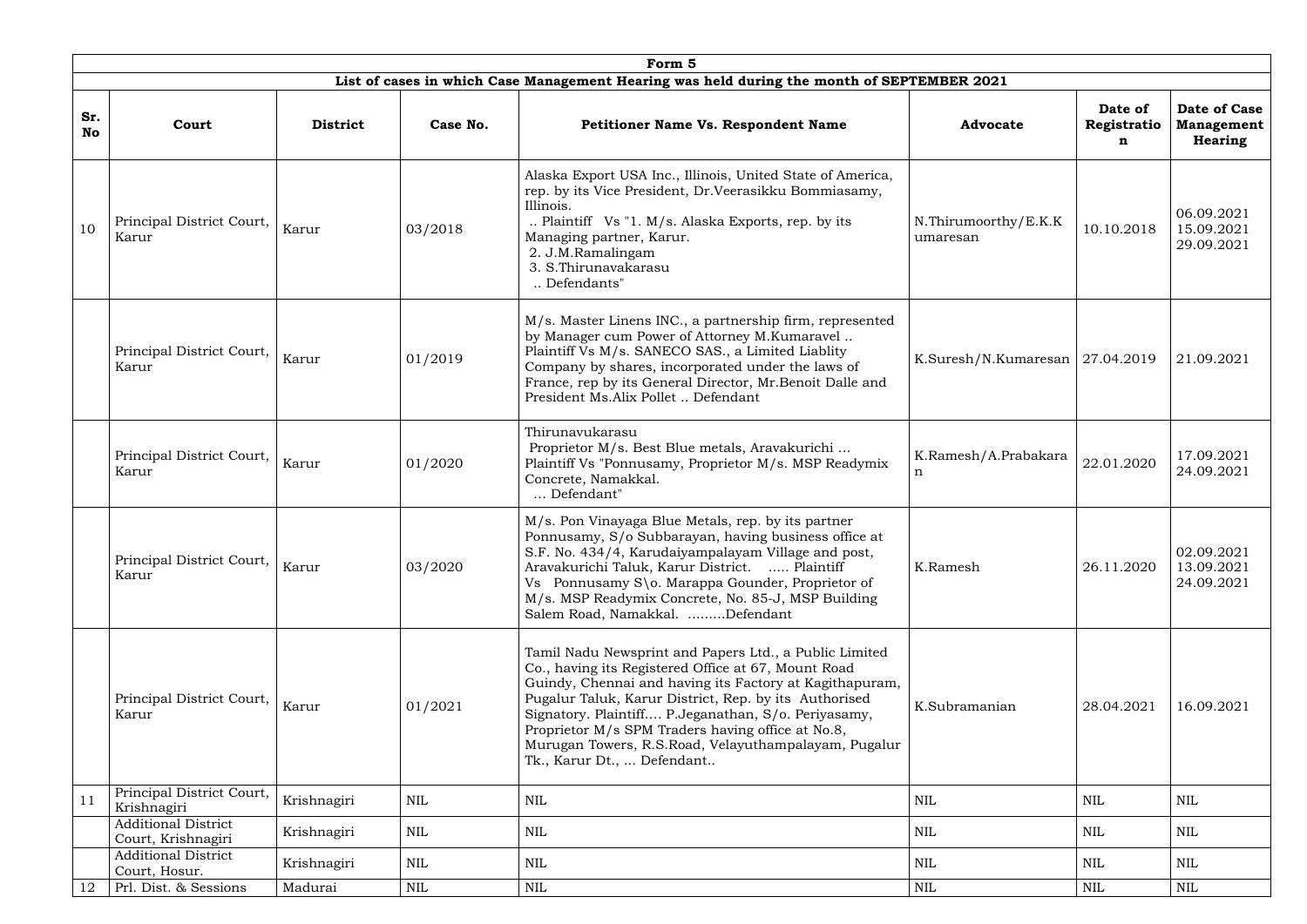**Form 5**

**List of cases in which Case Management Hearing was held during the month of SEPTEMBER 2021**

| Sr. No | Court | District | Case No. | Petitioner Name Vs. Respondent Name | Advocate | Date of Registration | Date of Case Management Hearing |
|---|---|---|---|---|---|---|---|
| 10 | Principal District Court, Karur | Karur | 03/2018 | Alaska Export USA Inc., Illinois, United State of America, rep. by its Vice President, Dr.Veerasikku Bommiasamy, Illinois. .. Plaintiff Vs "1. M/s. Alaska Exports, rep. by its Managing partner, Karur. 2. J.M.Ramalingam 3. S.Thirunavakarasu .. Defendants" | N.Thirumoorthy/E.K.Kumaresan | 10.10.2018 | 06.09.2021 15.09.2021 29.09.2021 |
| | Principal District Court, Karur | Karur | 01/2019 | M/s. Master Linens INC., a partnership firm, represented by Manager cum Power of Attorney M.Kumaravel .. Plaintiff Vs M/s. SANECO SAS., a Limited Liablity Company by shares, incorporated under the laws of France, rep by its General Director, Mr.Benoit Dalle and President Ms.Alix Pollet .. Defendant | K.Suresh/N.Kumaresan | 27.04.2019 | 21.09.2021 |
| | Principal District Court, Karur | Karur | 01/2020 | Thirunavukarasu Proprietor M/s. Best Blue metals, Aravakurichi ... Plaintiff Vs "Ponnusamy, Proprietor M/s. MSP Readymix Concrete, Namakkal. ... Defendant" | K.Ramesh/A.Prabakaran | 22.01.2020 | 17.09.2021 24.09.2021 |
| | Principal District Court, Karur | Karur | 03/2020 | M/s. Pon Vinayaga Blue Metals, rep. by its partner Ponnusamy, S/o Subbarayan, having business office at S.F. No. 434/4, Karudaiyampalayam Village and post, Aravakurichi Taluk, Karur District. ..... Plaintiff Vs Ponnusamy S\o. Marappa Gounder, Proprietor of M/s. MSP Readymix Concrete, No. 85-J, MSP Building Salem Road, Namakkal. .........Defendant | K.Ramesh | 26.11.2020 | 02.09.2021 13.09.2021 24.09.2021 |
| | Principal District Court, Karur | Karur | 01/2021 | Tamil Nadu Newsprint and Papers Ltd., a Public Limited Co., having its Registered Office at 67, Mount Road Guindy, Chennai and having its Factory at Kagithapuram, Pugalur Taluk, Karur District, Rep. by its Authorised Signatory. Plaintiff.... P.Jeganathan, S/o. Periyasamy, Proprietor M/s SPM Traders having office at No.8, Murugan Towers, R.S.Road, Velayuthampalayam, Pugalur Tk., Karur Dt., ... Defendant.. | K.Subramanian | 28.04.2021 | 16.09.2021 |
| 11 | Principal District Court, Krishnagiri | Krishnagiri | NIL | NIL | NIL | NIL | NIL |
| | Additional District Court, Krishnagiri | Krishnagiri | NIL | NIL | NIL | NIL | NIL |
| | Additional District Court, Hosur. | Krishnagiri | NIL | NIL | NIL | NIL | NIL |
| 12 | Prl. Dist. & Sessions | Madurai | NIL | NIL | NIL | NIL | NIL |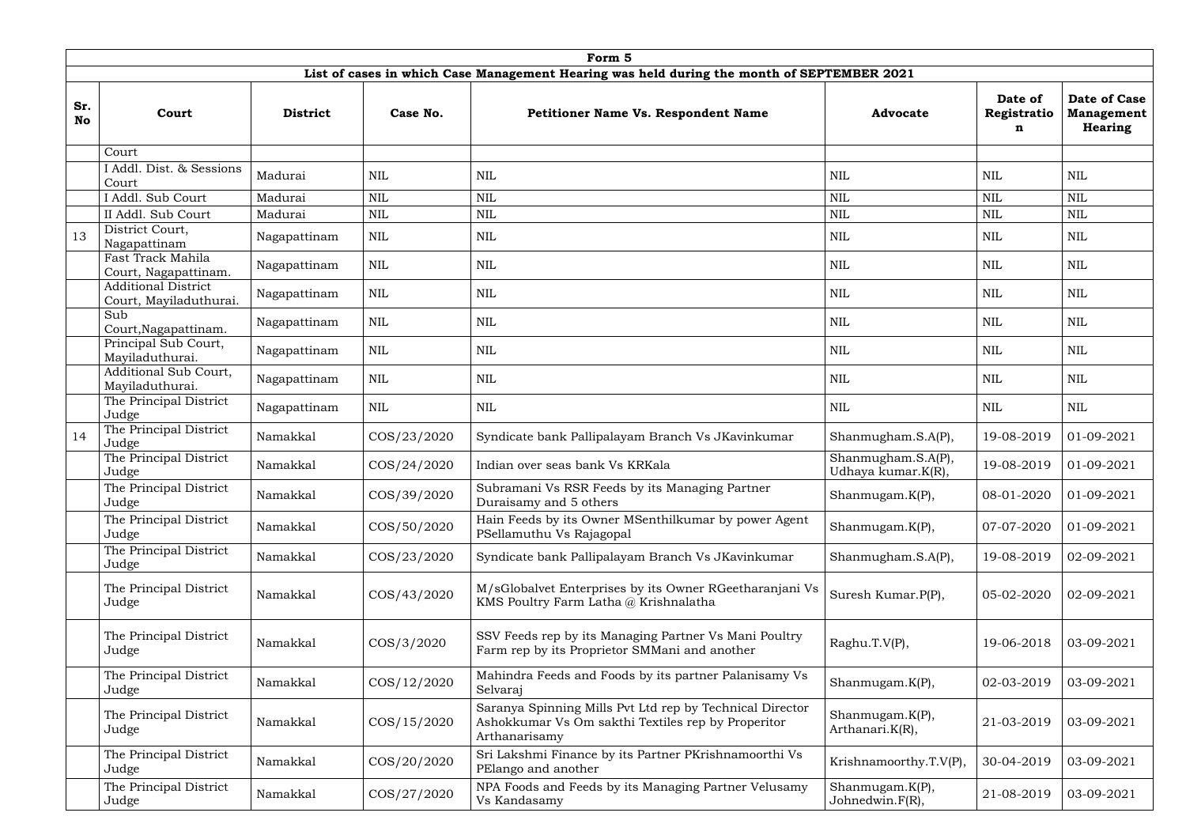| Form 5 | | | | | | | |
|---|---|---|---|---|---|---|---|
| **List of cases in which Case Management Hearing was held during the month of SEPTEMBER 2021** | | | | | | | |
| **Sr. No** | **Court** | **District** | **Case No.** | **Petitioner Name Vs. Respondent Name** | **Advocate** | **Date of Registration** | **Date of Case Management Hearing** |
| | Court | | | | | | |
| | I Addl. Dist. & Sessions Court | Madurai | NIL | NIL | NIL | NIL | NIL |
| | I Addl. Sub Court | Madurai | NIL | NIL | NIL | NIL | NIL |
| | II Addl. Sub Court | Madurai | NIL | NIL | NIL | NIL | NIL |
| 13 | District Court, Nagapattinam | Nagapattinam | NIL | NIL | NIL | NIL | NIL |
| | Fast Track Mahila Court, Nagapattinam. | Nagapattinam | NIL | NIL | NIL | NIL | NIL |
| | Additional District Court, Mayiladuthurai. | Nagapattinam | NIL | NIL | NIL | NIL | NIL |
| | Sub Court,Nagapattinam. | Nagapattinam | NIL | NIL | NIL | NIL | NIL |
| | Principal Sub Court, Mayiladuthurai. | Nagapattinam | NIL | NIL | NIL | NIL | NIL |
| | Additional Sub Court, Mayiladuthurai. | Nagapattinam | NIL | NIL | NIL | NIL | NIL |
| | The Principal District Judge | Nagapattinam | NIL | NIL | NIL | NIL | NIL |
| 14 | The Principal District Judge | Namakkal | COS/23/2020 | Syndicate bank Pallipalayam Branch Vs JKavinkumar | Shanmugham.S.A(P), | 19-08-2019 | 01-09-2021 |
| | The Principal District Judge | Namakkal | COS/24/2020 | Indian over seas bank Vs KRKala | Shanmugham.S.A(P), Udhaya kumar.K(R), | 19-08-2019 | 01-09-2021 |
| | The Principal District Judge | Namakkal | COS/39/2020 | Subramani Vs RSR Feeds by its Managing Partner Duraisamy and 5 others | Shanmugam.K(P), | 08-01-2020 | 01-09-2021 |
| | The Principal District Judge | Namakkal | COS/50/2020 | Hain Feeds by its Owner MSenthilkumar by power Agent PSellamuthu Vs Rajagopal | Shanmugam.K(P), | 07-07-2020 | 01-09-2021 |
| | The Principal District Judge | Namakkal | COS/23/2020 | Syndicate bank Pallipalayam Branch Vs JKavinkumar | Shanmugham.S.A(P), | 19-08-2019 | 02-09-2021 |
| | The Principal District Judge | Namakkal | COS/43/2020 | M/sGlobalvet Enterprises by its Owner RGeetharanjani Vs KMS Poultry Farm Latha @ Krishnalatha | Suresh Kumar.P(P), | 05-02-2020 | 02-09-2021 |
| | The Principal District Judge | Namakkal | COS/3/2020 | SSV Feeds rep by its Managing Partner Vs Mani Poultry Farm rep by its Proprietor SMMani and another | Raghu.T.V(P), | 19-06-2018 | 03-09-2021 |
| | The Principal District Judge | Namakkal | COS/12/2020 | Mahindra Feeds and Foods by its partner Palanisamy Vs Selvaraj | Shanmugam.K(P), | 02-03-2019 | 03-09-2021 |
| | The Principal District Judge | Namakkal | COS/15/2020 | Saranya Spinning Mills Pvt Ltd rep by Technical Director Ashokkumar Vs Om sakthi Textiles rep by Properitor Arthanarisamy | Shanmugam.K(P), Arthanari.K(R), | 21-03-2019 | 03-09-2021 |
| | The Principal District Judge | Namakkal | COS/20/2020 | Sri Lakshmi Finance by its Partner PKrishnamoorthi Vs PElango and another | Krishnamoorthy.T.V(P), | 30-04-2019 | 03-09-2021 |
| | The Principal District Judge | Namakkal | COS/27/2020 | NPA Foods and Feeds by its Managing Partner Velusamy Vs Kandasamy | Shanmugam.K(P), Johnedwin.F(R), | 21-08-2019 | 03-09-2021 |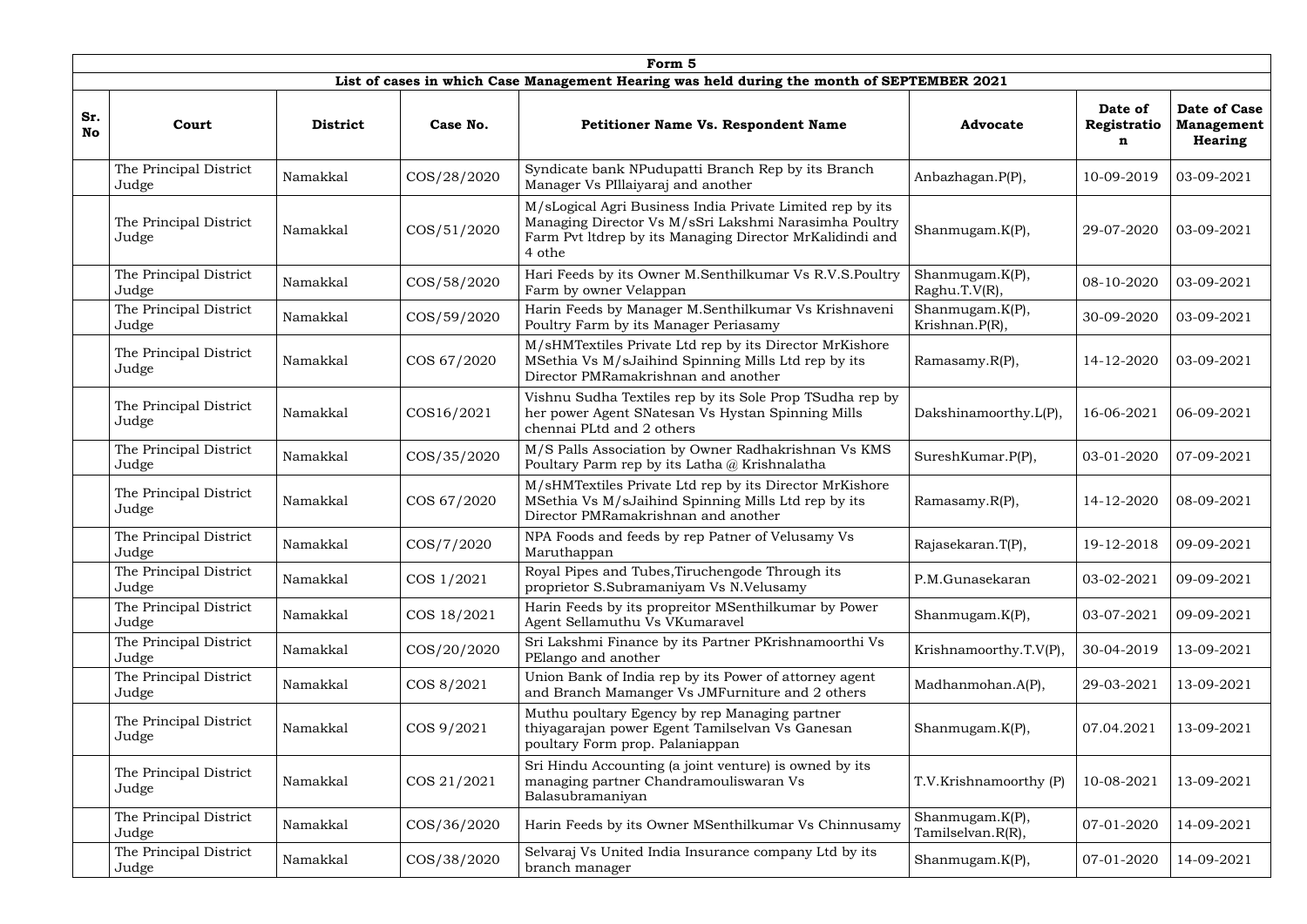| Form 5 | | | | | | | |
|---|---|---|---|---|---|---|---|
| List of cases in which Case Management Hearing was held during the month of SEPTEMBER 2021 | | | | | | | |
| **Sr. No** | **Court** | **District** | **Case No.** | **Petitioner Name Vs. Respondent Name** | **Advocate** | **Date of Registration** | **Date of Case Management Hearing** |
| | The Principal District Judge | Namakkal | COS/28/2020 | Syndicate bank NPudupatti Branch Rep by its Branch Manager Vs PIllaiyaraj and another | Anbazhagan.P(P), | 10-09-2019 | 03-09-2021 |
| | The Principal District Judge | Namakkal | COS/51/2020 | M/sLogical Agri Business India Private Limited rep by its Managing Director Vs M/sSri Lakshmi Narasimha Poultry Farm Pvt ltdrep by its Managing Director MrKalidindi and 4 othe | Shanmugam.K(P), | 29-07-2020 | 03-09-2021 |
| | The Principal District Judge | Namakkal | COS/58/2020 | Hari Feeds by its Owner M.Senthilkumar Vs R.V.S.Poultry Farm by owner Velappan | Shanmugam.K(P), Raghu.T.V(R), | 08-10-2020 | 03-09-2021 |
| | The Principal District Judge | Namakkal | COS/59/2020 | Harin Feeds by Manager M.Senthilkumar Vs Krishnaveni Poultry Farm by its Manager Periasamy | Shanmugam.K(P), Krishnan.P(R), | 30-09-2020 | 03-09-2021 |
| | The Principal District Judge | Namakkal | COS 67/2020 | M/sHMTextiles Private Ltd rep by its Director MrKishore MSethia Vs M/sJaihind Spinning Mills Ltd rep by its Director PMRamakrishnan and another | Ramasamy.R(P), | 14-12-2020 | 03-09-2021 |
| | The Principal District Judge | Namakkal | COS16/2021 | Vishnu Sudha Textiles rep by its Sole Prop TSudha rep by her power Agent SNatesan Vs Hystan Spinning Mills chennai PLtd and 2 others | Dakshinamoorthy.L(P), | 16-06-2021 | 06-09-2021 |
| | The Principal District Judge | Namakkal | COS/35/2020 | M/S Palls Association by Owner Radhakrishnan Vs KMS Poultary Parm rep by its Latha @ Krishnalatha | SureshKumar.P(P), | 03-01-2020 | 07-09-2021 |
| | The Principal District Judge | Namakkal | COS 67/2020 | M/sHMTextiles Private Ltd rep by its Director MrKishore MSethia Vs M/sJaihind Spinning Mills Ltd rep by its Director PMRamakrishnan and another | Ramasamy.R(P), | 14-12-2020 | 08-09-2021 |
| | The Principal District Judge | Namakkal | COS/7/2020 | NPA Foods and feeds by rep Patner of Velusamy Vs Maruthappan | Rajasekaran.T(P), | 19-12-2018 | 09-09-2021 |
| | The Principal District Judge | Namakkal | COS 1/2021 | Royal Pipes and Tubes,Tiruchengode Through its proprietor S.Subramaniyam Vs N.Velusamy | P.M.Gunasekaran | 03-02-2021 | 09-09-2021 |
| | The Principal District Judge | Namakkal | COS 18/2021 | Harin Feeds by its propreitor MSenthilkumar by Power Agent Sellamuthu Vs VKumaravel | Shanmugam.K(P), | 03-07-2021 | 09-09-2021 |
| | The Principal District Judge | Namakkal | COS/20/2020 | Sri Lakshmi Finance by its Partner PKrishnamoorthi Vs PElango and another | Krishnamoorthy.T.V(P), | 30-04-2019 | 13-09-2021 |
| | The Principal District Judge | Namakkal | COS 8/2021 | Union Bank of India rep by its Power of attorney agent and Branch Mamanger Vs JMFurniture and 2 others | Madhanmohan.A(P), | 29-03-2021 | 13-09-2021 |
| | The Principal District Judge | Namakkal | COS 9/2021 | Muthu poultary Egency by rep Managing partner thiyagarajan power Egent Tamilselvan Vs Ganesan poultary Form prop. Palaniappan | Shanmugam.K(P), | 07.04.2021 | 13-09-2021 |
| | The Principal District Judge | Namakkal | COS 21/2021 | Sri Hindu Accounting (a joint venture) is owned by its managing partner Chandramouliswaran Vs Balasubramaniyan | T.V.Krishnamoorthy (P) | 10-08-2021 | 13-09-2021 |
| | The Principal District Judge | Namakkal | COS/36/2020 | Harin Feeds by its Owner MSenthilkumar Vs Chinnusamy | Shanmugam.K(P), Tamilselvan.R(R), | 07-01-2020 | 14-09-2021 |
| | The Principal District Judge | Namakkal | COS/38/2020 | Selvaraj Vs United India Insurance company Ltd by its branch manager | Shanmugam.K(P), | 07-01-2020 | 14-09-2021 |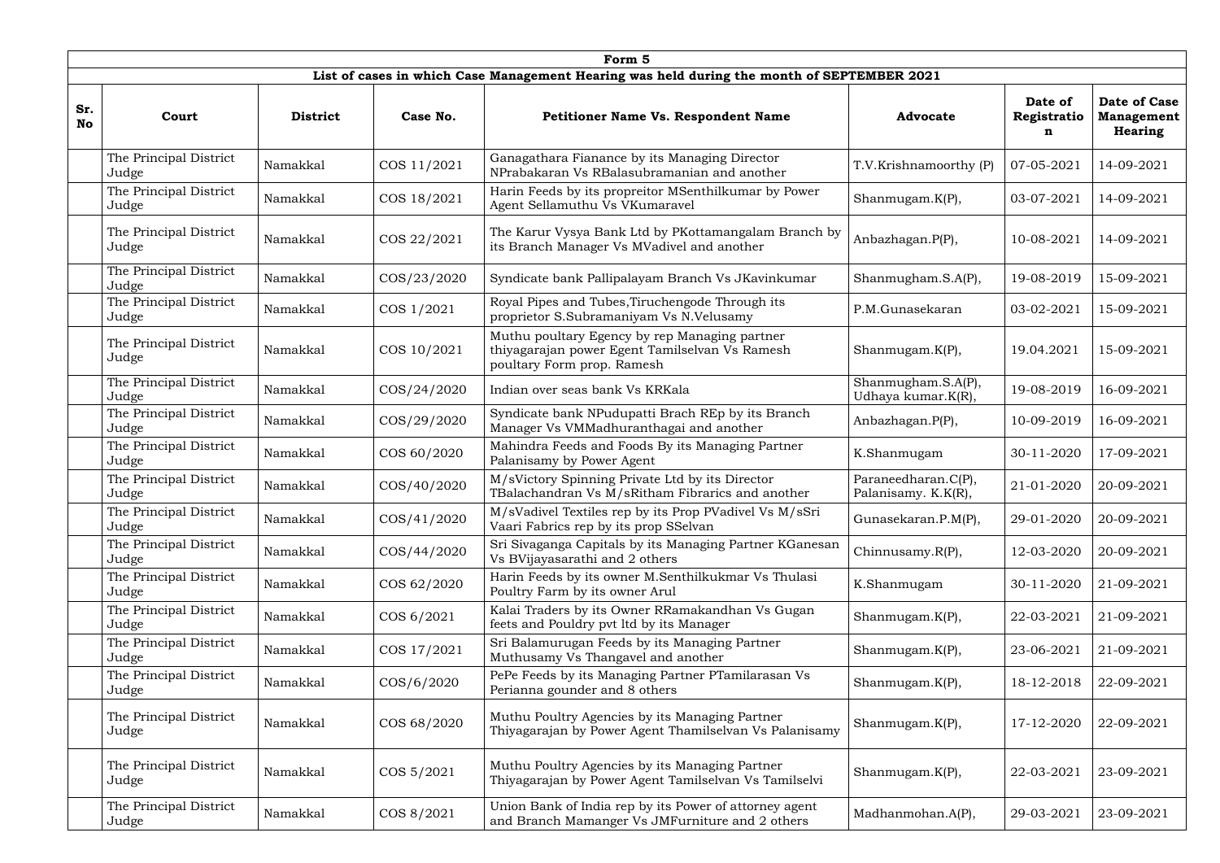| Form 5 | | | | | | | |
|---|---|---|---|---|---|---|---|
| **List of cases in which Case Management Hearing was held during the month of SEPTEMBER 2021** | | | | | | | |
| **Sr. No** | **Court** | **District** | **Case No.** | **Petitioner Name Vs. Respondent Name** | **Advocate** | **Date of Registration** | **Date of Case Management Hearing** |
| | The Principal District Judge | Namakkal | COS 11/2021 | Ganagathara Fianance by its Managing Director NPrabakaran Vs RBalasubramanian and another | T.V.Krishnamoorthy (P) | 07-05-2021 | 14-09-2021 |
| | The Principal District Judge | Namakkal | COS 18/2021 | Harin Feeds by its propreitor MSenthilkumar by Power Agent Sellamuthu Vs VKumaravel | Shanmugam.K(P), | 03-07-2021 | 14-09-2021 |
| | The Principal District Judge | Namakkal | COS 22/2021 | The Karur Vysya Bank Ltd by PKottamangalam Branch by its Branch Manager Vs MVadivel and another | Anbazhagan.P(P), | 10-08-2021 | 14-09-2021 |
| | The Principal District Judge | Namakkal | COS/23/2020 | Syndicate bank Pallipalayam Branch Vs JKavinkumar | Shanmugham.S.A(P), | 19-08-2019 | 15-09-2021 |
| | The Principal District Judge | Namakkal | COS 1/2021 | Royal Pipes and Tubes,Tiruchengode Through its proprietor S.Subramaniyam Vs N.Velusamy | P.M.Gunasekaran | 03-02-2021 | 15-09-2021 |
| | The Principal District Judge | Namakkal | COS 10/2021 | Muthu poultary Egency by rep Managing partner thiyagarajan power Egent Tamilselvan Vs Ramesh poultary Form prop. Ramesh | Shanmugam.K(P), | 19.04.2021 | 15-09-2021 |
| | The Principal District Judge | Namakkal | COS/24/2020 | Indian over seas bank Vs KRKala | Shanmugham.S.A(P), Udhaya kumar.K(R), | 19-08-2019 | 16-09-2021 |
| | The Principal District Judge | Namakkal | COS/29/2020 | Syndicate bank NPudupatti Brach REp by its Branch Manager Vs VMMadhuranthagai and another | Anbazhagan.P(P), | 10-09-2019 | 16-09-2021 |
| | The Principal District Judge | Namakkal | COS 60/2020 | Mahindra Feeds and Foods By its Managing Partner Palanisamy by Power Agent | K.Shanmugam | 30-11-2020 | 17-09-2021 |
| | The Principal District Judge | Namakkal | COS/40/2020 | M/sVictory Spinning Private Ltd by its Director TBalachandran Vs M/sRitham Fibrarics and another | Paraneedharan.C(P), Palanisamy. K.K(R), | 21-01-2020 | 20-09-2021 |
| | The Principal District Judge | Namakkal | COS/41/2020 | M/sVadivel Textiles rep by its Prop PVadivel Vs M/sSri Vaari Fabrics rep by its prop SSelvan | Gunasekaran.P.M(P), | 29-01-2020 | 20-09-2021 |
| | The Principal District Judge | Namakkal | COS/44/2020 | Sri Sivaganga Capitals by its Managing Partner KGanesan Vs BVijayasarathi and 2 others | Chinnusamy.R(P), | 12-03-2020 | 20-09-2021 |
| | The Principal District Judge | Namakkal | COS 62/2020 | Harin Feeds by its owner M.Senthilkukmar Vs Thulasi Poultry Farm by its owner Arul | K.Shanmugam | 30-11-2020 | 21-09-2021 |
| | The Principal District Judge | Namakkal | COS 6/2021 | Kalai Traders by its Owner RRamakandhan Vs Gugan feets and Pouldry pvt ltd by its Manager | Shanmugam.K(P), | 22-03-2021 | 21-09-2021 |
| | The Principal District Judge | Namakkal | COS 17/2021 | Sri Balamurugan Feeds by its Managing Partner Muthusamy Vs Thangavel and another | Shanmugam.K(P), | 23-06-2021 | 21-09-2021 |
| | The Principal District Judge | Namakkal | COS/6/2020 | PePe Feeds by its Managing Partner PTamilarasan Vs Perianna gounder and 8 others | Shanmugam.K(P), | 18-12-2018 | 22-09-2021 |
| | The Principal District Judge | Namakkal | COS 68/2020 | Muthu Poultry Agencies by its Managing Partner Thiyagarajan by Power Agent Thamilselvan Vs Palanisamy | Shanmugam.K(P), | 17-12-2020 | 22-09-2021 |
| | The Principal District Judge | Namakkal | COS 5/2021 | Muthu Poultry Agencies by its Managing Partner Thiyagarajan by Power Agent Tamilselvan Vs Tamilselvi | Shanmugam.K(P), | 22-03-2021 | 23-09-2021 |
| | The Principal District Judge | Namakkal | COS 8/2021 | Union Bank of India rep by its Power of attorney agent and Branch Mamanger Vs JMFurniture and 2 others | Madhanmohan.A(P), | 29-03-2021 | 23-09-2021 |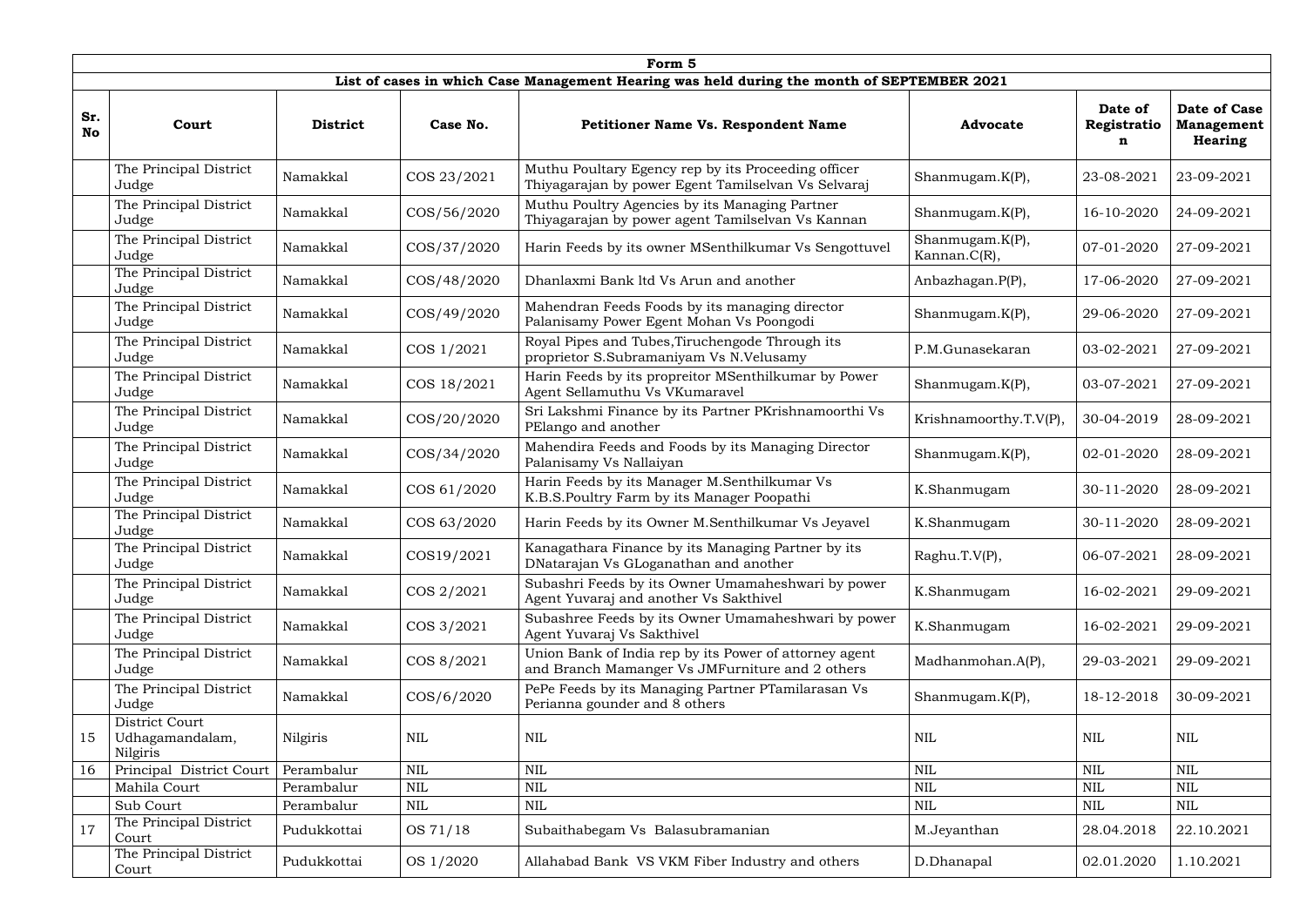| Form 5 | | | | | | | |
|---|---|---|---|---|---|---|---|
| **List of cases in which Case Management Hearing was held during the month of SEPTEMBER 2021** | | | | | | | |
| **Sr. No** | **Court** | **District** | **Case No.** | **Petitioner Name Vs. Respondent Name** | **Advocate** | **Date of Registration** | **Date of Case Management Hearing** |
| | The Principal District Judge | Namakkal | COS 23/2021 | Muthu Poultary Egency rep by its Proceeding officer Thiyagarajan by power Egent Tamilselvan Vs Selvaraj | Shanmugam.K(P), | 23-08-2021 | 23-09-2021 |
| | The Principal District Judge | Namakkal | COS/56/2020 | Muthu Poultry Agencies by its Managing Partner Thiyagarajan by power agent Tamilselvan Vs Kannan | Shanmugam.K(P), | 16-10-2020 | 24-09-2021 |
| | The Principal District Judge | Namakkal | COS/37/2020 | Harin Feeds by its owner MSenthilkumar Vs Sengottuvel | Shanmugam.K(P), Kannan.C(R), | 07-01-2020 | 27-09-2021 |
| | The Principal District Judge | Namakkal | COS/48/2020 | Dhanlaxmi Bank ltd Vs Arun and another | Anbazhagan.P(P), | 17-06-2020 | 27-09-2021 |
| | The Principal District Judge | Namakkal | COS/49/2020 | Mahendran Feeds Foods by its managing director Palanisamy Power Egent Mohan Vs Poongodi | Shanmugam.K(P), | 29-06-2020 | 27-09-2021 |
| | The Principal District Judge | Namakkal | COS 1/2021 | Royal Pipes and Tubes,Tiruchengode Through its proprietor S.Subramaniyam Vs N.Velusamy | P.M.Gunasekaran | 03-02-2021 | 27-09-2021 |
| | The Principal District Judge | Namakkal | COS 18/2021 | Harin Feeds by its propreitor MSenthilkumar by Power Agent Sellamuthu Vs VKumaravel | Shanmugam.K(P), | 03-07-2021 | 27-09-2021 |
| | The Principal District Judge | Namakkal | COS/20/2020 | Sri Lakshmi Finance by its Partner PKrishnamoorthi Vs PElango and another | Krishnamoorthy.T.V(P), | 30-04-2019 | 28-09-2021 |
| | The Principal District Judge | Namakkal | COS/34/2020 | Mahendira Feeds and Foods by its Managing Director Palanisamy Vs Nallaiyan | Shanmugam.K(P), | 02-01-2020 | 28-09-2021 |
| | The Principal District Judge | Namakkal | COS 61/2020 | Harin Feeds by its Manager M.Senthilkumar Vs K.B.S.Poultry Farm by its Manager Poopathi | K.Shanmugam | 30-11-2020 | 28-09-2021 |
| | The Principal District Judge | Namakkal | COS 63/2020 | Harin Feeds by its Owner M.Senthilkumar Vs Jeyavel | K.Shanmugam | 30-11-2020 | 28-09-2021 |
| | The Principal District Judge | Namakkal | COS19/2021 | Kanagathara Finance by its Managing Partner by its DNatarajan Vs GLoganathan and another | Raghu.T.V(P), | 06-07-2021 | 28-09-2021 |
| | The Principal District Judge | Namakkal | COS 2/2021 | Subashri Feeds by its Owner Umamaheshwari by power Agent Yuvaraj and another Vs Sakthivel | K.Shanmugam | 16-02-2021 | 29-09-2021 |
| | The Principal District Judge | Namakkal | COS 3/2021 | Subashree Feeds by its Owner Umamaheshwari by power Agent Yuvaraj Vs Sakthivel | K.Shanmugam | 16-02-2021 | 29-09-2021 |
| | The Principal District Judge | Namakkal | COS 8/2021 | Union Bank of India rep by its Power of attorney agent and Branch Mamanger Vs JMFurniture and 2 others | Madhanmohan.A(P), | 29-03-2021 | 29-09-2021 |
| | The Principal District Judge | Namakkal | COS/6/2020 | PePe Feeds by its Managing Partner PTamilarasan Vs Perianna gounder and 8 others | Shanmugam.K(P), | 18-12-2018 | 30-09-2021 |
| 15 | District Court Udhagamandalam, Nilgiris | Nilgiris | NIL | NIL | NIL | NIL | NIL |
| 16 | Principal District Court | Perambalur | NIL | NIL | NIL | NIL | NIL |
| | Mahila Court | Perambalur | NIL | NIL | NIL | NIL | NIL |
| | Sub Court | Perambalur | NIL | NIL | NIL | NIL | NIL |
| 17 | The Principal District Court | Pudukkottai | OS 71/18 | Subaithabegam Vs Balasubramanian | M.Jeyanthan | 28.04.2018 | 22.10.2021 |
| | The Principal District Court | Pudukkottai | OS 1/2020 | Allahabad Bank VS VKM Fiber Industry and others | D.Dhanapal | 02.01.2020 | 1.10.2021 |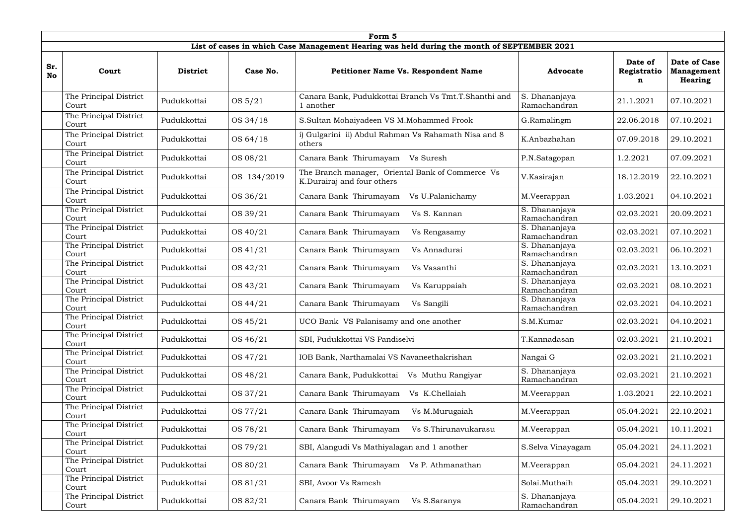| Form 5 | | | | | | | |
|---|---|---|---|---|---|---|---|
| **List of cases in which Case Management Hearing was held during the month of SEPTEMBER 2021** | | | | | | | |
| **Sr. No** | **Court** | **District** | **Case No.** | **Petitioner Name Vs. Respondent Name** | **Advocate** | **Date of Registration** | **Date of Case Management Hearing** |
| | The Principal District Court | Pudukkottai | OS 5/21 | Canara Bank, Pudukkottai Branch Vs Tmt.T.Shanthi and 1 another | S. Dhananjaya Ramachandran | 21.1.2021 | 07.10.2021 |
| | The Principal District Court | Pudukkottai | OS 34/18 | S.Sultan Mohaiyadeen VS M.Mohammed Frook | G.Ramalingm | 22.06.2018 | 07.10.2021 |
| | The Principal District Court | Pudukkottai | OS 64/18 | i) Gulgarini ii) Abdul Rahman Vs Rahamath Nisa and 8 others | K.Anbazhahan | 07.09.2018 | 29.10.2021 |
| | The Principal District Court | Pudukkottai | OS 08/21 | Canara Bank Thirumayam Vs Suresh | P.N.Satagopan | 1.2.2021 | 07.09.2021 |
| | The Principal District Court | Pudukkottai | OS 134/2019 | The Branch manager, Oriental Bank of Commerce Vs K.Durairaj and four others | V.Kasirajan | 18.12.2019 | 22.10.2021 |
| | The Principal District Court | Pudukkottai | OS 36/21 | Canara Bank Thirumayam Vs U.Palanichamy | M.Veerappan | 1.03.2021 | 04.10.2021 |
| | The Principal District Court | Pudukkottai | OS 39/21 | Canara Bank Thirumayam Vs S. Kannan | S. Dhananjaya Ramachandran | 02.03.2021 | 20.09.2021 |
| | The Principal District Court | Pudukkottai | OS 40/21 | Canara Bank Thirumayam Vs Rengasamy | S. Dhananjaya Ramachandran | 02.03.2021 | 07.10.2021 |
| | The Principal District Court | Pudukkottai | OS 41/21 | Canara Bank Thirumayam Vs Annadurai | S. Dhananjaya Ramachandran | 02.03.2021 | 06.10.2021 |
| | The Principal District Court | Pudukkottai | OS 42/21 | Canara Bank Thirumayam Vs Vasanthi | S. Dhananjaya Ramachandran | 02.03.2021 | 13.10.2021 |
| | The Principal District Court | Pudukkottai | OS 43/21 | Canara Bank Thirumayam Vs Karuppaiah | S. Dhananjaya Ramachandran | 02.03.2021 | 08.10.2021 |
| | The Principal District Court | Pudukkottai | OS 44/21 | Canara Bank Thirumayam Vs Sangili | S. Dhananjaya Ramachandran | 02.03.2021 | 04.10.2021 |
| | The Principal District Court | Pudukkottai | OS 45/21 | UCO Bank VS Palanisamy and one another | S.M.Kumar | 02.03.2021 | 04.10.2021 |
| | The Principal District Court | Pudukkottai | OS 46/21 | SBI, Pudukkottai VS Pandiselvi | T.Kannadasan | 02.03.2021 | 21.10.2021 |
| | The Principal District Court | Pudukkottai | OS 47/21 | IOB Bank, Narthamalai VS Navaneethakrishan | Nangai G | 02.03.2021 | 21.10.2021 |
| | The Principal District Court | Pudukkottai | OS 48/21 | Canara Bank, Pudukkottai Vs Muthu Rangiyar | S. Dhananjaya Ramachandran | 02.03.2021 | 21.10.2021 |
| | The Principal District Court | Pudukkottai | OS 37/21 | Canara Bank Thirumayam Vs K.Chellaiah | M.Veerappan | 1.03.2021 | 22.10.2021 |
| | The Principal District Court | Pudukkottai | OS 77/21 | Canara Bank Thirumayam Vs M.Murugaiah | M.Veerappan | 05.04.2021 | 22.10.2021 |
| | The Principal District Court | Pudukkottai | OS 78/21 | Canara Bank Thirumayam Vs S.Thirunavukarasu | M.Veerappan | 05.04.2021 | 10.11.2021 |
| | The Principal District Court | Pudukkottai | OS 79/21 | SBI, Alangudi Vs Mathiyalagan and 1 another | S.Selva Vinayagam | 05.04.2021 | 24.11.2021 |
| | The Principal District Court | Pudukkottai | OS 80/21 | Canara Bank Thirumayam Vs P. Athmanathan | M.Veerappan | 05.04.2021 | 24.11.2021 |
| | The Principal District Court | Pudukkottai | OS 81/21 | SBI, Avoor Vs Ramesh | Solai.Muthaih | 05.04.2021 | 29.10.2021 |
| | The Principal District Court | Pudukkottai | OS 82/21 | Canara Bank Thirumayam Vs S.Saranya | S. Dhananjaya Ramachandran | 05.04.2021 | 29.10.2021 |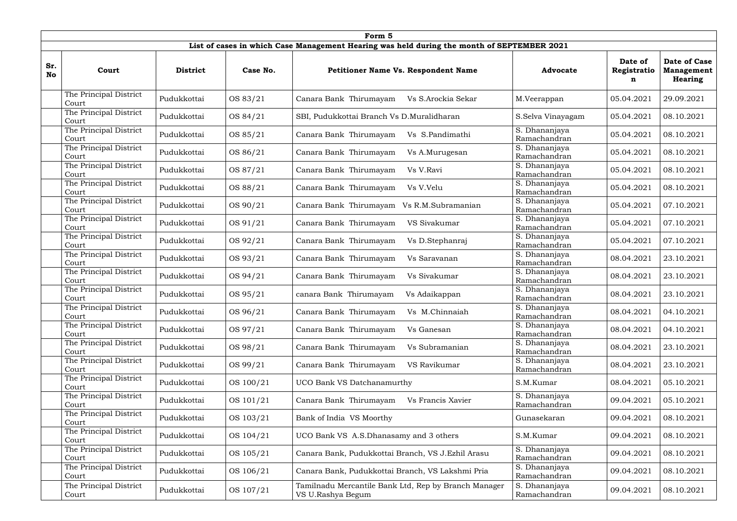| Form 5 | | | | | | | |
|---|---|---|---|---|---|---|---|
| **List of cases in which Case Management Hearing was held during the month of SEPTEMBER 2021** | | | | | | | |
| **Sr. No** | **Court** | **District** | **Case No.** | **Petitioner Name Vs. Respondent Name** | **Advocate** | **Date of Registration** | **Date of Case Management Hearing** |
| | The Principal District Court | Pudukkottai | OS 83/21 | Canara Bank Thirumayam Vs S.Arockia Sekar | M.Veerappan | 05.04.2021 | 29.09.2021 |
| | The Principal District Court | Pudukkottai | OS 84/21 | SBI, Pudukkottai Branch Vs D.Muralidharan | S.Selva Vinayagam | 05.04.2021 | 08.10.2021 |
| | The Principal District Court | Pudukkottai | OS 85/21 | Canara Bank Thirumayam Vs S.Pandimathi | S. Dhananjaya Ramachandran | 05.04.2021 | 08.10.2021 |
| | The Principal District Court | Pudukkottai | OS 86/21 | Canara Bank Thirumayam Vs A.Murugesan | S. Dhananjaya Ramachandran | 05.04.2021 | 08.10.2021 |
| | The Principal District Court | Pudukkottai | OS 87/21 | Canara Bank Thirumayam Vs V.Ravi | S. Dhananjaya Ramachandran | 05.04.2021 | 08.10.2021 |
| | The Principal District Court | Pudukkottai | OS 88/21 | Canara Bank Thirumayam Vs V.Velu | S. Dhananjaya Ramachandran | 05.04.2021 | 08.10.2021 |
| | The Principal District Court | Pudukkottai | OS 90/21 | Canara Bank Thirumayam Vs R.M.Subramanian | S. Dhananjaya Ramachandran | 05.04.2021 | 07.10.2021 |
| | The Principal District Court | Pudukkottai | OS 91/21 | Canara Bank Thirumayam VS Sivakumar | S. Dhananjaya Ramachandran | 05.04.2021 | 07.10.2021 |
| | The Principal District Court | Pudukkottai | OS 92/21 | Canara Bank Thirumayam Vs D.Stephanraj | S. Dhananjaya Ramachandran | 05.04.2021 | 07.10.2021 |
| | The Principal District Court | Pudukkottai | OS 93/21 | Canara Bank Thirumayam Vs Saravanan | S. Dhananjaya Ramachandran | 08.04.2021 | 23.10.2021 |
| | The Principal District Court | Pudukkottai | OS 94/21 | Canara Bank Thirumayam Vs Sivakumar | S. Dhananjaya Ramachandran | 08.04.2021 | 23.10.2021 |
| | The Principal District Court | Pudukkottai | OS 95/21 | canara Bank Thirumayam Vs Adaikappan | S. Dhananjaya Ramachandran | 08.04.2021 | 23.10.2021 |
| | The Principal District Court | Pudukkottai | OS 96/21 | Canara Bank Thirumayam Vs M.Chinnaiah | S. Dhananjaya Ramachandran | 08.04.2021 | 04.10.2021 |
| | The Principal District Court | Pudukkottai | OS 97/21 | Canara Bank Thirumayam Vs Ganesan | S. Dhananjaya Ramachandran | 08.04.2021 | 04.10.2021 |
| | The Principal District Court | Pudukkottai | OS 98/21 | Canara Bank Thirumayam Vs Subramanian | S. Dhananjaya Ramachandran | 08.04.2021 | 23.10.2021 |
| | The Principal District Court | Pudukkottai | OS 99/21 | Canara Bank Thirumayam VS Ravikumar | S. Dhananjaya Ramachandran | 08.04.2021 | 23.10.2021 |
| | The Principal District Court | Pudukkottai | OS 100/21 | UCO Bank VS Datchanamurthy | S.M.Kumar | 08.04.2021 | 05.10.2021 |
| | The Principal District Court | Pudukkottai | OS 101/21 | Canara Bank Thirumayam Vs Francis Xavier | S. Dhananjaya Ramachandran | 09.04.2021 | 05.10.2021 |
| | The Principal District Court | Pudukkottai | OS 103/21 | Bank of India VS Moorthy | Gunasekaran | 09.04.2021 | 08.10.2021 |
| | The Principal District Court | Pudukkottai | OS 104/21 | UCO Bank VS A.S.Dhanasamy and 3 others | S.M.Kumar | 09.04.2021 | 08.10.2021 |
| | The Principal District Court | Pudukkottai | OS 105/21 | Canara Bank, Pudukkottai Branch, VS J.Ezhil Arasu | S. Dhananjaya Ramachandran | 09.04.2021 | 08.10.2021 |
| | The Principal District Court | Pudukkottai | OS 106/21 | Canara Bank, Pudukkottai Branch, VS Lakshmi Pria | S. Dhananjaya Ramachandran | 09.04.2021 | 08.10.2021 |
| | The Principal District Court | Pudukkottai | OS 107/21 | Tamilnadu Mercantile Bank Ltd, Rep by Branch Manager VS U.Rashya Begum | S. Dhananjaya Ramachandran | 09.04.2021 | 08.10.2021 |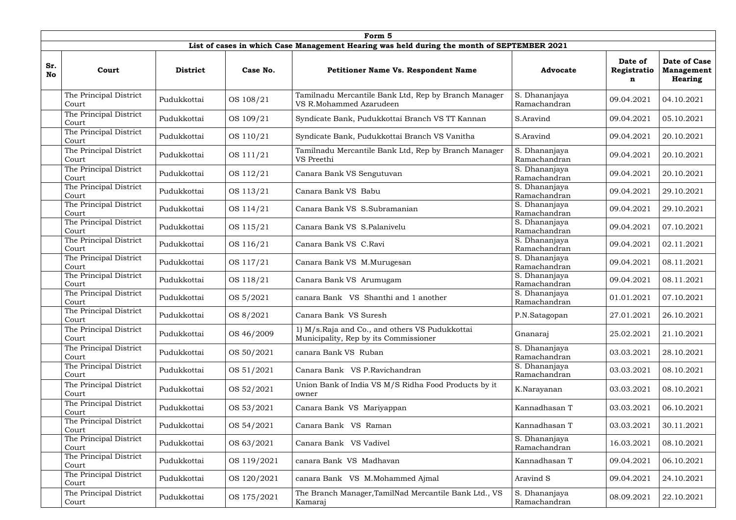| Form 5 | | | | | | | |
|---|---|---|---|---|---|---|---|
| **List of cases in which Case Management Hearing was held during the month of SEPTEMBER 2021** | | | | | | | |
| **Sr. No** | **Court** | **District** | **Case No.** | **Petitioner Name Vs. Respondent Name** | **Advocate** | **Date of Registration** | **Date of Case Management Hearing** |
| | The Principal District Court | Pudukkottai | OS 108/21 | Tamilnadu Mercantile Bank Ltd, Rep by Branch Manager VS R.Mohammed Azarudeen | S. Dhananjaya Ramachandran | 09.04.2021 | 04.10.2021 |
| | The Principal District Court | Pudukkottai | OS 109/21 | Syndicate Bank, Pudukkottai Branch VS TT Kannan | S.Aravind | 09.04.2021 | 05.10.2021 |
| | The Principal District Court | Pudukkottai | OS 110/21 | Syndicate Bank, Pudukkottai Branch VS Vanitha | S.Aravind | 09.04.2021 | 20.10.2021 |
| | The Principal District Court | Pudukkottai | OS 111/21 | Tamilnadu Mercantile Bank Ltd, Rep by Branch Manager VS Preethi | S. Dhananjaya Ramachandran | 09.04.2021 | 20.10.2021 |
| | The Principal District Court | Pudukkottai | OS 112/21 | Canara Bank VS Sengutuvan | S. Dhananjaya Ramachandran | 09.04.2021 | 20.10.2021 |
| | The Principal District Court | Pudukkottai | OS 113/21 | Canara Bank VS Babu | S. Dhananjaya Ramachandran | 09.04.2021 | 29.10.2021 |
| | The Principal District Court | Pudukkottai | OS 114/21 | Canara Bank VS S.Subramanian | S. Dhananjaya Ramachandran | 09.04.2021 | 29.10.2021 |
| | The Principal District Court | Pudukkottai | OS 115/21 | Canara Bank VS S.Palanivelu | S. Dhananjaya Ramachandran | 09.04.2021 | 07.10.2021 |
| | The Principal District Court | Pudukkottai | OS 116/21 | Canara Bank VS C.Ravi | S. Dhananjaya Ramachandran | 09.04.2021 | 02.11.2021 |
| | The Principal District Court | Pudukkottai | OS 117/21 | Canara Bank VS M.Murugesan | S. Dhananjaya Ramachandran | 09.04.2021 | 08.11.2021 |
| | The Principal District Court | Pudukkottai | OS 118/21 | Canara Bank VS Arumugam | S. Dhananjaya Ramachandran | 09.04.2021 | 08.11.2021 |
| | The Principal District Court | Pudukkottai | OS 5/2021 | canara Bank VS Shanthi and 1 another | S. Dhananjaya Ramachandran | 01.01.2021 | 07.10.2021 |
| | The Principal District Court | Pudukkottai | OS 8/2021 | Canara Bank VS Suresh | P.N.Satagopan | 27.01.2021 | 26.10.2021 |
| | The Principal District Court | Pudukkottai | OS 46/2009 | 1) M/s.Raja and Co., and others VS Pudukkottai Municipality, Rep by its Commissioner | Gnanaraj | 25.02.2021 | 21.10.2021 |
| | The Principal District Court | Pudukkottai | OS 50/2021 | canara Bank VS Ruban | S. Dhananjaya Ramachandran | 03.03.2021 | 28.10.2021 |
| | The Principal District Court | Pudukkottai | OS 51/2021 | Canara Bank VS P.Ravichandran | S. Dhananjaya Ramachandran | 03.03.2021 | 08.10.2021 |
| | The Principal District Court | Pudukkottai | OS 52/2021 | Union Bank of India VS M/S Ridha Food Products by it owner | K.Narayanan | 03.03.2021 | 08.10.2021 |
| | The Principal District Court | Pudukkottai | OS 53/2021 | Canara Bank VS Mariyappan | Kannadhasan T | 03.03.2021 | 06.10.2021 |
| | The Principal District Court | Pudukkottai | OS 54/2021 | Canara Bank VS Raman | Kannadhasan T | 03.03.2021 | 30.11.2021 |
| | The Principal District Court | Pudukkottai | OS 63/2021 | Canara Bank VS Vadivel | S. Dhananjaya Ramachandran | 16.03.2021 | 08.10.2021 |
| | The Principal District Court | Pudukkottai | OS 119/2021 | canara Bank VS Madhavan | Kannadhasan T | 09.04.2021 | 06.10.2021 |
| | The Principal District Court | Pudukkottai | OS 120/2021 | canara Bank VS M.Mohammed Ajmal | Aravind S | 09.04.2021 | 24.10.2021 |
| | The Principal District Court | Pudukkottai | OS 175/2021 | The Branch Manager,TamilNad Mercantile Bank Ltd., VS Kamaraj | S. Dhananjaya Ramachandran | 08.09.2021 | 22.10.2021 |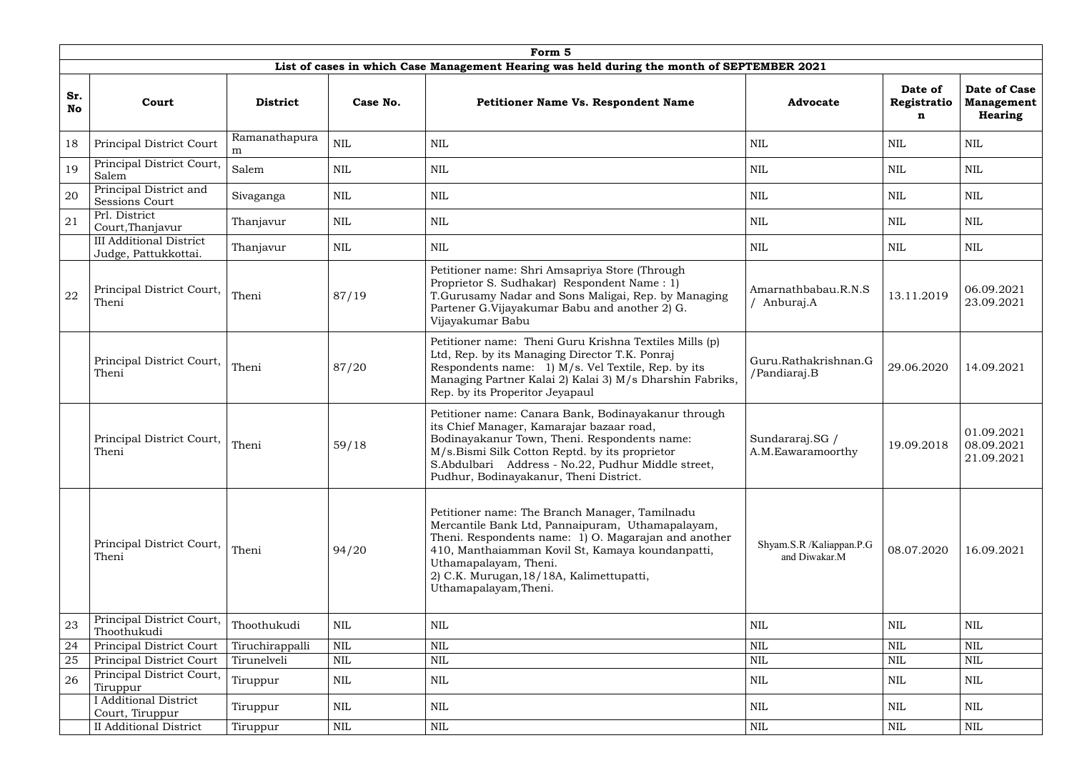**Form 5**

**List of cases in which Case Management Hearing was held during the month of SEPTEMBER 2021**

| Sr. No | Court | District | Case No. | Petitioner Name Vs. Respondent Name | Advocate | Date of Registration | Date of Case Management Hearing |
|---|---|---|---|---|---|---|---|
| 18 | Principal District Court | Ramanathapuram | NIL | NIL | NIL | NIL | NIL |
| 19 | Principal District Court, Salem | Salem | NIL | NIL | NIL | NIL | NIL |
| 20 | Principal District and Sessions Court | Sivaganga | NIL | NIL | NIL | NIL | NIL |
| 21 | Prl. District Court,Thanjavur | Thanjavur | NIL | NIL | NIL | NIL | NIL |
| | III Additional District Judge, Pattukkottai. | Thanjavur | NIL | NIL | NIL | NIL | NIL |
| 22 | Principal District Court, Theni | Theni | 87/19 | Petitioner name: Shri Amsapriya Store (Through Proprietor S. Sudhakar) Respondent Name : 1) T.Gurusamy Nadar and Sons Maligai, Rep. by Managing Partener G.Vijayakumar Babu and another 2) G. Vijayakumar Babu | Amarnathbabau.R.N.S / Anburaj.A | 13.11.2019 | 06.09.2021 23.09.2021 |
| | Principal District Court, Theni | Theni | 87/20 | Petitioner name: Theni Guru Krishna Textiles Mills (p) Ltd, Rep. by its Managing Director T.K. Ponraj Respondents name: 1) M/s. Vel Textile, Rep. by its Managing Partner Kalai 2) Kalai 3) M/s Dharshin Fabriks, Rep. by its Properitor Jeyapaul | Guru.Rathakrishnan.G /Pandiaraj.B | 29.06.2020 | 14.09.2021 |
| | Principal District Court, Theni | Theni | 59/18 | Petitioner name: Canara Bank, Bodinayakanur through its Chief Manager, Kamarajar bazaar road, Bodinayakanur Town, Theni. Respondents name: M/s.Bismi Silk Cotton Reptd. by its proprietor S.Abdulbari Address - No.22, Pudhur Middle street, Pudhur, Bodinayakanur, Theni District. | Sundararaj.SG / A.M.Eawaramoorthy | 19.09.2018 | 01.09.2021 08.09.2021 21.09.2021 |
| | Principal District Court, Theni | Theni | 94/20 | Petitioner name: The Branch Manager, Tamilnadu Mercantile Bank Ltd, Pannaipuram, Uthamapalayam, Theni. Respondents name: 1) O. Magarajan and another 410, Manthaiamman Kovil St, Kamaya koundanpatti, Uthamapalayam, Theni. 2) C.K. Murugan,18/18A, Kalimettupatti, Uthamapalayam,Theni. | Shyam.S.R /Kaliappan.P.G and Diwakar.M | 08.07.2020 | 16.09.2021 |
| 23 | Principal District Court, Thoothukudi | Thoothukudi | NIL | NIL | NIL | NIL | NIL |
| 24 | Principal District Court | Tiruchirappalli | NIL | NIL | NIL | NIL | NIL |
| 25 | Principal District Court | Tirunelveli | NIL | NIL | NIL | NIL | NIL |
| 26 | Principal District Court, Tiruppur | Tiruppur | NIL | NIL | NIL | NIL | NIL |
| | I Additional District Court, Tiruppur | Tiruppur | NIL | NIL | NIL | NIL | NIL |
| | II Additional District | Tiruppur | NIL | NIL | NIL | NIL | NIL |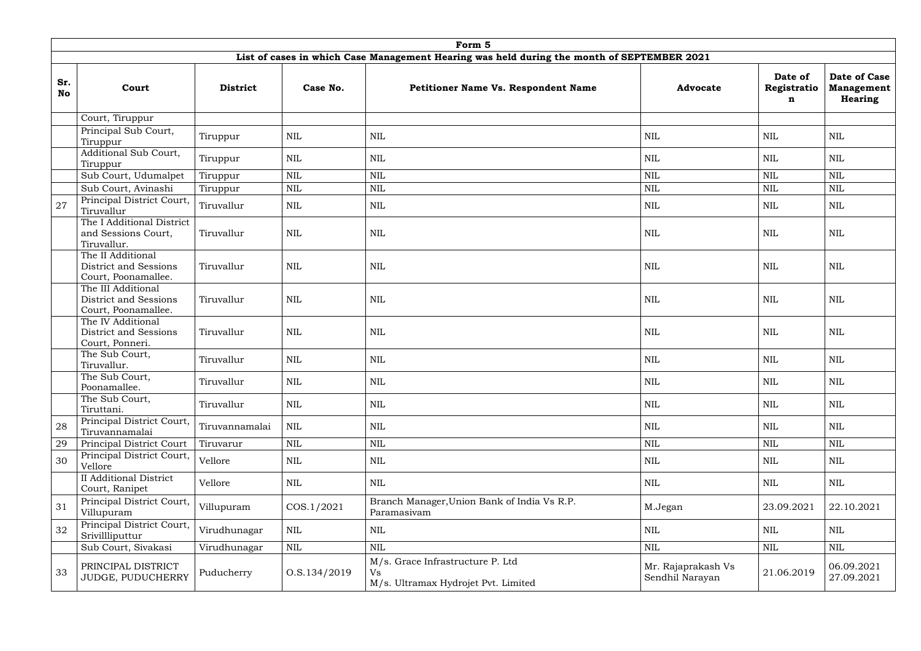| Form 5 | | | | | | | |
|---|---|---|---|---|---|---|---|
| **List of cases in which Case Management Hearing was held during the month of SEPTEMBER 2021** | | | | | | | |
| **Sr. No** | **Court** | **District** | **Case No.** | **Petitioner Name Vs. Respondent Name** | **Advocate** | **Date of Registration** | **Date of Case Management Hearing** |
| | Court, Tiruppur | | | | | | |
| | Principal Sub Court, Tiruppur | Tiruppur | NIL | NIL | NIL | NIL | NIL |
| | Additional Sub Court, Tiruppur | Tiruppur | NIL | NIL | NIL | NIL | NIL |
| | Sub Court, Udumalpet | Tiruppur | NIL | NIL | NIL | NIL | NIL |
| | Sub Court, Avinashi | Tiruppur | NIL | NIL | NIL | NIL | NIL |
| 27 | Principal District Court, Tiruvallur | Tiruvallur | NIL | NIL | NIL | NIL | NIL |
| | The I Additional District and Sessions Court, Tiruvallur. | Tiruvallur | NIL | NIL | NIL | NIL | NIL |
| | The II Additional District and Sessions Court, Poonamallee. | Tiruvallur | NIL | NIL | NIL | NIL | NIL |
| | The III Additional District and Sessions Court, Poonamallee. | Tiruvallur | NIL | NIL | NIL | NIL | NIL |
| | The IV Additional District and Sessions Court, Ponneri. | Tiruvallur | NIL | NIL | NIL | NIL | NIL |
| | The Sub Court, Tiruvallur. | Tiruvallur | NIL | NIL | NIL | NIL | NIL |
| | The Sub Court, Poonamallee. | Tiruvallur | NIL | NIL | NIL | NIL | NIL |
| | The Sub Court, Tiruttani. | Tiruvallur | NIL | NIL | NIL | NIL | NIL |
| 28 | Principal District Court, Tiruvannamalai | Tiruvannamalai | NIL | NIL | NIL | NIL | NIL |
| 29 | Principal District Court | Tiruvarur | NIL | NIL | NIL | NIL | NIL |
| 30 | Principal District Court, Vellore | Vellore | NIL | NIL | NIL | NIL | NIL |
| | II Additional District Court, Ranipet | Vellore | NIL | NIL | NIL | NIL | NIL |
| 31 | Principal District Court, Villupuram | Villupuram | COS.1/2021 | Branch Manager,Union Bank of India Vs R.P. Paramasivam | M.Jegan | 23.09.2021 | 22.10.2021 |
| 32 | Principal District Court, Srivillliputtur | Virudhunagar | NIL | NIL | NIL | NIL | NIL |
| | Sub Court, Sivakasi | Virudhunagar | NIL | NIL | NIL | NIL | NIL |
| 33 | PRINCIPAL DISTRICT JUDGE, PUDUCHERRY | Puducherry | O.S.134/2019 | M/s. Grace Infrastructure P. Ltd Vs M/s. Ultramax Hydrojet Pvt. Limited | Mr. Rajaprakash Vs Sendhil Narayan | 21.06.2019 | 06.09.2021 27.09.2021 |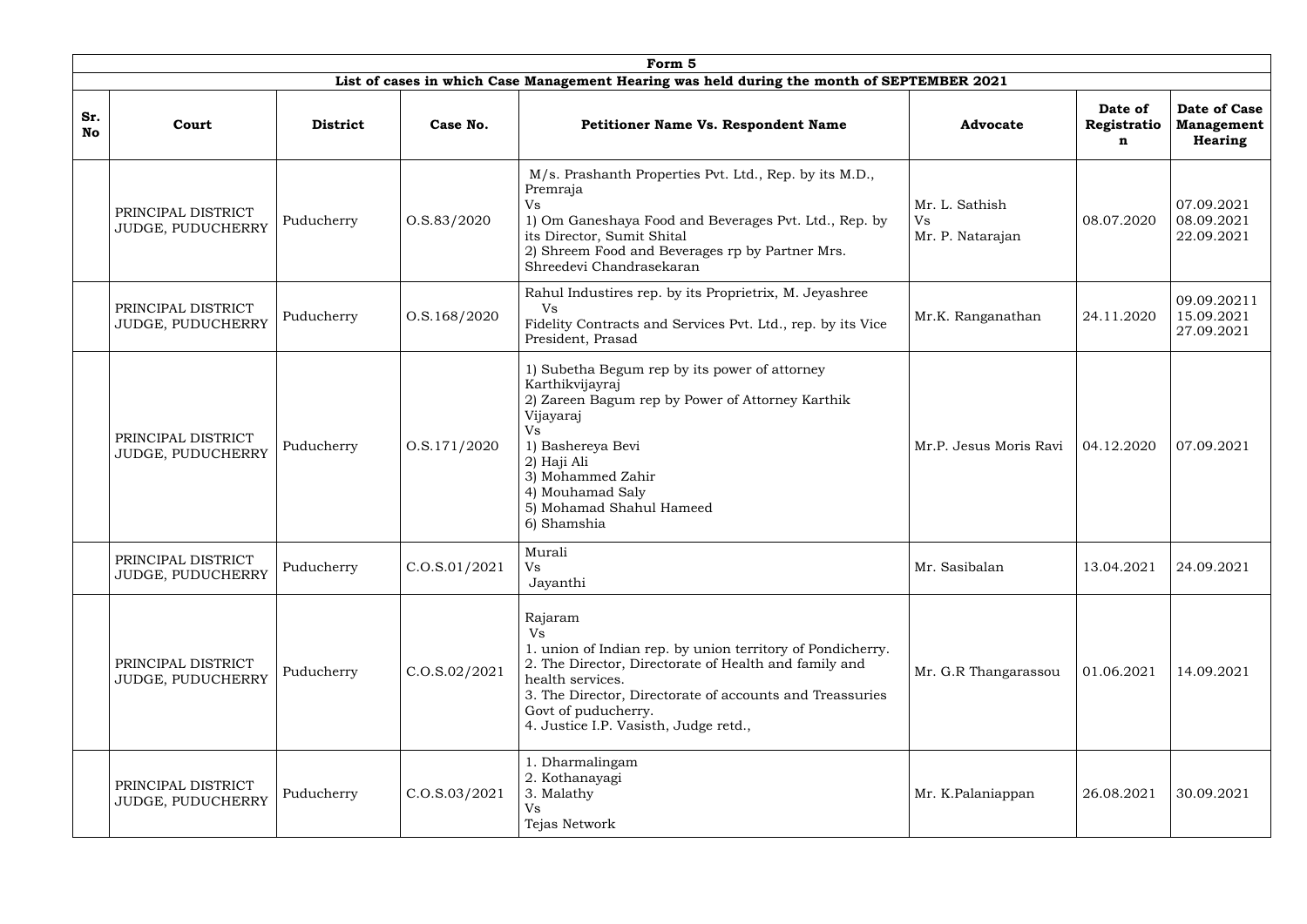| Form 5 | | | | | | | |
|---|---|---|---|---|---|---|---|
| **List of cases in which Case Management Hearing was held during the month of SEPTEMBER 2021** | | | | | | | |
| **Sr. No** | **Court** | **District** | **Case No.** | **Petitioner Name Vs. Respondent Name** | **Advocate** | **Date of Registration** | **Date of Case Management Hearing** |
| | PRINCIPAL DISTRICT JUDGE, PUDUCHERRY | Puducherry | O.S.83/2020 | M/s. Prashanth Properties Pvt. Ltd., Rep. by its M.D., Premraja<br>Vs<br>1) Om Ganeshaya Food and Beverages Pvt. Ltd., Rep. by its Director, Sumit Shital<br>2) Shreem Food and Beverages rp by Partner Mrs. Shreedevi Chandrasekaran | Mr. L. Sathish<br>Vs<br>Mr. P. Natarajan | 08.07.2020 | 07.09.2021<br>08.09.2021<br>22.09.2021 |
| | PRINCIPAL DISTRICT JUDGE, PUDUCHERRY | Puducherry | O.S.168/2020 | Rahul Industires rep. by its Proprietrix, M. Jeyashree<br>Vs<br>Fidelity Contracts and Services Pvt. Ltd., rep. by its Vice President, Prasad | Mr.K. Ranganathan | 24.11.2020 | 09.09.20211<br>15.09.2021<br>27.09.2021 |
| | PRINCIPAL DISTRICT JUDGE, PUDUCHERRY | Puducherry | O.S.171/2020 | 1) Subetha Begum rep by its power of attorney Karthikvijayraj<br>2) Zareen Bagum rep by Power of Attorney Karthik Vijayaraj<br>Vs<br>1) Bashereya Bevi<br>2) Haji Ali<br>3) Mohammed Zahir<br>4) Mouhamad Saly<br>5) Mohamad Shahul Hameed<br>6) Shamshia | Mr.P. Jesus Moris Ravi | 04.12.2020 | 07.09.2021 |
| | PRINCIPAL DISTRICT JUDGE, PUDUCHERRY | Puducherry | C.O.S.01/2021 | Murali<br>Vs<br>Jayanthi | Mr. Sasibalan | 13.04.2021 | 24.09.2021 |
| | PRINCIPAL DISTRICT JUDGE, PUDUCHERRY | Puducherry | C.O.S.02/2021 | Rajaram<br>Vs<br>1. union of Indian rep. by union territory of Pondicherry.<br>2. The Director, Directorate of Health and family and health services.<br>3. The Director, Directorate of accounts and Treassuries Govt of puducherry.<br>4. Justice I.P. Vasisth, Judge retd., | Mr. G.R Thangarassou | 01.06.2021 | 14.09.2021 |
| | PRINCIPAL DISTRICT JUDGE, PUDUCHERRY | Puducherry | C.O.S.03/2021 | 1. Dharmalingam<br>2. Kothanayagi<br>3. Malathy<br>Vs<br>Tejas Network | Mr. K.Palaniappan | 26.08.2021 | 30.09.2021 |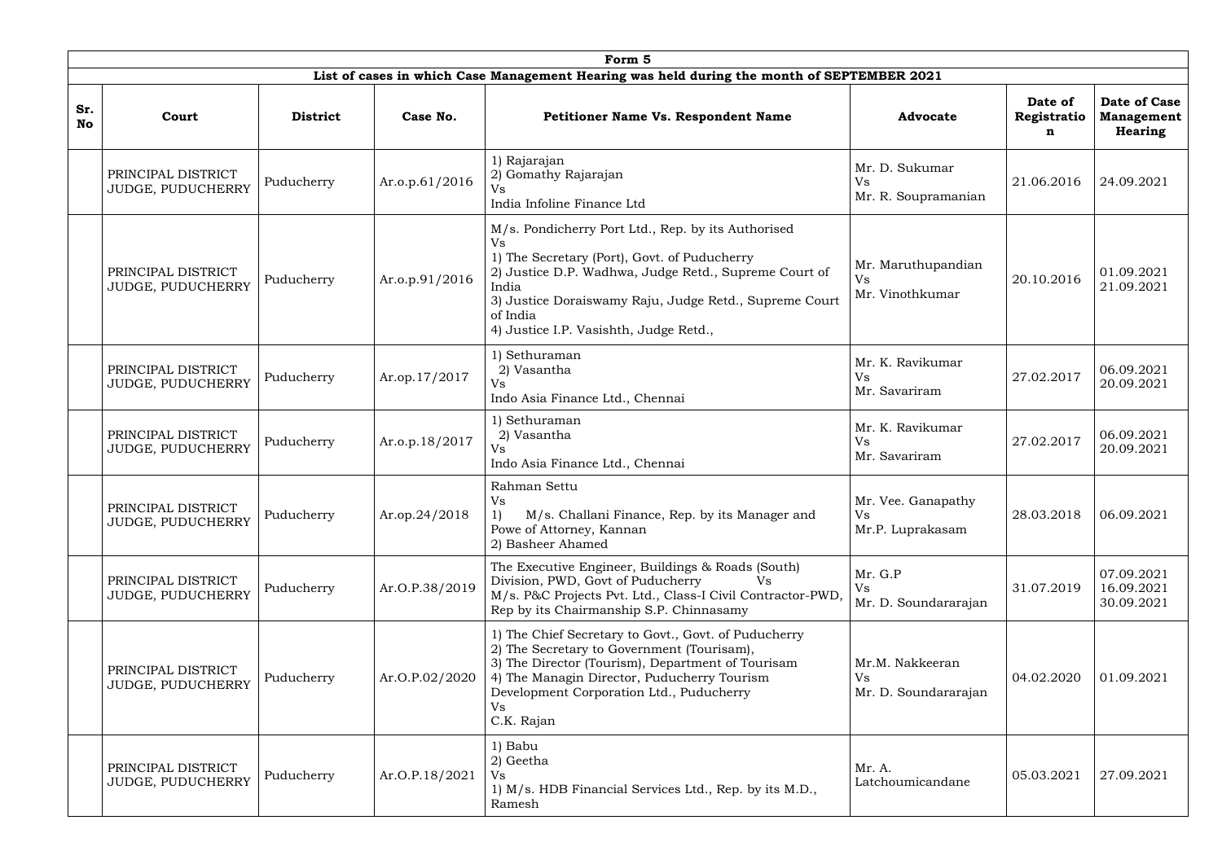| Form 5 | | | | | | | |
|---|---|---|---|---|---|---|---|
| **List of cases in which Case Management Hearing was held during the month of SEPTEMBER 2021** | | | | | | | |
| **Sr. No** | **Court** | **District** | **Case No.** | **Petitioner Name Vs. Respondent Name** | **Advocate** | **Date of Registration** | **Date of Case Management Hearing** |
| | PRINCIPAL DISTRICT JUDGE, PUDUCHERRY | Puducherry | Ar.o.p.61/2016 | 1) Rajarajan<br>2) Gomathy Rajarajan<br>Vs<br>India Infoline Finance Ltd | Mr. D. Sukumar<br>Vs<br>Mr. R. Soupramanian | 21.06.2016 | 24.09.2021 |
| | PRINCIPAL DISTRICT JUDGE, PUDUCHERRY | Puducherry | Ar.o.p.91/2016 | M/s. Pondicherry Port Ltd., Rep. by its Authorised<br>Vs<br>1) The Secretary (Port), Govt. of Puducherry<br>2) Justice D.P. Wadhwa, Judge Retd., Supreme Court of India<br>3) Justice Doraiswamy Raju, Judge Retd., Supreme Court of India<br>4) Justice I.P. Vasishth, Judge Retd., | Mr. Maruthupandian<br>Vs<br>Mr. Vinothkumar | 20.10.2016 | 01.09.2021<br>21.09.2021 |
| | PRINCIPAL DISTRICT JUDGE, PUDUCHERRY | Puducherry | Ar.op.17/2017 | 1) Sethuraman<br>2) Vasantha<br>Vs<br>Indo Asia Finance Ltd., Chennai | Mr. K. Ravikumar<br>Vs<br>Mr. Savariram | 27.02.2017 | 06.09.2021<br>20.09.2021 |
| | PRINCIPAL DISTRICT JUDGE, PUDUCHERRY | Puducherry | Ar.o.p.18/2017 | 1) Sethuraman<br>2) Vasantha<br>Vs<br>Indo Asia Finance Ltd., Chennai | Mr. K. Ravikumar<br>Vs<br>Mr. Savariram | 27.02.2017 | 06.09.2021<br>20.09.2021 |
| | PRINCIPAL DISTRICT JUDGE, PUDUCHERRY | Puducherry | Ar.op.24/2018 | Rahman Settu<br>Vs<br>1) M/s. Challani Finance, Rep. by its Manager and Powe of Attorney, Kannan<br>2) Basheer Ahamed | Mr. Vee. Ganapathy<br>Vs<br>Mr.P. Luprakasam | 28.03.2018 | 06.09.2021 |
| | PRINCIPAL DISTRICT JUDGE, PUDUCHERRY | Puducherry | Ar.O.P.38/2019 | The Executive Engineer, Buildings & Roads (South) Division, PWD, Govt of Puducherry Vs<br>M/s. P&C Projects Pvt. Ltd., Class-I Civil Contractor-PWD, Rep by its Chairmanship S.P. Chinnasamy | Mr. G.P<br>Vs<br>Mr. D. Soundararajan | 31.07.2019 | 07.09.2021<br>16.09.2021<br>30.09.2021 |
| | PRINCIPAL DISTRICT JUDGE, PUDUCHERRY | Puducherry | Ar.O.P.02/2020 | 1) The Chief Secretary to Govt., Govt. of Puducherry<br>2) The Secretary to Government (Tourisam),<br>3) The Director (Tourism), Department of Tourisam<br>4) The Managin Director, Puducherry Tourism Development Corporation Ltd., Puducherry<br>Vs<br>C.K. Rajan | Mr.M. Nakkeeran<br>Vs<br>Mr. D. Soundararajan | 04.02.2020 | 01.09.2021 |
| | PRINCIPAL DISTRICT JUDGE, PUDUCHERRY | Puducherry | Ar.O.P.18/2021 | 1) Babu<br>2) Geetha<br>Vs<br>1) M/s. HDB Financial Services Ltd., Rep. by its M.D., Ramesh | Mr. A. Latchoumicandane | 05.03.2021 | 27.09.2021 |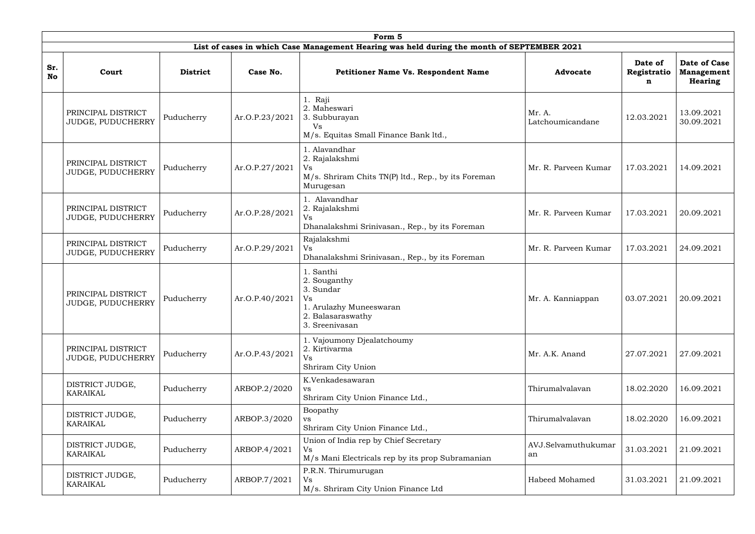| Form 5 | | | | | | | |
|---|---|---|---|---|---|---|---|
| List of cases in which Case Management Hearing was held during the month of SEPTEMBER 2021 | | | | | | | |
| **Sr. No** | **Court** | **District** | **Case No.** | **Petitioner Name Vs. Respondent Name** | **Advocate** | **Date of Registration** | **Date of Case Management Hearing** |
| | PRINCIPAL DISTRICT JUDGE, PUDUCHERRY | Puducherry | Ar.O.P.23/2021 | 1. Raji<br>2. Maheswari<br>3. Subburayan<br>Vs<br>M/s. Equitas Small Finance Bank ltd., | Mr. A. Latchoumicandane | 12.03.2021 | 13.09.2021<br>30.09.2021 |
| | PRINCIPAL DISTRICT JUDGE, PUDUCHERRY | Puducherry | Ar.O.P.27/2021 | 1. Alavandhar<br>2. Rajalakshmi<br>Vs<br>M/s. Shriram Chits TN(P) ltd., Rep., by its Foreman Murugesan | Mr. R. Parveen Kumar | 17.03.2021 | 14.09.2021 |
| | PRINCIPAL DISTRICT JUDGE, PUDUCHERRY | Puducherry | Ar.O.P.28/2021 | 1. Alavandhar<br>2. Rajalakshmi<br>Vs<br>Dhanalakshmi Srinivasan., Rep., by its Foreman | Mr. R. Parveen Kumar | 17.03.2021 | 20.09.2021 |
| | PRINCIPAL DISTRICT JUDGE, PUDUCHERRY | Puducherry | Ar.O.P.29/2021 | Rajalakshmi<br>Vs<br>Dhanalakshmi Srinivasan., Rep., by its Foreman | Mr. R. Parveen Kumar | 17.03.2021 | 24.09.2021 |
| | PRINCIPAL DISTRICT JUDGE, PUDUCHERRY | Puducherry | Ar.O.P.40/2021 | 1. Santhi<br>2. Souganthy<br>3. Sundar<br>Vs<br>1. Arulazhy Muneeswaran<br>2. Balasaraswathy<br>3. Sreenivasan | Mr. A. Kanniappan | 03.07.2021 | 20.09.2021 |
| | PRINCIPAL DISTRICT JUDGE, PUDUCHERRY | Puducherry | Ar.O.P.43/2021 | 1. Vajoumony Djealatchoumy<br>2. Kirtivarma<br>Vs<br>Shriram City Union | Mr. A.K. Anand | 27.07.2021 | 27.09.2021 |
| | DISTRICT JUDGE, KARAIKAL | Puducherry | ARBOP.2/2020 | K.Venkadesawaran<br>vs<br>Shriram City Union Finance Ltd., | Thirumalvalavan | 18.02.2020 | 16.09.2021 |
| | DISTRICT JUDGE, KARAIKAL | Puducherry | ARBOP.3/2020 | Boopathy<br>vs<br>Shriram City Union Finance Ltd., | Thirumalvalavan | 18.02.2020 | 16.09.2021 |
| | DISTRICT JUDGE, KARAIKAL | Puducherry | ARBOP.4/2021 | Union of India rep by Chief Secretary<br>Vs<br>M/s Mani Electricals rep by its prop Subramanian | AVJ.Selvamuthukumaran | 31.03.2021 | 21.09.2021 |
| | DISTRICT JUDGE, KARAIKAL | Puducherry | ARBOP.7/2021 | P.R.N. Thirumurugan<br>Vs<br>M/s. Shriram City Union Finance Ltd | Habeed Mohamed | 31.03.2021 | 21.09.2021 |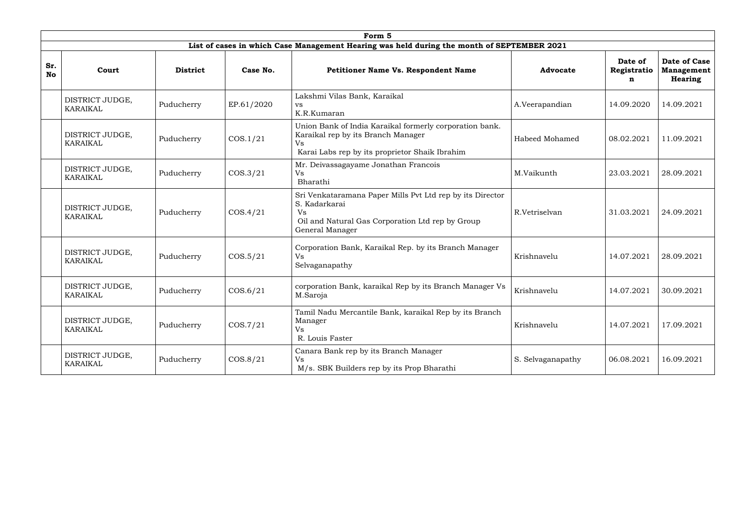# Form 5

## List of cases in which Case Management Hearing was held during the month of SEPTEMBER 2021

| Sr. No | Court | District | Case No. | Petitioner Name Vs. Respondent Name | Advocate | Date of Registration | Date of Case Management Hearing |
|---|---|---|---|---|---|---|---|
| | DISTRICT JUDGE, KARAIKAL | Puducherry | EP.61/2020 | Lakshmi Vilas Bank, Karaikal vs K.R.Kumaran | A.Veerapandian | 14.09.2020 | 14.09.2021 |
| | DISTRICT JUDGE, KARAIKAL | Puducherry | COS.1/21 | Union Bank of India Karaikal formerly corporation bank. Karaikal rep by its Branch Manager Vs Karai Labs rep by its proprietor Shaik Ibrahim | Habeed Mohamed | 08.02.2021 | 11.09.2021 |
| | DISTRICT JUDGE, KARAIKAL | Puducherry | COS.3/21 | Mr. Deivassagayame Jonathan Francois Vs Bharathi | M.Vaikunth | 23.03.2021 | 28.09.2021 |
| | DISTRICT JUDGE, KARAIKAL | Puducherry | COS.4/21 | Sri Venkataramana Paper Mills Pvt Ltd rep by its Director S. Kadarkarai Vs Oil and Natural Gas Corporation Ltd rep by Group General Manager | R.Vetriselvan | 31.03.2021 | 24.09.2021 |
| | DISTRICT JUDGE, KARAIKAL | Puducherry | COS.5/21 | Corporation Bank, Karaikal Rep. by its Branch Manager Vs Selvaganapathy | Krishnavelu | 14.07.2021 | 28.09.2021 |
| | DISTRICT JUDGE, KARAIKAL | Puducherry | COS.6/21 | corporation Bank, karaikal Rep by its Branch Manager Vs M.Saroja | Krishnavelu | 14.07.2021 | 30.09.2021 |
| | DISTRICT JUDGE, KARAIKAL | Puducherry | COS.7/21 | Tamil Nadu Mercantile Bank, karaikal Rep by its Branch Manager Vs R. Louis Faster | Krishnavelu | 14.07.2021 | 17.09.2021 |
| | DISTRICT JUDGE, KARAIKAL | Puducherry | COS.8/21 | Canara Bank rep by its Branch Manager Vs M/s. SBK Builders rep by its Prop Bharathi | S. Selvaganapathy | 06.08.2021 | 16.09.2021 |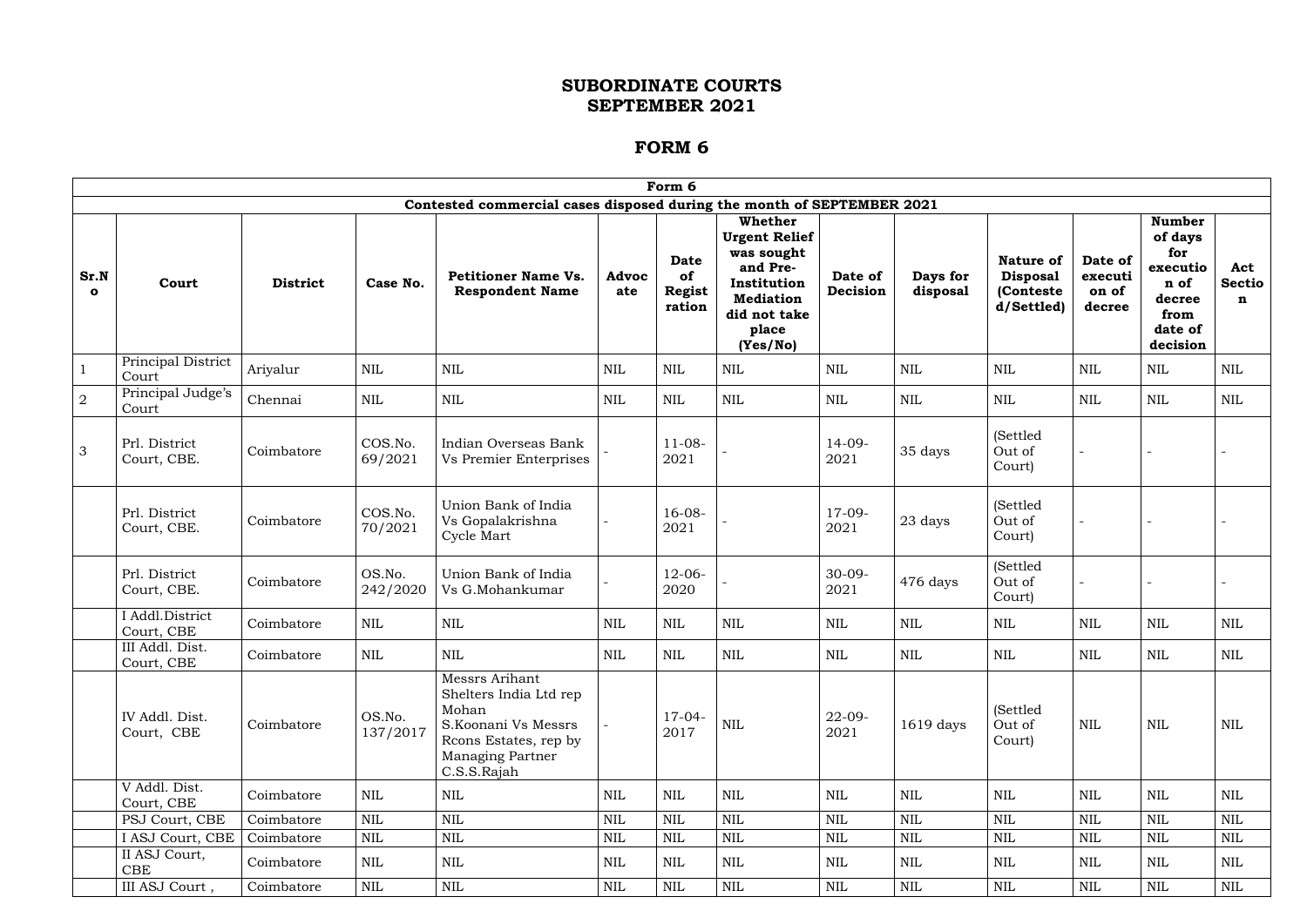# SUBORDINATE COURTS
# SEPTEMBER 2021

# FORM 6

| Form 6 | | | | | | | | | | | | | |
|---|---|---|---|---|---|---|---|---|---|---|---|---|---|
| Contested commercial cases disposed during the month of SEPTEMBER 2021 | | | | | | | | | | | | | |
| **Sr.No** | **Court** | **District** | **Case No.** | **Petitioner Name Vs. Respondent Name** | **Advocate** | **Date of Registration** | **Whether Urgent Relief was sought and Pre-Institution Mediation did not take place (Yes/No)** | **Date of Decision** | **Days for disposal** | **Nature of Disposal (Contested/Settled)** | **Date of execution of decree** | **Number of days for execution of decree from date of decision** | **Act Section** |
| 1 | Principal District Court | Ariyalur | NIL | NIL | NIL | NIL | NIL | NIL | NIL | NIL | NIL | NIL | NIL |
| 2 | Principal Judge's Court | Chennai | NIL | NIL | NIL | NIL | NIL | NIL | NIL | NIL | NIL | NIL | NIL |
| 3 | Prl. District Court, CBE. | Coimbatore | COS.No. 69/2021 | Indian Overseas Bank Vs Premier Enterprises | - | 11-08-2021 | - | 14-09-2021 | 35 days | (Settled Out of Court) | - | - | - |
| | Prl. District Court, CBE. | Coimbatore | COS.No. 70/2021 | Union Bank of India Vs Gopalakrishna Cycle Mart | - | 16-08-2021 | - | 17-09-2021 | 23 days | (Settled Out of Court) | - | - | - |
| | Prl. District Court, CBE. | Coimbatore | OS.No. 242/2020 | Union Bank of India Vs G.Mohankumar | - | 12-06-2020 | - | 30-09-2021 | 476 days | (Settled Out of Court) | - | - | - |
| | I Addl.District Court, CBE | Coimbatore | NIL | NIL | NIL | NIL | NIL | NIL | NIL | NIL | NIL | NIL | NIL |
| | III Addl. Dist. Court, CBE | Coimbatore | NIL | NIL | NIL | NIL | NIL | NIL | NIL | NIL | NIL | NIL | NIL |
| | IV Addl. Dist. Court, CBE | Coimbatore | OS.No. 137/2017 | Messrs Arihant Shelters India Ltd rep Mohan S.Koonani Vs Messrs Rcons Estates, rep by Managing Partner C.S.S.Rajah | - | 17-04-2017 | NIL | 22-09-2021 | 1619 days | (Settled Out of Court) | NIL | NIL | NIL |
| | V Addl. Dist. Court, CBE | Coimbatore | NIL | NIL | NIL | NIL | NIL | NIL | NIL | NIL | NIL | NIL | NIL |
| | PSJ Court, CBE | Coimbatore | NIL | NIL | NIL | NIL | NIL | NIL | NIL | NIL | NIL | NIL | NIL |
| | I ASJ Court, CBE | Coimbatore | NIL | NIL | NIL | NIL | NIL | NIL | NIL | NIL | NIL | NIL | NIL |
| | II ASJ Court, CBE | Coimbatore | NIL | NIL | NIL | NIL | NIL | NIL | NIL | NIL | NIL | NIL | NIL |
| | III ASJ Court , | Coimbatore | NIL | NIL | NIL | NIL | NIL | NIL | NIL | NIL | NIL | NIL | NIL |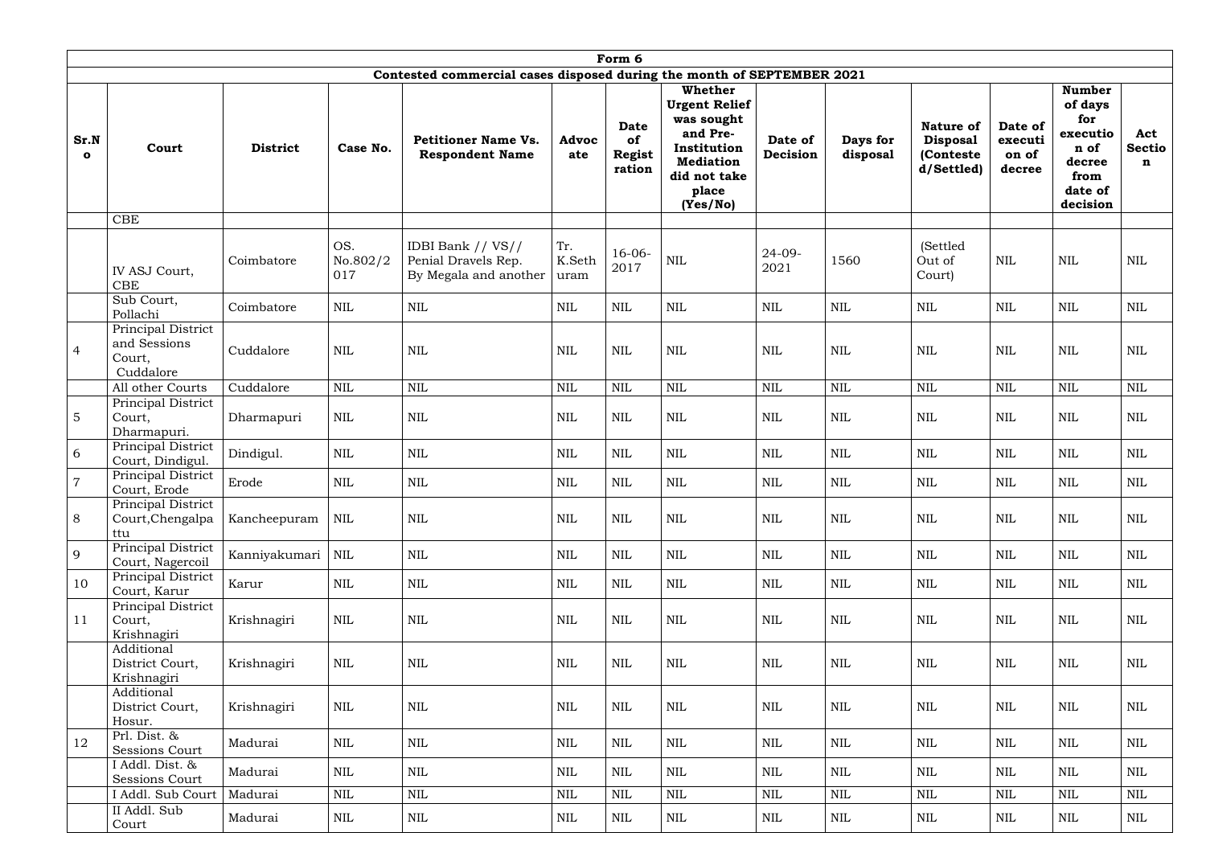| Form 6 | | | | | | | | | | | | | |
|---|---|---|---|---|---|---|---|---|---|---|---|---|---|
| Contested commercial cases disposed during the month of SEPTEMBER 2021 | | | | | | | | | | | | | |
| **Sr.No** | **Court** | **District** | **Case No.** | **Petitioner Name Vs. Respondent Name** | **Advocate** | **Date of Registration** | **Whether Urgent Relief was sought and Pre-Institution Mediation did not take place (Yes/No)** | **Date of Decision** | **Days for disposal** | **Nature of Disposal (Contested/Settled)** | **Date of execution of decree** | **Number of days for execution of decree from date of decision** | **Act Section** |
| | CBE | | | | | | | | | | | | |
| | IV ASJ Court, CBE | Coimbatore | OS. No.802/2017 | IDBI Bank // VS// Penial Dravels Rep. By Megala and another | Tr. K.Sethuram | 16-06-2017 | NIL | 24-09-2021 | 1560 | (Settled Out of Court) | NIL | NIL | NIL |
| | Sub Court, Pollachi | Coimbatore | NIL | NIL | NIL | NIL | NIL | NIL | NIL | NIL | NIL | NIL | NIL |
| 4 | Principal District and Sessions Court, Cuddalore | Cuddalore | NIL | NIL | NIL | NIL | NIL | NIL | NIL | NIL | NIL | NIL | NIL |
| | All other Courts | Cuddalore | NIL | NIL | NIL | NIL | NIL | NIL | NIL | NIL | NIL | NIL | NIL |
| 5 | Principal District Court, Dharmapuri. | Dharmapuri | NIL | NIL | NIL | NIL | NIL | NIL | NIL | NIL | NIL | NIL | NIL |
| 6 | Principal District Court, Dindigul. | Dindigul. | NIL | NIL | NIL | NIL | NIL | NIL | NIL | NIL | NIL | NIL | NIL |
| 7 | Principal District Court, Erode | Erode | NIL | NIL | NIL | NIL | NIL | NIL | NIL | NIL | NIL | NIL | NIL |
| 8 | Principal District Court,Chengalpattu | Kancheepuram | NIL | NIL | NIL | NIL | NIL | NIL | NIL | NIL | NIL | NIL | NIL |
| 9 | Principal District Court, Nagercoil | Kanniyakumari | NIL | NIL | NIL | NIL | NIL | NIL | NIL | NIL | NIL | NIL | NIL |
| 10 | Principal District Court, Karur | Karur | NIL | NIL | NIL | NIL | NIL | NIL | NIL | NIL | NIL | NIL | NIL |
| 11 | Principal District Court, Krishnagiri | Krishnagiri | NIL | NIL | NIL | NIL | NIL | NIL | NIL | NIL | NIL | NIL | NIL |
| | Additional District Court, Krishnagiri | Krishnagiri | NIL | NIL | NIL | NIL | NIL | NIL | NIL | NIL | NIL | NIL | NIL |
| | Additional District Court, Hosur. | Krishnagiri | NIL | NIL | NIL | NIL | NIL | NIL | NIL | NIL | NIL | NIL | NIL |
| 12 | Prl. Dist. & Sessions Court | Madurai | NIL | NIL | NIL | NIL | NIL | NIL | NIL | NIL | NIL | NIL | NIL |
| | I Addl. Dist. & Sessions Court | Madurai | NIL | NIL | NIL | NIL | NIL | NIL | NIL | NIL | NIL | NIL | NIL |
| | I Addl. Sub Court | Madurai | NIL | NIL | NIL | NIL | NIL | NIL | NIL | NIL | NIL | NIL | NIL |
| | II Addl. Sub Court | Madurai | NIL | NIL | NIL | NIL | NIL | NIL | NIL | NIL | NIL | NIL | NIL |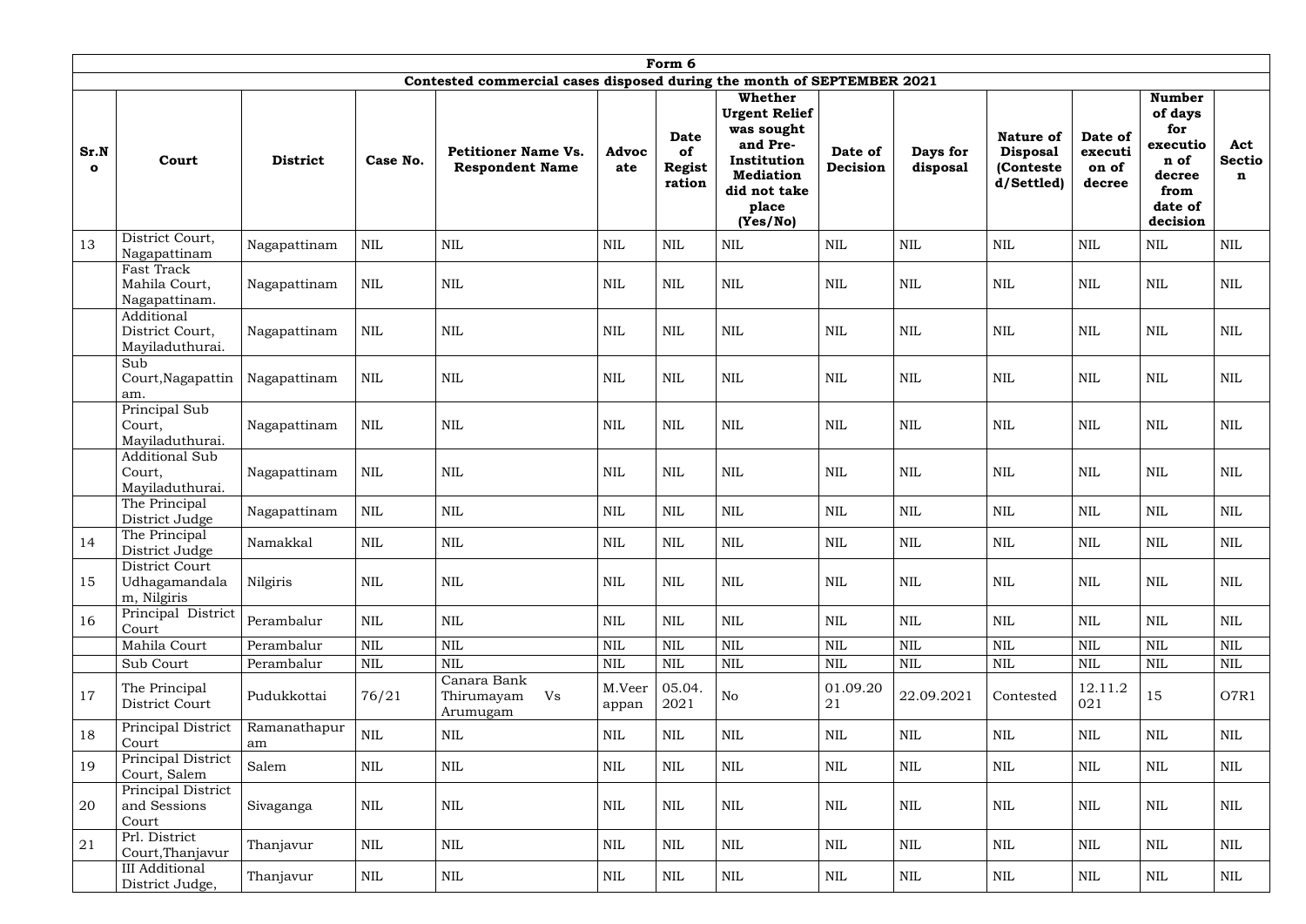| Form 6 | | | | | | | | | | | | | |
|---|---|---|---|---|---|---|---|---|---|---|---|---|---|
| **Contested commercial cases disposed during the month of SEPTEMBER 2021** | | | | | | | | | | | | | |
| **Sr.No** | **Court** | **District** | **Case No.** | **Petitioner Name Vs. Respondent Name** | **Advocate** | **Date of Registration** | **Whether Urgent Relief was sought and Pre-Institution Mediation did not take place (Yes/No)** | **Date of Decision** | **Days for disposal** | **Nature of Disposal (Contested/Settled)** | **Date of execution of decree** | **Number of days for execution of decree from date of decision** | **Act Section** |
| 13 | District Court, Nagapattinam | Nagapattinam | NIL | NIL | NIL | NIL | NIL | NIL | NIL | NIL | NIL | NIL | NIL |
| | Fast Track Mahila Court, Nagapattinam. | Nagapattinam | NIL | NIL | NIL | NIL | NIL | NIL | NIL | NIL | NIL | NIL | NIL |
| | Additional District Court, Mayiladuthurai. | Nagapattinam | NIL | NIL | NIL | NIL | NIL | NIL | NIL | NIL | NIL | NIL | NIL |
| | Sub Court,Nagapattinam. | Nagapattinam | NIL | NIL | NIL | NIL | NIL | NIL | NIL | NIL | NIL | NIL | NIL |
| | Principal Sub Court, Mayiladuthurai. | Nagapattinam | NIL | NIL | NIL | NIL | NIL | NIL | NIL | NIL | NIL | NIL | NIL |
| | Additional Sub Court, Mayiladuthurai. | Nagapattinam | NIL | NIL | NIL | NIL | NIL | NIL | NIL | NIL | NIL | NIL | NIL |
| | The Principal District Judge | Nagapattinam | NIL | NIL | NIL | NIL | NIL | NIL | NIL | NIL | NIL | NIL | NIL |
| 14 | The Principal District Judge | Namakkal | NIL | NIL | NIL | NIL | NIL | NIL | NIL | NIL | NIL | NIL | NIL |
| 15 | District Court Udhagamandalam, Nilgiris | Nilgiris | NIL | NIL | NIL | NIL | NIL | NIL | NIL | NIL | NIL | NIL | NIL |
| 16 | Principal District Court | Perambalur | NIL | NIL | NIL | NIL | NIL | NIL | NIL | NIL | NIL | NIL | NIL |
| | Mahila Court | Perambalur | NIL | NIL | NIL | NIL | NIL | NIL | NIL | NIL | NIL | NIL | NIL |
| | Sub Court | Perambalur | NIL | NIL | NIL | NIL | NIL | NIL | NIL | NIL | NIL | NIL | NIL |
| 17 | The Principal District Court | Pudukkottai | 76/21 | Canara Bank Thirumayam Vs Arumugam | M.Veerappan | 05.04.2021 | No | 01.09.2021 | 22.09.2021 | Contested | 12.11.2021 | 15 | O7R1 |
| 18 | Principal District Court | Ramanathapuram | NIL | NIL | NIL | NIL | NIL | NIL | NIL | NIL | NIL | NIL | NIL |
| 19 | Principal District Court, Salem | Salem | NIL | NIL | NIL | NIL | NIL | NIL | NIL | NIL | NIL | NIL | NIL |
| 20 | Principal District and Sessions Court | Sivaganga | NIL | NIL | NIL | NIL | NIL | NIL | NIL | NIL | NIL | NIL | NIL |
| 21 | Prl. District Court,Thanjavur | Thanjavur | NIL | NIL | NIL | NIL | NIL | NIL | NIL | NIL | NIL | NIL | NIL |
| | III Additional District Judge, | Thanjavur | NIL | NIL | NIL | NIL | NIL | NIL | NIL | NIL | NIL | NIL | NIL |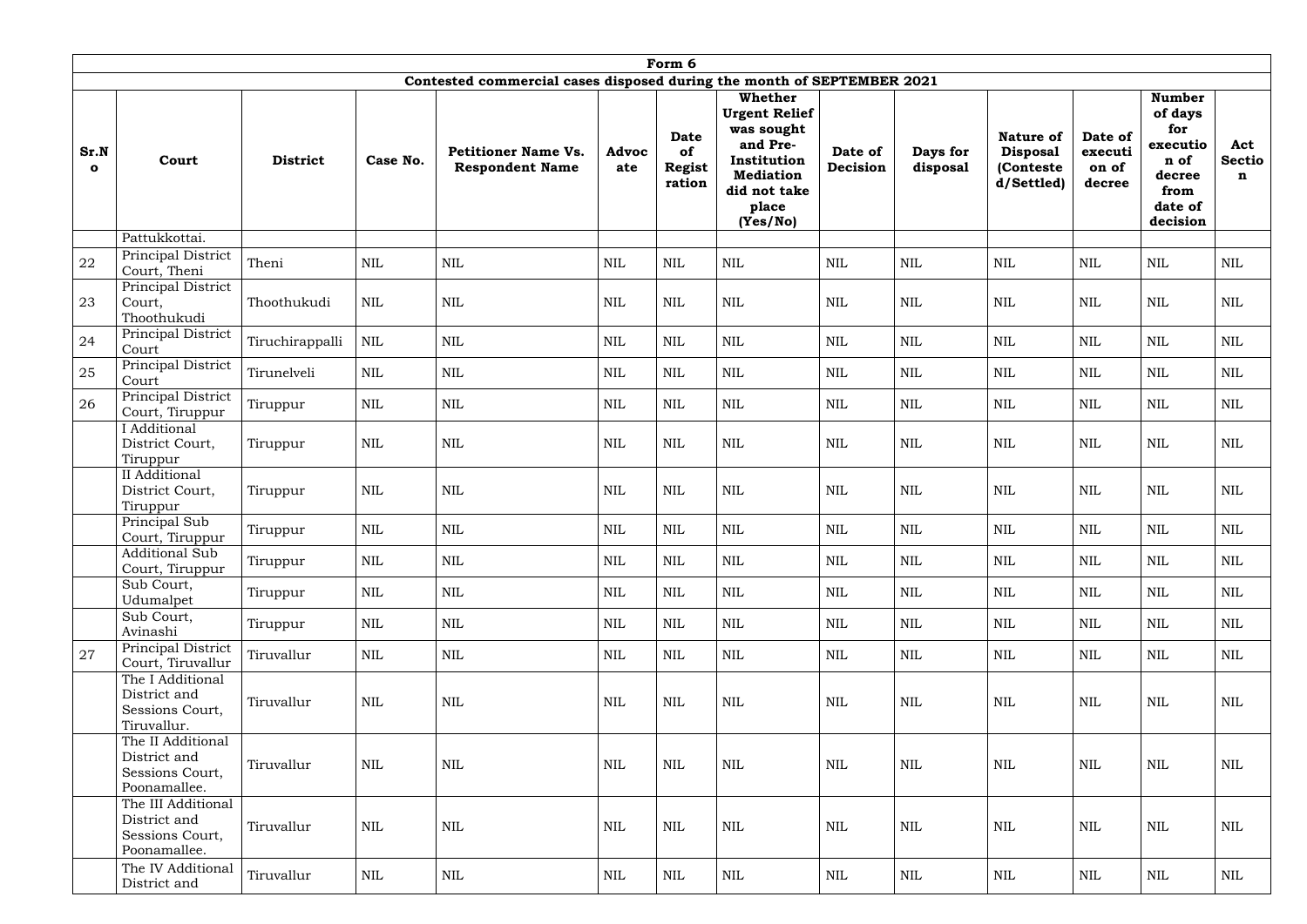| Form 6 | | | | | | | | | | | | | |
|---|---|---|---|---|---|---|---|---|---|---|---|---|---|
| Contested commercial cases disposed during the month of SEPTEMBER 2021 | | | | | | | | | | | | | |
| **Sr.No** | **Court** | **District** | **Case No.** | **Petitioner Name Vs. Respondent Name** | **Advocate** | **Date of Registration** | **Whether Urgent Relief was sought and Pre-Institution Mediation did not take place (Yes/No)** | **Date of Decision** | **Days for disposal** | **Nature of Disposal (Contested/Settled)** | **Date of execution of decree** | **Number of days for execution of decree from date of decision** | **Act Section** |
| | Pattukkottai. | | | | | | | | | | | | |
| 22 | Principal District Court, Theni | Theni | NIL | NIL | NIL | NIL | NIL | NIL | NIL | NIL | NIL | NIL | NIL |
| 23 | Principal District Court, Thoothukudi | Thoothukudi | NIL | NIL | NIL | NIL | NIL | NIL | NIL | NIL | NIL | NIL | NIL |
| 24 | Principal District Court | Tiruchirappalli | NIL | NIL | NIL | NIL | NIL | NIL | NIL | NIL | NIL | NIL | NIL |
| 25 | Principal District Court | Tirunelveli | NIL | NIL | NIL | NIL | NIL | NIL | NIL | NIL | NIL | NIL | NIL |
| 26 | Principal District Court, Tiruppur | Tiruppur | NIL | NIL | NIL | NIL | NIL | NIL | NIL | NIL | NIL | NIL | NIL |
| | I Additional District Court, Tiruppur | Tiruppur | NIL | NIL | NIL | NIL | NIL | NIL | NIL | NIL | NIL | NIL | NIL |
| | II Additional District Court, Tiruppur | Tiruppur | NIL | NIL | NIL | NIL | NIL | NIL | NIL | NIL | NIL | NIL | NIL |
| | Principal Sub Court, Tiruppur | Tiruppur | NIL | NIL | NIL | NIL | NIL | NIL | NIL | NIL | NIL | NIL | NIL |
| | Additional Sub Court, Tiruppur | Tiruppur | NIL | NIL | NIL | NIL | NIL | NIL | NIL | NIL | NIL | NIL | NIL |
| | Sub Court, Udumalpet | Tiruppur | NIL | NIL | NIL | NIL | NIL | NIL | NIL | NIL | NIL | NIL | NIL |
| | Sub Court, Avinashi | Tiruppur | NIL | NIL | NIL | NIL | NIL | NIL | NIL | NIL | NIL | NIL | NIL |
| 27 | Principal District Court, Tiruvallur | Tiruvallur | NIL | NIL | NIL | NIL | NIL | NIL | NIL | NIL | NIL | NIL | NIL |
| | The I Additional District and Sessions Court, Tiruvallur. | Tiruvallur | NIL | NIL | NIL | NIL | NIL | NIL | NIL | NIL | NIL | NIL | NIL |
| | The II Additional District and Sessions Court, Poonamallee. | Tiruvallur | NIL | NIL | NIL | NIL | NIL | NIL | NIL | NIL | NIL | NIL | NIL |
| | The III Additional District and Sessions Court, Poonamallee. | Tiruvallur | NIL | NIL | NIL | NIL | NIL | NIL | NIL | NIL | NIL | NIL | NIL |
| | The IV Additional District and | Tiruvallur | NIL | NIL | NIL | NIL | NIL | NIL | NIL | NIL | NIL | NIL | NIL |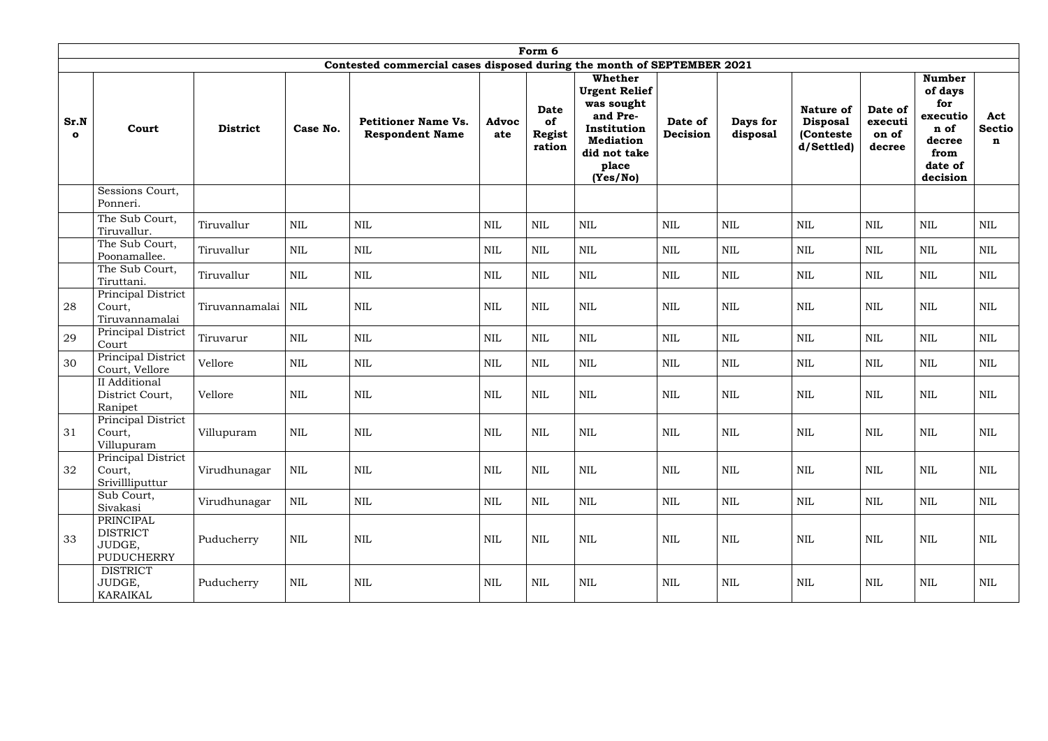Form 6

Contested commercial cases disposed during the month of SEPTEMBER 2021

| Sr.No | Court | District | Case No. | Petitioner Name Vs. Respondent Name | Advocate | Date of Registration | Whether Urgent Relief was sought and Pre-Institution Mediation did not take place (Yes/No) | Date of Decision | Days for disposal | Nature of Disposal (Contested/Settled) | Date of execution of decree | Number of days for execution of decree from date of decision | Act Section |
|---|---|---|---|---|---|---|---|---|---|---|---|---|---|
| | Sessions Court, Ponneri. | | | | | | | | | | | | |
| | The Sub Court, Tiruvallur. | Tiruvallur | NIL | NIL | NIL | NIL | NIL | NIL | NIL | NIL | NIL | NIL | NIL |
| | The Sub Court, Poonamallee. | Tiruvallur | NIL | NIL | NIL | NIL | NIL | NIL | NIL | NIL | NIL | NIL | NIL |
| | The Sub Court, Tiruttani. | Tiruvallur | NIL | NIL | NIL | NIL | NIL | NIL | NIL | NIL | NIL | NIL | NIL |
| 28 | Principal District Court, Tiruvannamalai | Tiruvannamalai | NIL | NIL | NIL | NIL | NIL | NIL | NIL | NIL | NIL | NIL | NIL |
| 29 | Principal District Court | Tiruvarur | NIL | NIL | NIL | NIL | NIL | NIL | NIL | NIL | NIL | NIL | NIL |
| 30 | Principal District Court, Vellore | Vellore | NIL | NIL | NIL | NIL | NIL | NIL | NIL | NIL | NIL | NIL | NIL |
| | II Additional District Court, Ranipet | Vellore | NIL | NIL | NIL | NIL | NIL | NIL | NIL | NIL | NIL | NIL | NIL |
| 31 | Principal District Court, Villupuram | Villupuram | NIL | NIL | NIL | NIL | NIL | NIL | NIL | NIL | NIL | NIL | NIL |
| 32 | Principal District Court, Srivillliputtur | Virudhunagar | NIL | NIL | NIL | NIL | NIL | NIL | NIL | NIL | NIL | NIL | NIL |
| | Sub Court, Sivakasi | Virudhunagar | NIL | NIL | NIL | NIL | NIL | NIL | NIL | NIL | NIL | NIL | NIL |
| 33 | PRINCIPAL DISTRICT JUDGE, PUDUCHERRY | Puducherry | NIL | NIL | NIL | NIL | NIL | NIL | NIL | NIL | NIL | NIL | NIL |
| | DISTRICT JUDGE, KARAIKAL | Puducherry | NIL | NIL | NIL | NIL | NIL | NIL | NIL | NIL | NIL | NIL | NIL |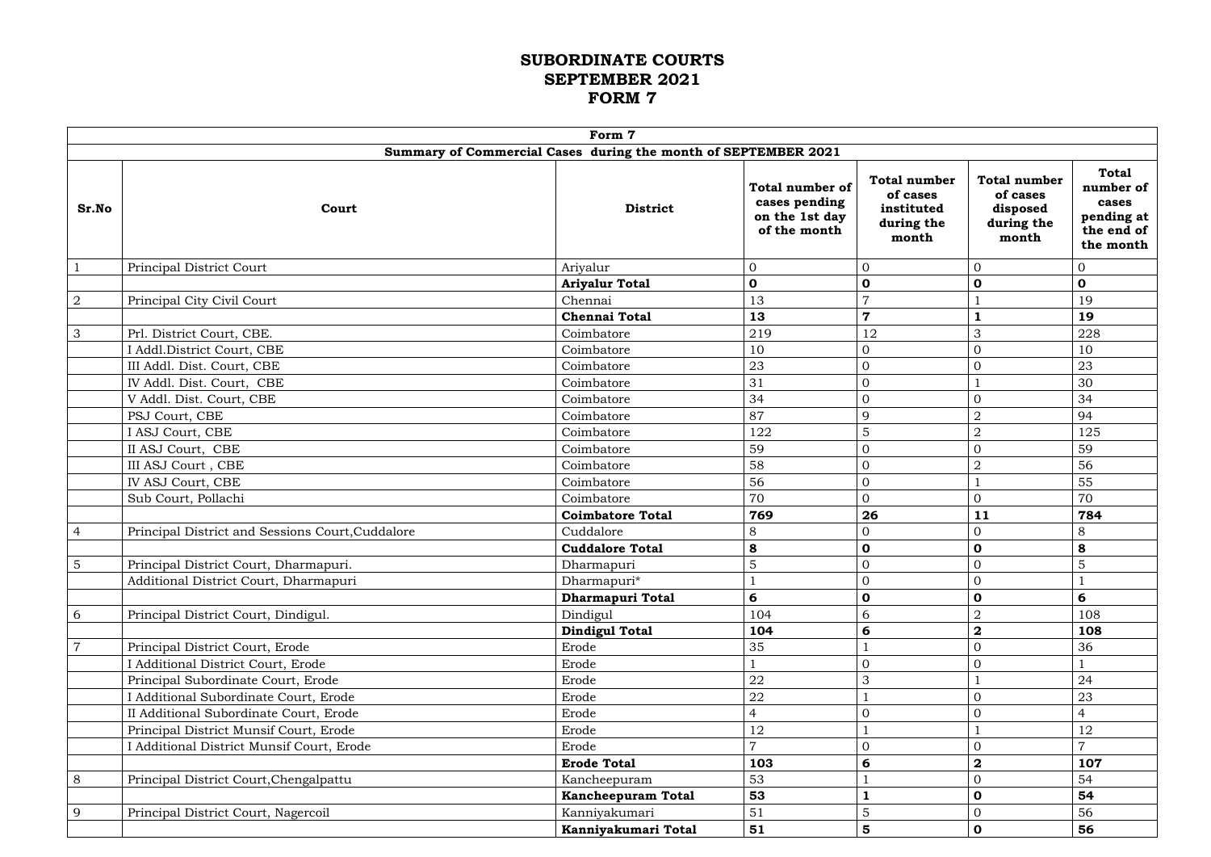# SUBORDINATE COURTS
# SEPTEMBER 2021
# FORM 7

| Form 7 | | | | | | |
|---|---|---|---|---|---|---|
| **Summary of Commercial Cases during the month of SEPTEMBER 2021** | | | | | | |
| **Sr.No** | **Court** | **District** | **Total number of cases pending on the 1st day of the month** | **Total number of cases instituted during the month** | **Total number of cases disposed during the month** | **Total number of cases pending at the end of the month** |
| 1 | Principal District Court | Ariyalur | 0 | 0 | 0 | 0 |
| | | **Ariyalur Total** | **0** | **0** | **0** | **0** |
| 2 | Principal City Civil Court | Chennai | 13 | 7 | 1 | 19 |
| | | **Chennai Total** | **13** | **7** | **1** | **19** |
| 3 | Prl. District Court, CBE. | Coimbatore | 219 | 12 | 3 | 228 |
| | I Addl.District Court, CBE | Coimbatore | 10 | 0 | 0 | 10 |
| | III Addl. Dist. Court, CBE | Coimbatore | 23 | 0 | 0 | 23 |
| | IV Addl. Dist. Court, CBE | Coimbatore | 31 | 0 | 1 | 30 |
| | V Addl. Dist. Court, CBE | Coimbatore | 34 | 0 | 0 | 34 |
| | PSJ Court, CBE | Coimbatore | 87 | 9 | 2 | 94 |
| | I ASJ Court, CBE | Coimbatore | 122 | 5 | 2 | 125 |
| | II ASJ Court, CBE | Coimbatore | 59 | 0 | 0 | 59 |
| | III ASJ Court , CBE | Coimbatore | 58 | 0 | 2 | 56 |
| | IV ASJ Court, CBE | Coimbatore | 56 | 0 | 1 | 55 |
| | Sub Court, Pollachi | Coimbatore | 70 | 0 | 0 | 70 |
| | | **Coimbatore Total** | **769** | **26** | **11** | **784** |
| 4 | Principal District and Sessions Court,Cuddalore | Cuddalore | 8 | 0 | 0 | 8 |
| | | **Cuddalore Total** | **8** | **0** | **0** | **8** |
| 5 | Principal District Court, Dharmapuri. | Dharmapuri | 5 | 0 | 0 | 5 |
| | Additional District Court, Dharmapuri | Dharmapuri* | 1 | 0 | 0 | 1 |
| | | **Dharmapuri Total** | **6** | **0** | **0** | **6** |
| 6 | Principal District Court, Dindigul. | Dindigul | 104 | 6 | 2 | 108 |
| | | **Dindigul Total** | **104** | **6** | **2** | **108** |
| 7 | Principal District Court, Erode | Erode | 35 | 1 | 0 | 36 |
| | I Additional District Court, Erode | Erode | 1 | 0 | 0 | 1 |
| | Principal Subordinate Court, Erode | Erode | 22 | 3 | 1 | 24 |
| | I Additional Subordinate Court, Erode | Erode | 22 | 1 | 0 | 23 |
| | II Additional Subordinate Court, Erode | Erode | 4 | 0 | 0 | 4 |
| | Principal District Munsif Court, Erode | Erode | 12 | 1 | 1 | 12 |
| | I Additional District Munsif Court, Erode | Erode | 7 | 0 | 0 | 7 |
| | | **Erode Total** | **103** | **6** | **2** | **107** |
| 8 | Principal District Court,Chengalpattu | Kancheepuram | 53 | 1 | 0 | 54 |
| | | **Kancheepuram Total** | **53** | **1** | **0** | **54** |
| 9 | Principal District Court, Nagercoil | Kanniyakumari | 51 | 5 | 0 | 56 |
| | | **Kanniyakumari Total** | **51** | **5** | **0** | **56** |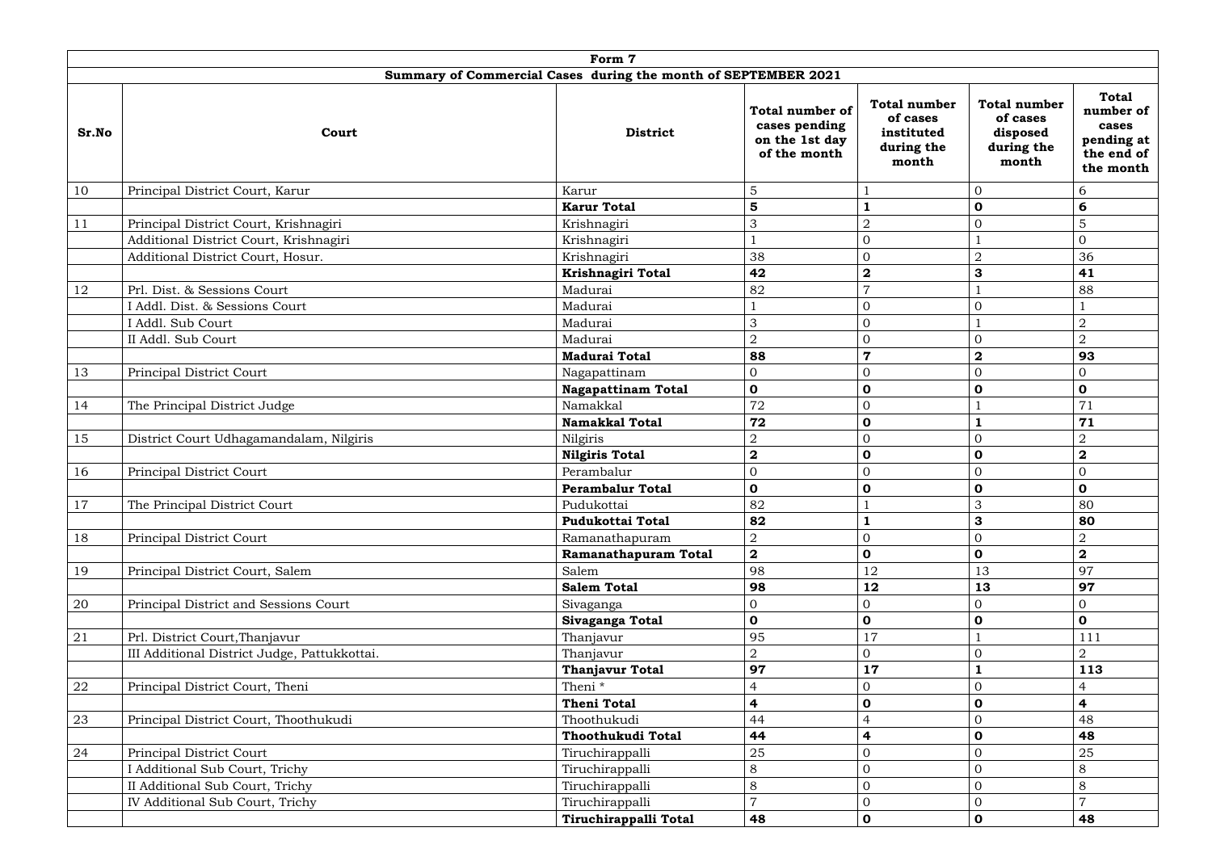| Form 7 | | | | | | |
|---|---|---|---|---|---|---|
| **Summary of Commercial Cases during the month of SEPTEMBER 2021** | | | | | | |
| **Sr.No** | **Court** | **District** | **Total number of cases pending on the 1st day of the month** | **Total number of cases instituted during the month** | **Total number of cases disposed during the month** | **Total number of cases pending at the end of the month** |
| 10 | Principal District Court, Karur | Karur | 5 | 1 | 0 | 6 |
| | | **Karur Total** | **5** | **1** | **0** | **6** |
| 11 | Principal District Court, Krishnagiri | Krishnagiri | 3 | 2 | 0 | 5 |
| | Additional District Court, Krishnagiri | Krishnagiri | 1 | 0 | 1 | 0 |
| | Additional District Court, Hosur. | Krishnagiri | 38 | 0 | 2 | 36 |
| | | **Krishnagiri Total** | **42** | **2** | **3** | **41** |
| 12 | Prl. Dist. & Sessions Court | Madurai | 82 | 7 | 1 | 88 |
| | I Addl. Dist. & Sessions Court | Madurai | 1 | 0 | 0 | 1 |
| | I Addl. Sub Court | Madurai | 3 | 0 | 1 | 2 |
| | II Addl. Sub Court | Madurai | 2 | 0 | 0 | 2 |
| | | **Madurai Total** | **88** | **7** | **2** | **93** |
| 13 | Principal District Court | Nagapattinam | 0 | 0 | 0 | 0 |
| | | **Nagapattinam Total** | **0** | **0** | **0** | **0** |
| 14 | The Principal District Judge | Namakkal | 72 | 0 | 1 | 71 |
| | | **Namakkal Total** | **72** | **0** | **1** | **71** |
| 15 | District Court Udhagamandalam, Nilgiris | Nilgiris | 2 | 0 | 0 | 2 |
| | | **Nilgiris Total** | **2** | **0** | **0** | **2** |
| 16 | Principal District Court | Perambalur | 0 | 0 | 0 | 0 |
| | | **Perambalur Total** | **0** | **0** | **0** | **0** |
| 17 | The Principal District Court | Pudukottai | 82 | 1 | 3 | 80 |
| | | **Pudukottai Total** | **82** | **1** | **3** | **80** |
| 18 | Principal District Court | Ramanathapuram | 2 | 0 | 0 | 2 |
| | | **Ramanathapuram Total** | **2** | **0** | **0** | **2** |
| 19 | Principal District Court, Salem | Salem | 98 | 12 | 13 | 97 |
| | | **Salem Total** | **98** | **12** | **13** | **97** |
| 20 | Principal District and Sessions Court | Sivaganga | 0 | 0 | 0 | 0 |
| | | **Sivaganga Total** | **0** | **0** | **0** | **0** |
| 21 | Prl. District Court,Thanjavur | Thanjavur | 95 | 17 | 1 | 111 |
| | III Additional District Judge, Pattukkottai. | Thanjavur | 2 | 0 | 0 | 2 |
| | | **Thanjavur Total** | **97** | **17** | **1** | **113** |
| 22 | Principal District Court, Theni | Theni * | 4 | 0 | 0 | 4 |
| | | **Theni Total** | **4** | **0** | **0** | **4** |
| 23 | Principal District Court, Thoothukudi | Thoothukudi | 44 | 4 | 0 | 48 |
| | | **Thoothukudi Total** | **44** | **4** | **0** | **48** |
| 24 | Principal District Court | Tiruchirappalli | 25 | 0 | 0 | 25 |
| | I Additional Sub Court, Trichy | Tiruchirappalli | 8 | 0 | 0 | 8 |
| | II Additional Sub Court, Trichy | Tiruchirappalli | 8 | 0 | 0 | 8 |
| | IV Additional Sub Court, Trichy | Tiruchirappalli | 7 | 0 | 0 | 7 |
| | | **Tiruchirappalli Total** | **48** | **0** | **0** | **48** |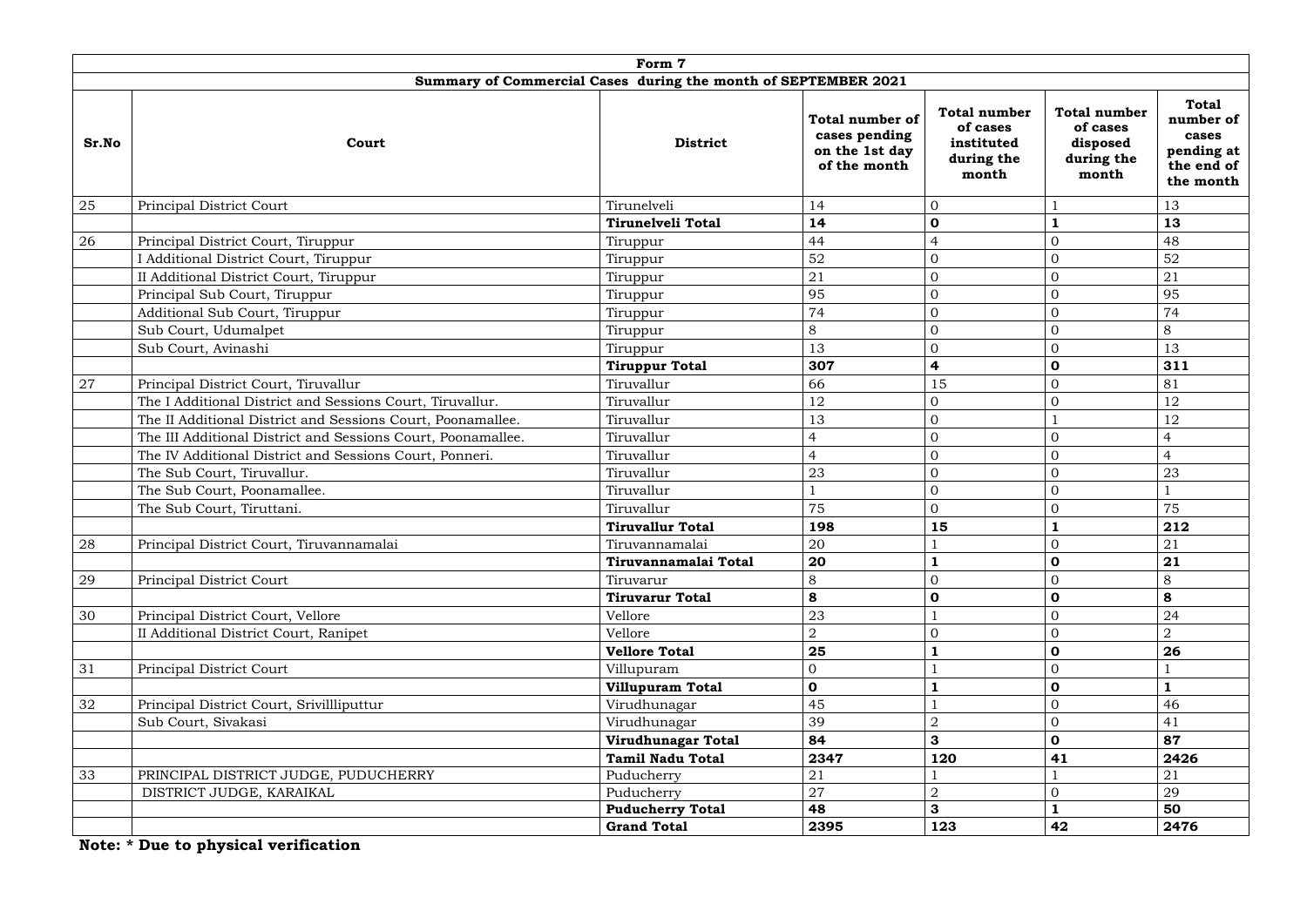| Form 7 | | | | | | |
|---|---|---|---|---|---|---|
| **Summary of Commercial Cases during the month of SEPTEMBER 2021** | | | | | | |
| **Sr.No** | **Court** | **District** | **Total number of cases pending on the 1st day of the month** | **Total number of cases instituted during the month** | **Total number of cases disposed during the month** | **Total number of cases pending at the end of the month** |
| 25 | Principal District Court | Tirunelveli | 14 | 0 | 1 | 13 |
| | | **Tirunelveli Total** | **14** | **0** | **1** | **13** |
| 26 | Principal District Court, Tiruppur | Tiruppur | 44 | 4 | 0 | 48 |
| | I Additional District Court, Tiruppur | Tiruppur | 52 | 0 | 0 | 52 |
| | II Additional District Court, Tiruppur | Tiruppur | 21 | 0 | 0 | 21 |
| | Principal Sub Court, Tiruppur | Tiruppur | 95 | 0 | 0 | 95 |
| | Additional Sub Court, Tiruppur | Tiruppur | 74 | 0 | 0 | 74 |
| | Sub Court, Udumalpet | Tiruppur | 8 | 0 | 0 | 8 |
| | Sub Court, Avinashi | Tiruppur | 13 | 0 | 0 | 13 |
| | | **Tiruppur Total** | **307** | **4** | **0** | **311** |
| 27 | Principal District Court, Tiruvallur | Tiruvallur | 66 | 15 | 0 | 81 |
| | The I Additional District and Sessions Court, Tiruvallur. | Tiruvallur | 12 | 0 | 0 | 12 |
| | The II Additional District and Sessions Court, Poonamallee. | Tiruvallur | 13 | 0 | 1 | 12 |
| | The III Additional District and Sessions Court, Poonamallee. | Tiruvallur | 4 | 0 | 0 | 4 |
| | The IV Additional District and Sessions Court, Ponneri. | Tiruvallur | 4 | 0 | 0 | 4 |
| | The Sub Court, Tiruvallur. | Tiruvallur | 23 | 0 | 0 | 23 |
| | The Sub Court, Poonamallee. | Tiruvallur | 1 | 0 | 0 | 1 |
| | The Sub Court, Tiruttani. | Tiruvallur | 75 | 0 | 0 | 75 |
| | | **Tiruvallur Total** | **198** | **15** | **1** | **212** |
| 28 | Principal District Court, Tiruvannamalai | Tiruvannamalai | 20 | 1 | 0 | 21 |
| | | **Tiruvannamalai Total** | **20** | **1** | **0** | **21** |
| 29 | Principal District Court | Tiruvarur | 8 | 0 | 0 | 8 |
| | | **Tiruvarur Total** | **8** | **0** | **0** | **8** |
| 30 | Principal District Court, Vellore | Vellore | 23 | 1 | 0 | 24 |
| | II Additional District Court, Ranipet | Vellore | 2 | 0 | 0 | 2 |
| | | **Vellore Total** | **25** | **1** | **0** | **26** |
| 31 | Principal District Court | Villupuram | 0 | 1 | 0 | 1 |
| | | **Villupuram Total** | **0** | **1** | **0** | **1** |
| 32 | Principal District Court, Srivillliputtur | Virudhunagar | 45 | 1 | 0 | 46 |
| | Sub Court, Sivakasi | Virudhunagar | 39 | 2 | 0 | 41 |
| | | **Virudhunagar Total** | **84** | **3** | **0** | **87** |
| | | **Tamil Nadu Total** | **2347** | **120** | **41** | **2426** |
| 33 | PRINCIPAL DISTRICT JUDGE, PUDUCHERRY | Puducherry | 21 | 1 | 1 | 21 |
| | DISTRICT JUDGE, KARAIKAL | Puducherry | 27 | 2 | 0 | 29 |
| | | **Puducherry Total** | **48** | **3** | **1** | **50** |
| | | **Grand Total** | **2395** | **123** | **42** | **2476** |

**Note: * Due to physical verification**